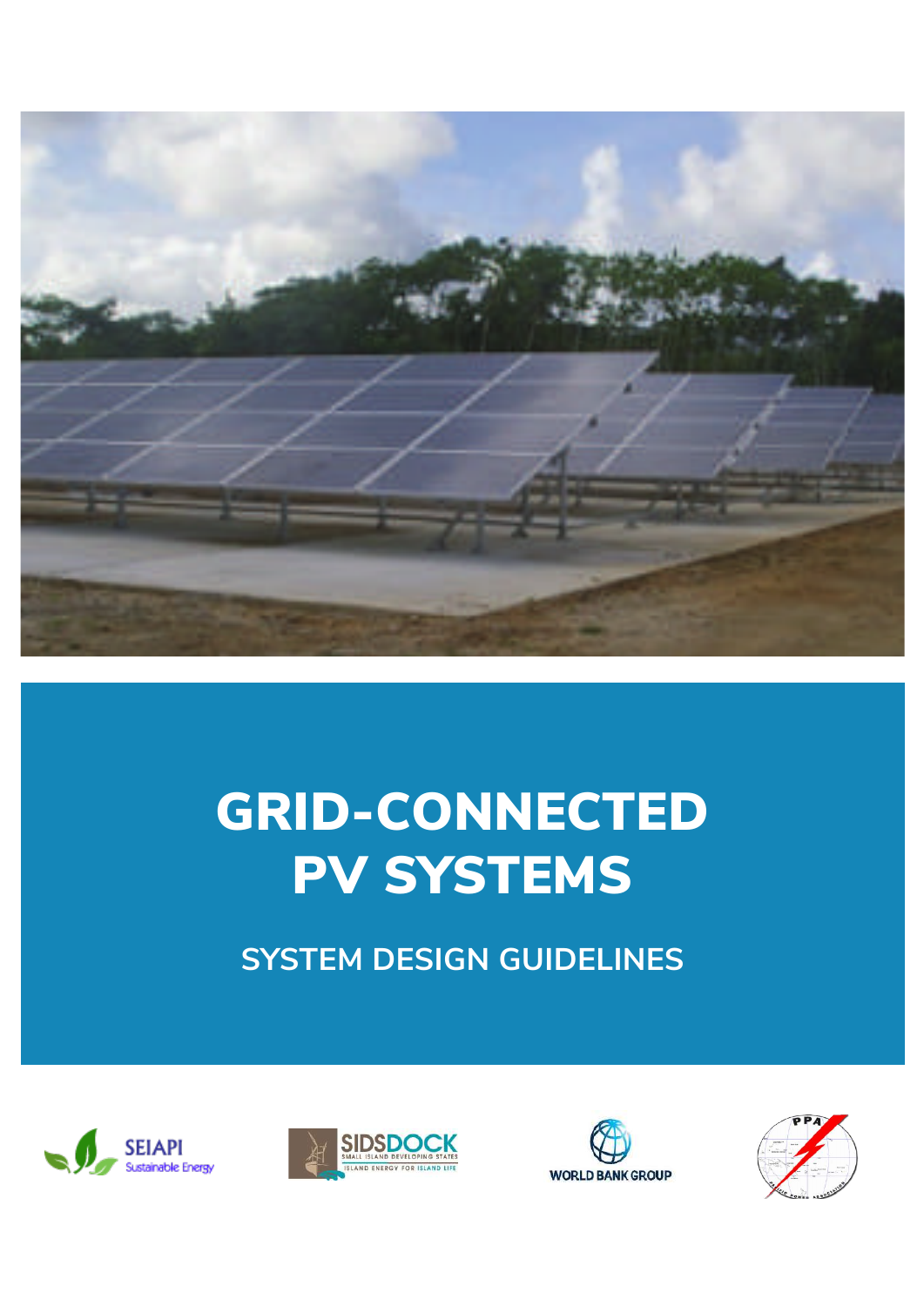# GRID-CONNECTED PV SYSTEMS

## SYSTEM DESIGN GUIDELINES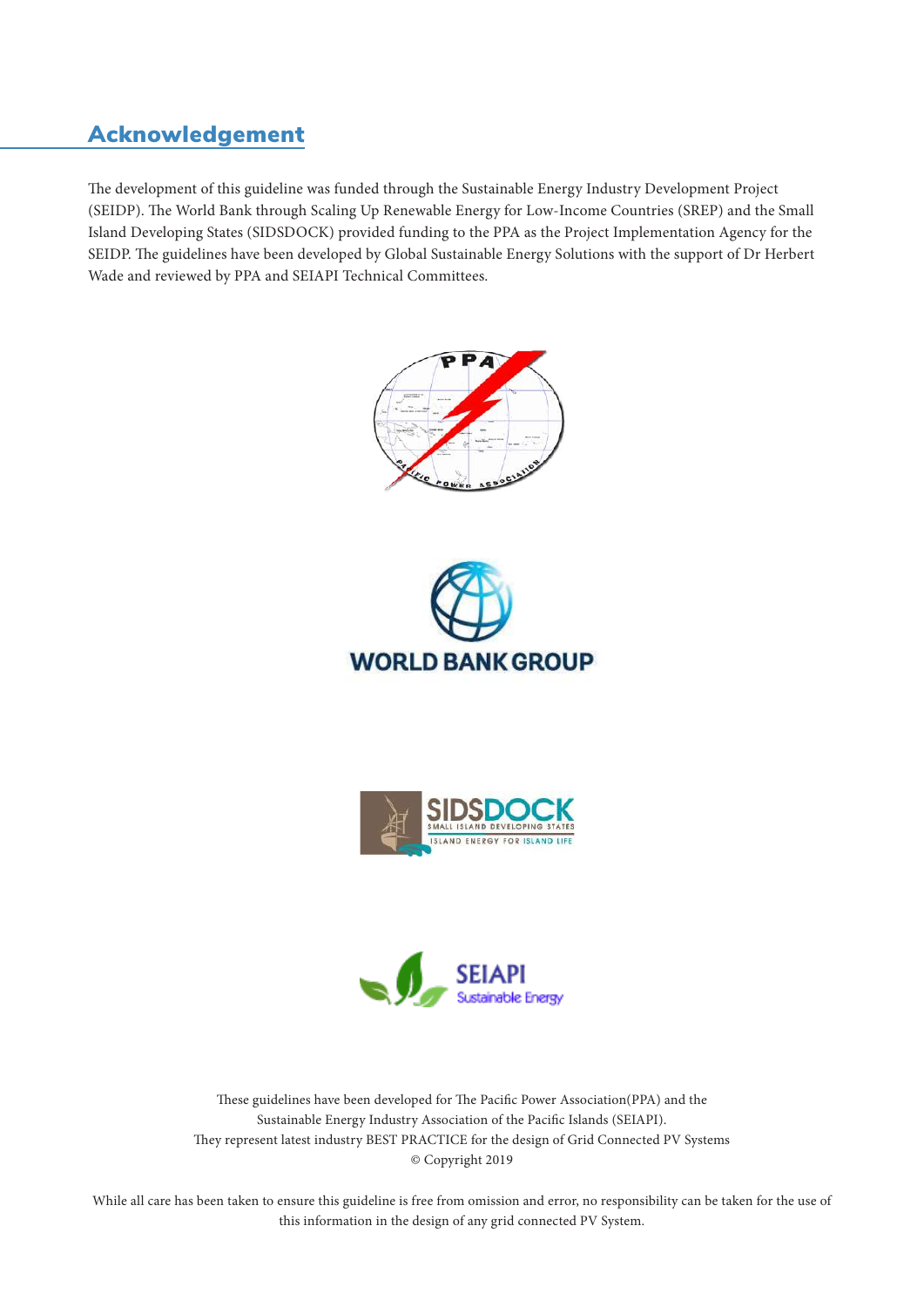## Acknowledgement

The development of this guideline was funded through the Sustainable Energy Industry Development Project (SEIDP). The World Bank through Scaling Up Renewable Energy for Low-Income Countries (SREP) and the Small Island Developing States (SIDSDOCK) provided funding to the PPA as the Project Implementation Agency for the SEIDP. The guidelines have been developed by Global Sustainable Energy Solutions with the support of Dr Herbert Wade and reviewed by PPA and SEIAPI Technical Committees.

These guidelines have been developed for The Pacific Power Association(PPA) and the Sustainable Energy Industry Association of the Pacific Islands (SEIAPI).
They represent latest industry BEST PRACTICE for the design of Grid Connected PV Systems
© Copyright 2019

While all care has been taken to ensure this guideline is free from omission and error, no responsibility can be taken for the use of this information in the design of any grid connected PV System.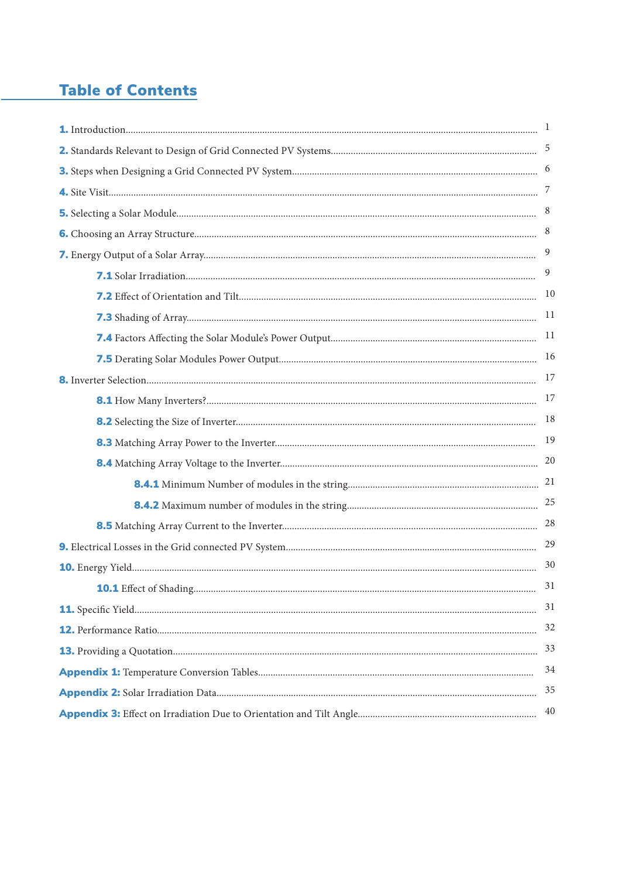# Table of Contents

**1.** Introduction........................................................................................................ 1

**2.** Standards Relevant to Design of Grid Connected PV Systems............................ 5

**3.** Steps when Designing a Grid Connected PV System.......................................... 6

**4.** Site Visit.............................................................................................................. 7

**5.** Selecting a Solar Module..................................................................................... 8

**6.** Choosing an Array Structure............................................................................... 8

**7.** Energy Output of a Solar Array........................................................................... 9

- **7.1** Solar Irradiation.............................................................................................. 9
- **7.2** Effect of Orientation and Tilt.......................................................................... 10
- **7.3** Shading of Array............................................................................................. 11
- **7.4** Factors Affecting the Solar Module's Power Output........................................ 11
- **7.5** Derating Solar Modules Power Output............................................................ 16

**8.** Inverter Selection................................................................................................ 17

- **8.1** How Many Inverters?...................................................................................... 17
- **8.2** Selecting the Size of Inverter........................................................................... 18
- **8.3** Matching Array Power to the Inverter............................................................. 19
- **8.4** Matching Array Voltage to the Inverter........................................................... 20
  - **8.4.1** Minimum Number of modules in the string.............................................. 21
  - **8.4.2** Maximum number of modules in the string.............................................. 25
- **8.5** Matching Array Current to the Inverter........................................................... 28

**9.** Electrical Losses in the Grid connected PV System............................................. 29

**10.** Energy Yield....................................................................................................... 30

- **10.1** Effect of Shading........................................................................................... 31

**11.** Specific Yield...................................................................................................... 31

**12.** Performance Ratio.............................................................................................. 32

**13.** Providing a Quotation......................................................................................... 33

**Appendix 1:** Temperature Conversion Tables........................................................... 34

**Appendix 2:** Solar Irradiation Data........................................................................... 35

**Appendix 3:** Effect on Irradiation Due to Orientation and Tilt Angle........................ 40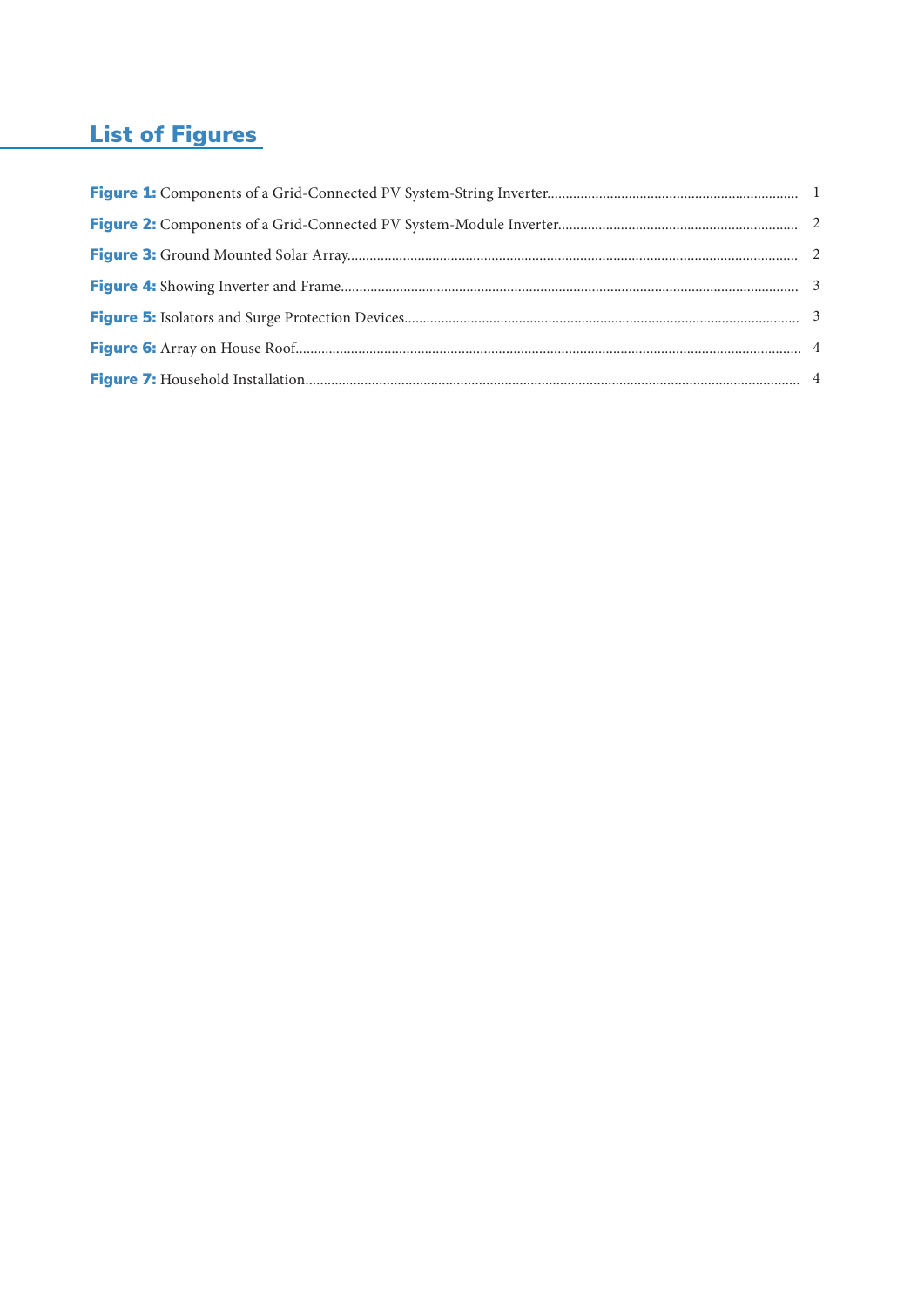## List of Figures

**Figure 1:** Components of a Grid-Connected PV System-String Inverter.................................................................... 1

**Figure 2:** Components of a Grid-Connected PV System-Module Inverter................................................................. 2

**Figure 3:** Ground Mounted Solar Array......................................................................................................................... 2

**Figure 4:** Showing Inverter and Frame........................................................................................................................... 3

**Figure 5:** Isolators and Surge Protection Devices.......................................................................................................... 3

**Figure 6:** Array on House Roof........................................................................................................................................ 4

**Figure 7:** Household Installation...................................................................................................................................... 4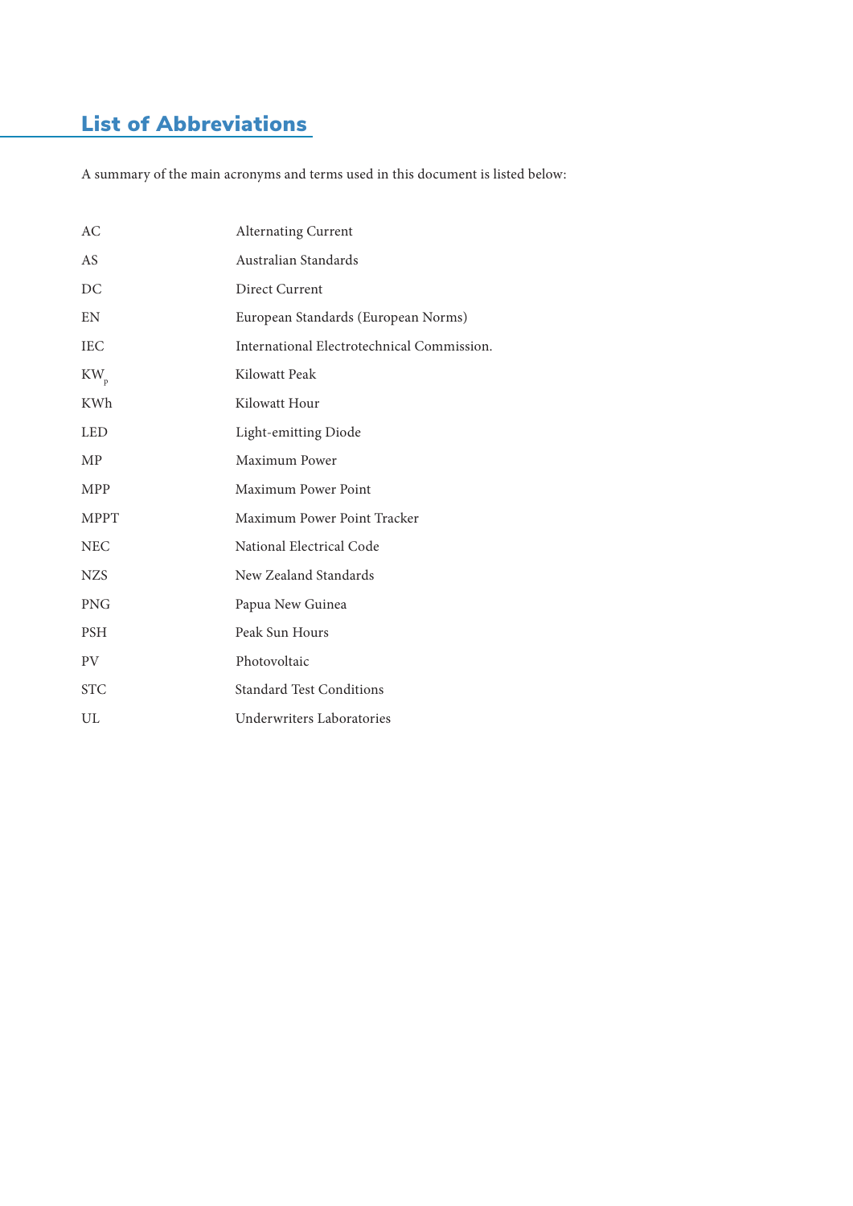## List of Abbreviations

A summary of the main acronyms and terms used in this document is listed below:

| | |
|---|---|
| AC | Alternating Current |
| AS | Australian Standards |
| DC | Direct Current |
| EN | European Standards (European Norms) |
| IEC | International Electrotechnical Commission. |
| $KW_p$ | Kilowatt Peak |
| KWh | Kilowatt Hour |
| LED | Light-emitting Diode |
| MP | Maximum Power |
| MPP | Maximum Power Point |
| MPPT | Maximum Power Point Tracker |
| NEC | National Electrical Code |
| NZS | New Zealand Standards |
| PNG | Papua New Guinea |
| PSH | Peak Sun Hours |
| PV | Photovoltaic |
| STC | Standard Test Conditions |
| UL | Underwriters Laboratories |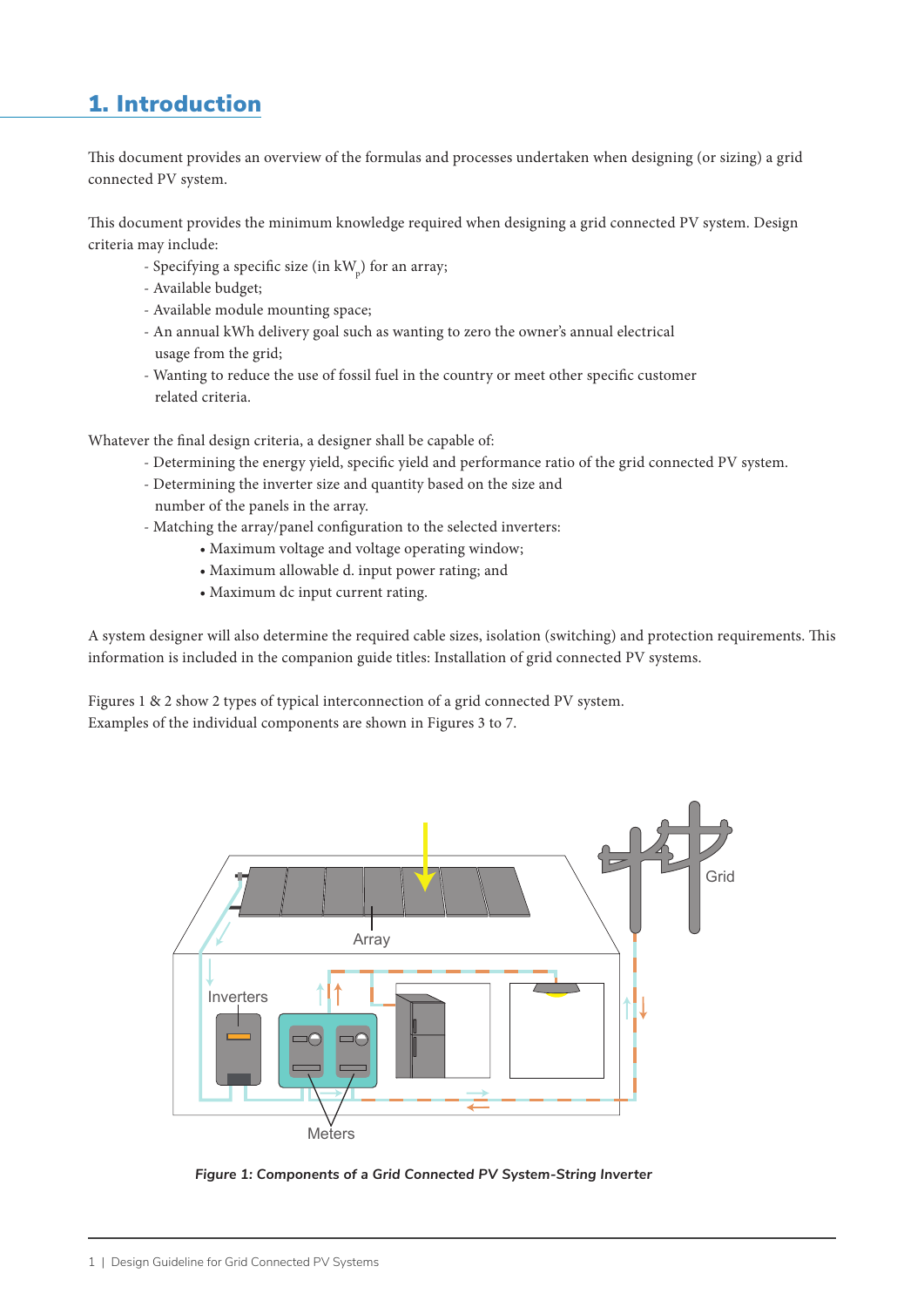# 1. Introduction

This document provides an overview of the formulas and processes undertaken when designing (or sizing) a grid connected PV system.

This document provides the minimum knowledge required when designing a grid connected PV system. Design criteria may include:

- Specifying a specific size (in $kW_p$) for an array;
- Available budget;
- Available module mounting space;
- An annual kWh delivery goal such as wanting to zero the owner's annual electrical usage from the grid;
- Wanting to reduce the use of fossil fuel in the country or meet other specific customer related criteria.

Whatever the final design criteria, a designer shall be capable of:

- Determining the energy yield, specific yield and performance ratio of the grid connected PV system.
- Determining the inverter size and quantity based on the size and number of the panels in the array.
- Matching the array/panel configuration to the selected inverters:
  - Maximum voltage and voltage operating window;
  - Maximum allowable d. input power rating; and
  - Maximum dc input current rating.

A system designer will also determine the required cable sizes, isolation (switching) and protection requirements. This information is included in the companion guide titles: Installation of grid connected PV systems.

Figures 1 & 2 show 2 types of typical interconnection of a grid connected PV system.
Examples of the individual components are shown in Figures 3 to 7.

*Figure 1: Components of a Grid Connected PV System-String Inverter*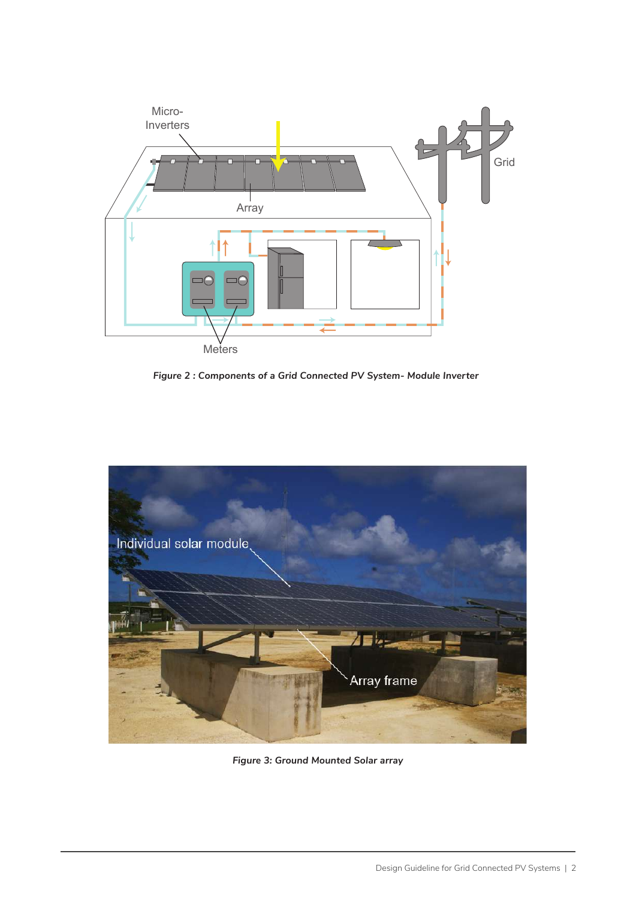*Figure 2 : Components of a Grid Connected PV System- Module Inverter*

*Figure 3: Ground Mounted Solar array*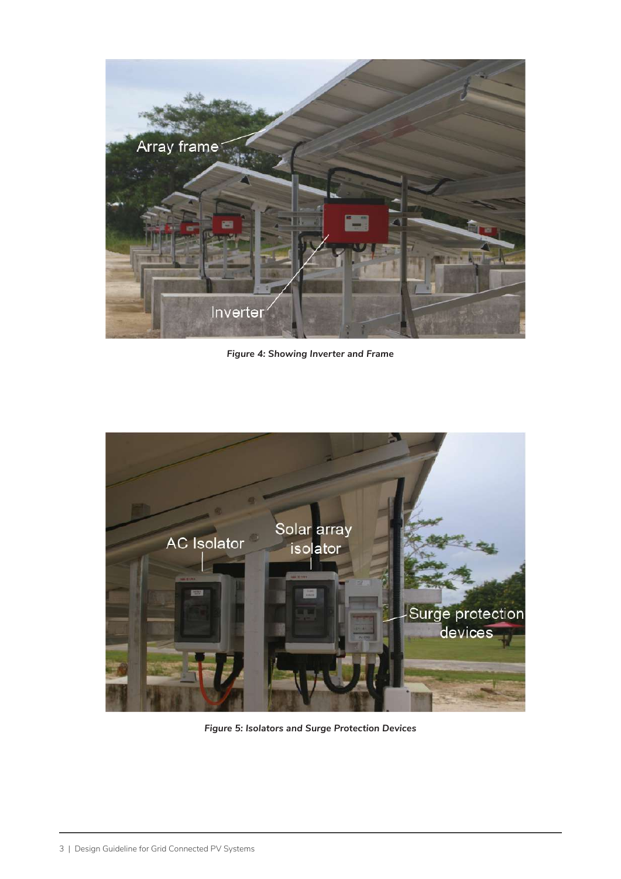*Figure 4: Showing Inverter and Frame*

*Figure 5: Isolators and Surge Protection Devices*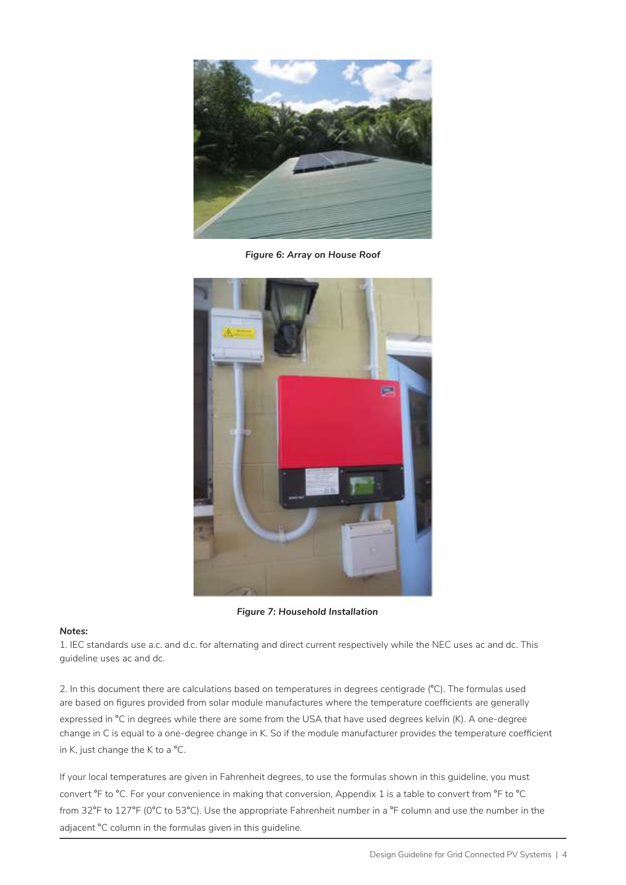*Figure 6: Array on House Roof*

*Figure 7: Household Installation*

***Notes:***

1. IEC standards use a.c. and d.c. for alternating and direct current respectively while the NEC uses ac and dc. This guideline uses ac and dc.

2. In this document there are calculations based on temperatures in degrees centigrade (°C). The formulas used are based on figures provided from solar module manufactures where the temperature coefficients are generally expressed in °C in degrees while there are some from the USA that have used degrees kelvin (K). A one-degree change in C is equal to a one-degree change in K. So if the module manufacturer provides the temperature coefficient in K, just change the K to a °C.

If your local temperatures are given in Fahrenheit degrees, to use the formulas shown in this guideline, you must convert °F to °C. For your convenience in making that conversion, Appendix 1 is a table to convert from °F to °C from 32°F to 127°F (0°C to 53°C). Use the appropriate Fahrenheit number in a °F column and use the number in the adjacent °C column in the formulas given in this guideline.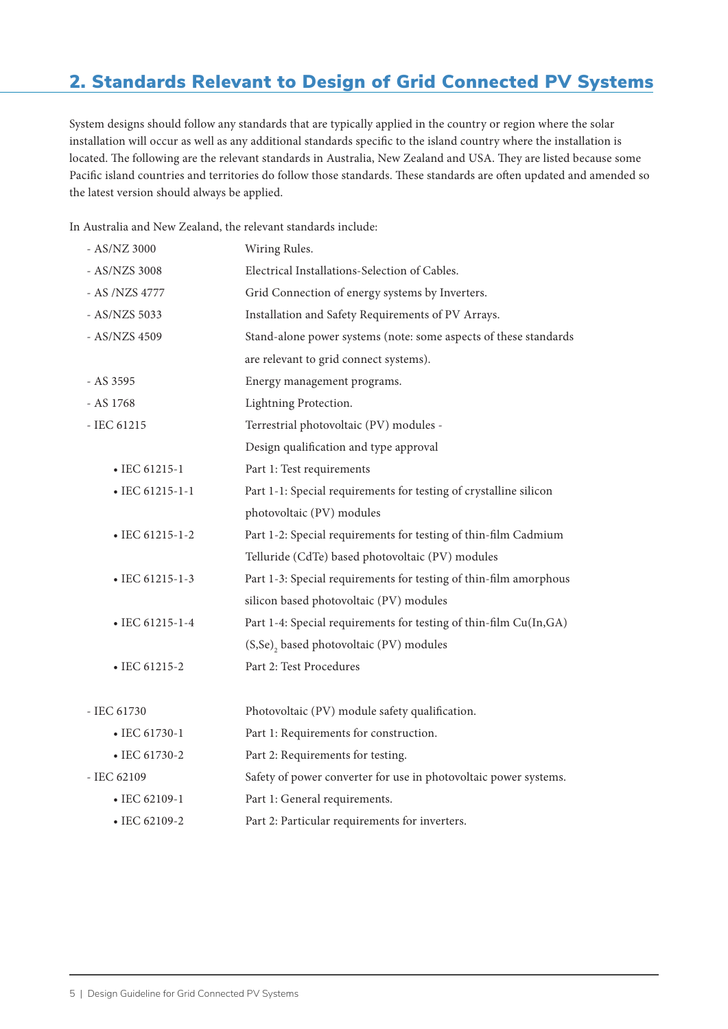## 2. Standards Relevant to Design of Grid Connected PV Systems

System designs should follow any standards that are typically applied in the country or region where the solar installation will occur as well as any additional standards specific to the island country where the installation is located. The following are the relevant standards in Australia, New Zealand and USA. They are listed because some Pacific island countries and territories do follow those standards. These standards are often updated and amended so the latest version should always be applied.

In Australia and New Zealand, the relevant standards include:

- AS/NZ 3000 — Wiring Rules.
- AS/NZS 3008 — Electrical Installations-Selection of Cables.
- AS /NZS 4777 — Grid Connection of energy systems by Inverters.
- AS/NZS 5033 — Installation and Safety Requirements of PV Arrays.
- AS/NZS 4509 — Stand-alone power systems (note: some aspects of these standards are relevant to grid connect systems).
- AS 3595 — Energy management programs.
- AS 1768 — Lightning Protection.
- IEC 61215 — Terrestrial photovoltaic (PV) modules - Design qualification and type approval
  - IEC 61215-1 — Part 1: Test requirements
  - IEC 61215-1-1 — Part 1-1: Special requirements for testing of crystalline silicon photovoltaic (PV) modules
  - IEC 61215-1-2 — Part 1-2: Special requirements for testing of thin-film Cadmium Telluride (CdTe) based photovoltaic (PV) modules
  - IEC 61215-1-3 — Part 1-3: Special requirements for testing of thin-film amorphous silicon based photovoltaic (PV) modules
  - IEC 61215-1-4 — Part 1-4: Special requirements for testing of thin-film Cu(In,GA)$(S,Se)_2$ based photovoltaic (PV) modules
  - IEC 61215-2 — Part 2: Test Procedures
- IEC 61730 — Photovoltaic (PV) module safety qualification.
  - IEC 61730-1 — Part 1: Requirements for construction.
  - IEC 61730-2 — Part 2: Requirements for testing.
- IEC 62109 — Safety of power converter for use in photovoltaic power systems.
  - IEC 62109-1 — Part 1: General requirements.
  - IEC 62109-2 — Part 2: Particular requirements for inverters.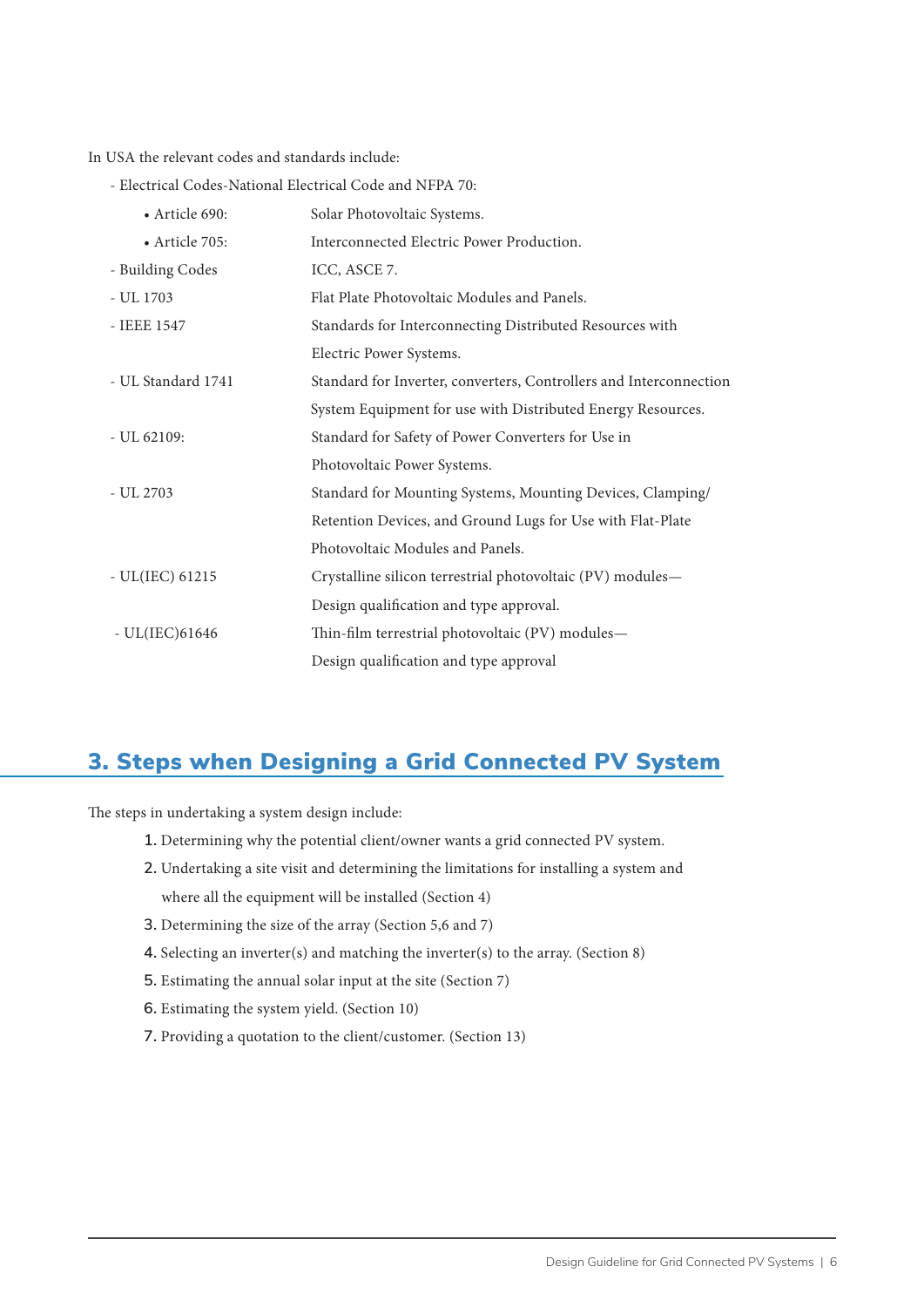In USA the relevant codes and standards include:

- Electrical Codes-National Electrical Code and NFPA 70:
  - Article 690: Solar Photovoltaic Systems.
  - Article 705: Interconnected Electric Power Production.
- Building Codes ICC, ASCE 7.
- UL 1703 Flat Plate Photovoltaic Modules and Panels.
- IEEE 1547 Standards for Interconnecting Distributed Resources with Electric Power Systems.
- UL Standard 1741 Standard for Inverter, converters, Controllers and Interconnection System Equipment for use with Distributed Energy Resources.
- UL 62109: Standard for Safety of Power Converters for Use in Photovoltaic Power Systems.
- UL 2703 Standard for Mounting Systems, Mounting Devices, Clamping/ Retention Devices, and Ground Lugs for Use with Flat-Plate Photovoltaic Modules and Panels.
- UL(IEC) 61215 Crystalline silicon terrestrial photovoltaic (PV) modules— Design qualification and type approval.
- UL(IEC)61646 Thin-film terrestrial photovoltaic (PV) modules— Design qualification and type approval

## 3. Steps when Designing a Grid Connected PV System

The steps in undertaking a system design include:

1. Determining why the potential client/owner wants a grid connected PV system.
2. Undertaking a site visit and determining the limitations for installing a system and where all the equipment will be installed (Section 4)
3. Determining the size of the array (Section 5,6 and 7)
4. Selecting an inverter(s) and matching the inverter(s) to the array. (Section 8)
5. Estimating the annual solar input at the site (Section 7)
6. Estimating the system yield. (Section 10)
7. Providing a quotation to the client/customer. (Section 13)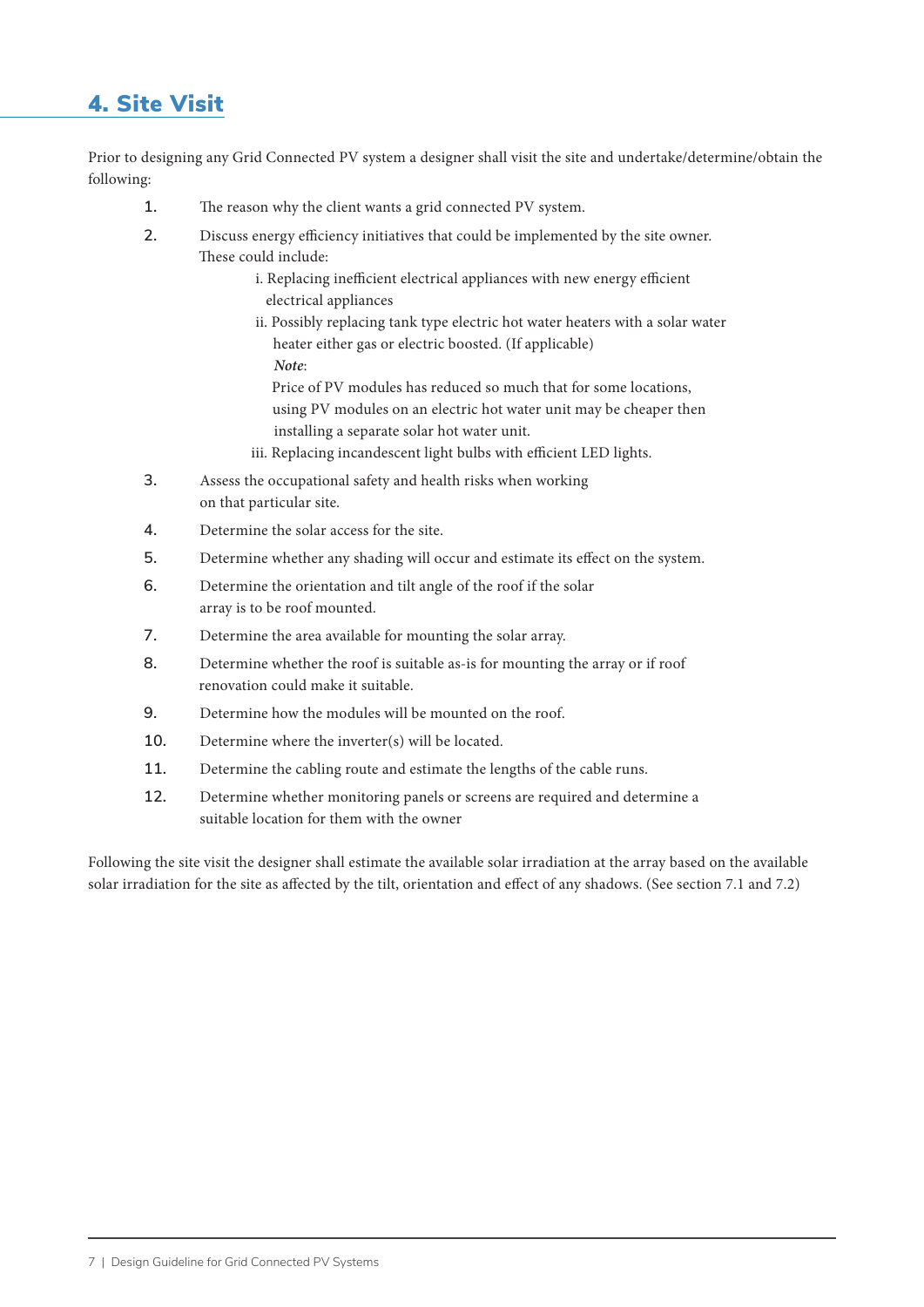## 4. Site Visit

Prior to designing any Grid Connected PV system a designer shall visit the site and undertake/determine/obtain the following:

1. The reason why the client wants a grid connected PV system.
2. Discuss energy efficiency initiatives that could be implemented by the site owner. These could include:
   i. Replacing inefficient electrical appliances with new energy efficient electrical appliances
   ii. Possibly replacing tank type electric hot water heaters with a solar water heater either gas or electric boosted. (If applicable)
   ***Note***:
   Price of PV modules has reduced so much that for some locations, using PV modules on an electric hot water unit may be cheaper then installing a separate solar hot water unit.
   iii. Replacing incandescent light bulbs with efficient LED lights.
3. Assess the occupational safety and health risks when working on that particular site.
4. Determine the solar access for the site.
5. Determine whether any shading will occur and estimate its effect on the system.
6. Determine the orientation and tilt angle of the roof if the solar array is to be roof mounted.
7. Determine the area available for mounting the solar array.
8. Determine whether the roof is suitable as-is for mounting the array or if roof renovation could make it suitable.
9. Determine how the modules will be mounted on the roof.
10. Determine where the inverter(s) will be located.
11. Determine the cabling route and estimate the lengths of the cable runs.
12. Determine whether monitoring panels or screens are required and determine a suitable location for them with the owner

Following the site visit the designer shall estimate the available solar irradiation at the array based on the available solar irradiation for the site as affected by the tilt, orientation and effect of any shadows. (See section 7.1 and 7.2)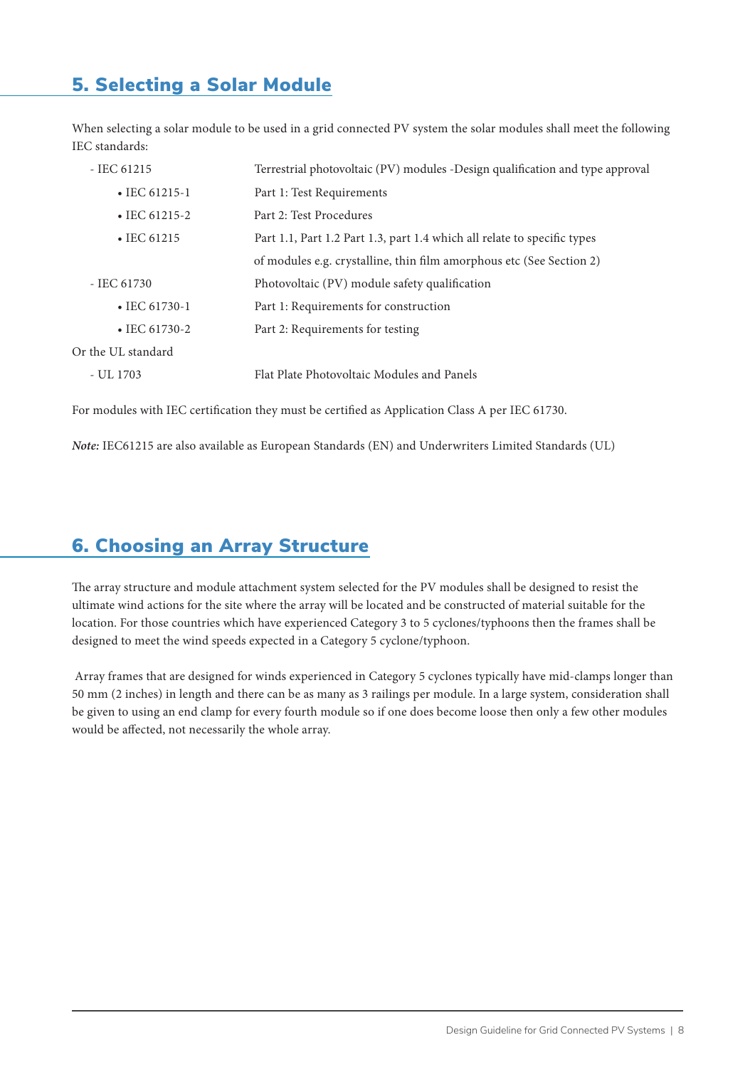## 5. Selecting a Solar Module

When selecting a solar module to be used in a grid connected PV system the solar modules shall meet the following IEC standards:

- IEC 61215 — Terrestrial photovoltaic (PV) modules -Design qualification and type approval
    - IEC 61215-1 — Part 1: Test Requirements
    - IEC 61215-2 — Part 2: Test Procedures
    - IEC 61215 — Part 1.1, Part 1.2 Part 1.3, part 1.4 which all relate to specific types of modules e.g. crystalline, thin film amorphous etc (See Section 2)
- IEC 61730 — Photovoltaic (PV) module safety qualification
    - IEC 61730-1 — Part 1: Requirements for construction
    - IEC 61730-2 — Part 2: Requirements for testing

Or the UL standard

- UL 1703 — Flat Plate Photovoltaic Modules and Panels

For modules with IEC certification they must be certified as Application Class A per IEC 61730.

***Note:*** IEC61215 are also available as European Standards (EN) and Underwriters Limited Standards (UL)

## 6. Choosing an Array Structure

The array structure and module attachment system selected for the PV modules shall be designed to resist the ultimate wind actions for the site where the array will be located and be constructed of material suitable for the location. For those countries which have experienced Category 3 to 5 cyclones/typhoons then the frames shall be designed to meet the wind speeds expected in a Category 5 cyclone/typhoon.

Array frames that are designed for winds experienced in Category 5 cyclones typically have mid-clamps longer than 50 mm (2 inches) in length and there can be as many as 3 railings per module. In a large system, consideration shall be given to using an end clamp for every fourth module so if one does become loose then only a few other modules would be affected, not necessarily the whole array.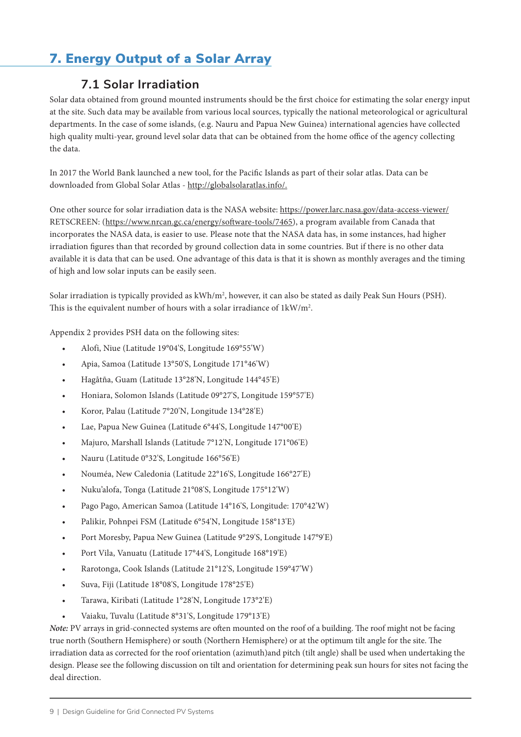# 7. Energy Output of a Solar Array

## 7.1 Solar Irradiation

Solar data obtained from ground mounted instruments should be the first choice for estimating the solar energy input at the site. Such data may be available from various local sources, typically the national meteorological or agricultural departments. In the case of some islands, (e.g. Nauru and Papua New Guinea) international agencies have collected high quality multi-year, ground level solar data that can be obtained from the home office of the agency collecting the data.

In 2017 the World Bank launched a new tool, for the Pacific Islands as part of their solar atlas. Data can be downloaded from Global Solar Atlas - http://globalsolaratlas.info/.

One other source for solar irradiation data is the NASA website: https://power.larc.nasa.gov/data-access-viewer/ RETSCREEN: (https://www.nrcan.gc.ca/energy/software-tools/7465), a program available from Canada that incorporates the NASA data, is easier to use. Please note that the NASA data has, in some instances, had higher irradiation figures than that recorded by ground collection data in some countries. But if there is no other data available it is data that can be used. One advantage of this data is that it is shown as monthly averages and the timing of high and low solar inputs can be easily seen.

Solar irradiation is typically provided as kWh/m$^2$, however, it can also be stated as daily Peak Sun Hours (PSH). This is the equivalent number of hours with a solar irradiance of 1kW/m$^2$.

Appendix 2 provides PSH data on the following sites:

- Alofi, Niue (Latitude 19°04'S, Longitude 169°55'W)
- Apia, Samoa (Latitude 13°50'S, Longitude 171°46'W)
- Hagåtña, Guam (Latitude 13°28'N, Longitude 144°45'E)
- Honiara, Solomon Islands (Latitude 09°27'S, Longitude 159°57'E)
- Koror, Palau (Latitude 7°20'N, Longitude 134°28'E)
- Lae, Papua New Guinea (Latitude 6°44'S, Longitude 147°00'E)
- Majuro, Marshall Islands (Latitude 7°12'N, Longitude 171°06'E)
- Nauru (Latitude 0°32'S, Longitude 166°56'E)
- Nouméa, New Caledonia (Latitude 22°16'S, Longitude 166°27'E)
- Nuku'alofa, Tonga (Latitude 21°08'S, Longitude 175°12'W)
- Pago Pago, American Samoa (Latitude 14°16'S, Longitude: 170°42'W)
- Palikir, Pohnpei FSM (Latitude 6°54'N, Longitude 158°13'E)
- Port Moresby, Papua New Guinea (Latitude 9°29'S, Longitude 147°9'E)
- Port Vila, Vanuatu (Latitude 17°44'S, Longitude 168°19'E)
- Rarotonga, Cook Islands (Latitude 21°12'S, Longitude 159°47'W)
- Suva, Fiji (Latitude 18°08'S, Longitude 178°25'E)
- Tarawa, Kiribati (Latitude 1°28'N, Longitude 173°2'E)
- Vaiaku, Tuvalu (Latitude 8°31'S, Longitude 179°13'E)

***Note:*** PV arrays in grid-connected systems are often mounted on the roof of a building. The roof might not be facing true north (Southern Hemisphere) or south (Northern Hemisphere) or at the optimum tilt angle for the site. The irradiation data as corrected for the roof orientation (azimuth)and pitch (tilt angle) shall be used when undertaking the design. Please see the following discussion on tilt and orientation for determining peak sun hours for sites not facing the deal direction.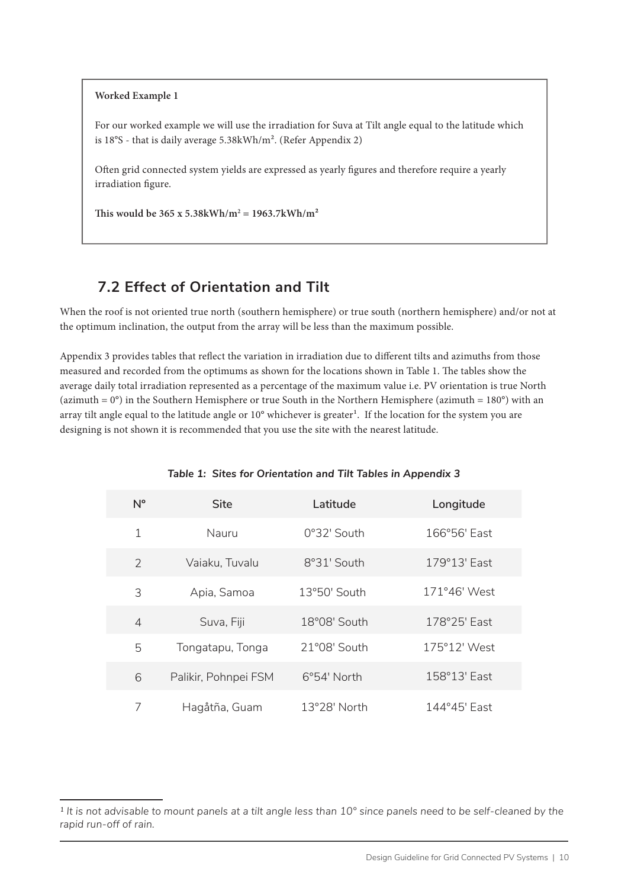**Worked Example 1**

For our worked example we will use the irradiation for Suva at Tilt angle equal to the latitude which is 18°S - that is daily average 5.38kWh/m². (Refer Appendix 2)

Often grid connected system yields are expressed as yearly figures and therefore require a yearly irradiation figure.

**This would be 365 x 5.38kWh/m² = 1963.7kWh/m²**

## 7.2 Effect of Orientation and Tilt

When the roof is not oriented true north (southern hemisphere) or true south (northern hemisphere) and/or not at the optimum inclination, the output from the array will be less than the maximum possible.

Appendix 3 provides tables that reflect the variation in irradiation due to different tilts and azimuths from those measured and recorded from the optimums as shown for the locations shown in Table 1. The tables show the average daily total irradiation represented as a percentage of the maximum value i.e. PV orientation is true North (azimuth = 0°) in the Southern Hemisphere or true South in the Northern Hemisphere (azimuth = 180°) with an array tilt angle equal to the latitude angle or 10° whichever is greater[1]. If the location for the system you are designing is not shown it is recommended that you use the site with the nearest latitude.

*Table 1: Sites for Orientation and Tilt Tables in Appendix 3*

| N° | Site | Latitude | Longitude |
|---|---|---|---|
| 1 | Nauru | 0°32' South | 166°56' East |
| 2 | Vaiaku, Tuvalu | 8°31' South | 179°13' East |
| 3 | Apia, Samoa | 13°50' South | 171°46' West |
| 4 | Suva, Fiji | 18°08' South | 178°25' East |
| 5 | Tongatapu, Tonga | 21°08' South | 175°12' West |
| 6 | Palikir, Pohnpei FSM | 6°54' North | 158°13' East |
| 7 | Hagåtña, Guam | 13°28' North | 144°45' East |

[1] *It is not advisable to mount panels at a tilt angle less than 10° since panels need to be self-cleaned by the rapid run-off of rain.*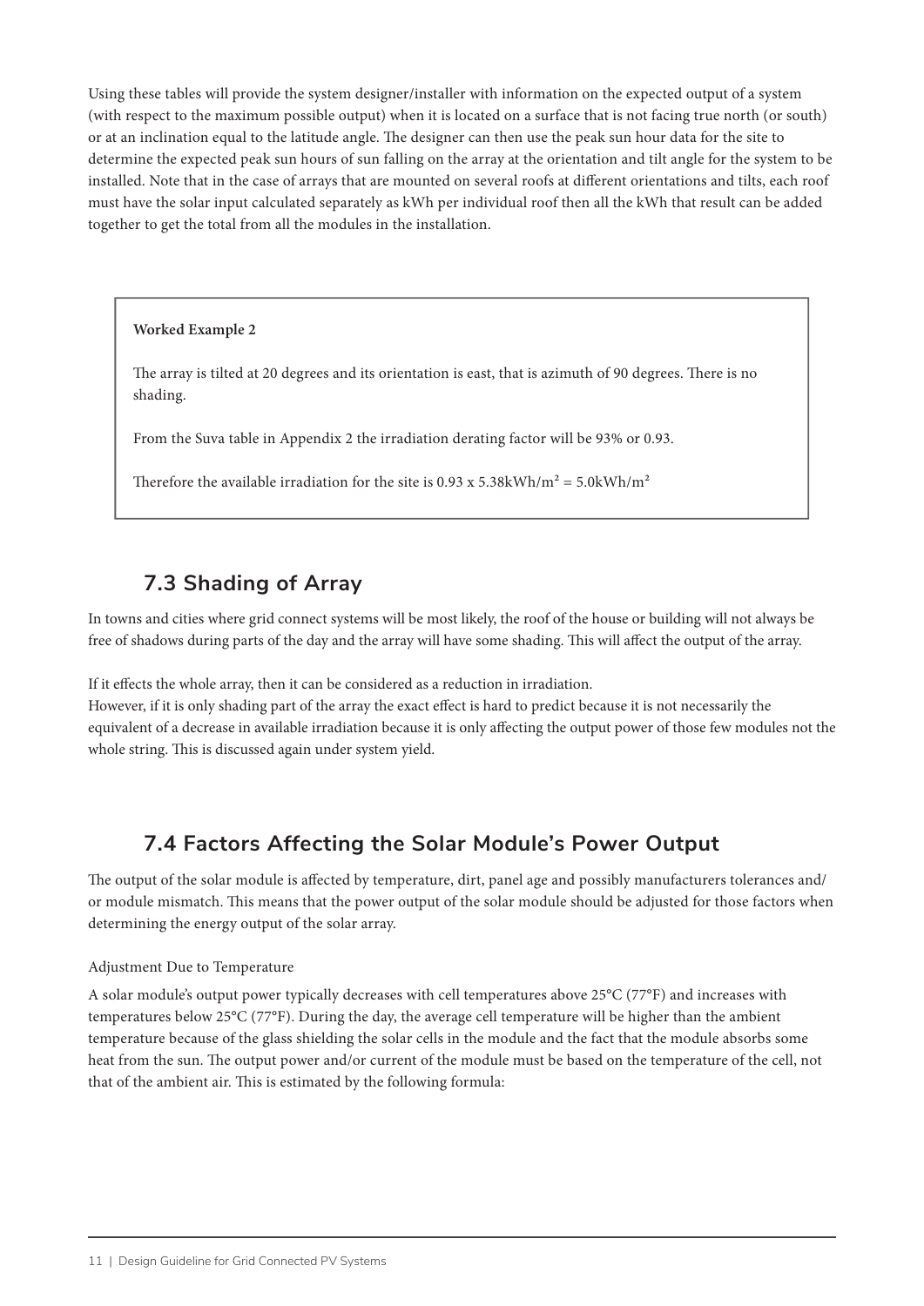Using these tables will provide the system designer/installer with information on the expected output of a system (with respect to the maximum possible output) when it is located on a surface that is not facing true north (or south) or at an inclination equal to the latitude angle. The designer can then use the peak sun hour data for the site to determine the expected peak sun hours of sun falling on the array at the orientation and tilt angle for the system to be installed. Note that in the case of arrays that are mounted on several roofs at different orientations and tilts, each roof must have the solar input calculated separately as kWh per individual roof then all the kWh that result can be added together to get the total from all the modules in the installation.

> **Worked Example 2**
>
> The array is tilted at 20 degrees and its orientation is east, that is azimuth of 90 degrees. There is no shading.
>
> From the Suva table in Appendix 2 the irradiation derating factor will be 93% or 0.93.
>
> Therefore the available irradiation for the site is 0.93 x 5.38kWh/m$^2$ = 5.0kWh/m$^2$

## 7.3 Shading of Array

In towns and cities where grid connect systems will be most likely, the roof of the house or building will not always be free of shadows during parts of the day and the array will have some shading. This will affect the output of the array.

If it effects the whole array, then it can be considered as a reduction in irradiation.
However, if it is only shading part of the array the exact effect is hard to predict because it is not necessarily the equivalent of a decrease in available irradiation because it is only affecting the output power of those few modules not the whole string. This is discussed again under system yield.

## 7.4 Factors Affecting the Solar Module's Power Output

The output of the solar module is affected by temperature, dirt, panel age and possibly manufacturers tolerances and/or module mismatch. This means that the power output of the solar module should be adjusted for those factors when determining the energy output of the solar array.

Adjustment Due to Temperature

A solar module's output power typically decreases with cell temperatures above 25°C (77°F) and increases with temperatures below 25°C (77°F). During the day, the average cell temperature will be higher than the ambient temperature because of the glass shielding the solar cells in the module and the fact that the module absorbs some heat from the sun. The output power and/or current of the module must be based on the temperature of the cell, not that of the ambient air. This is estimated by the following formula: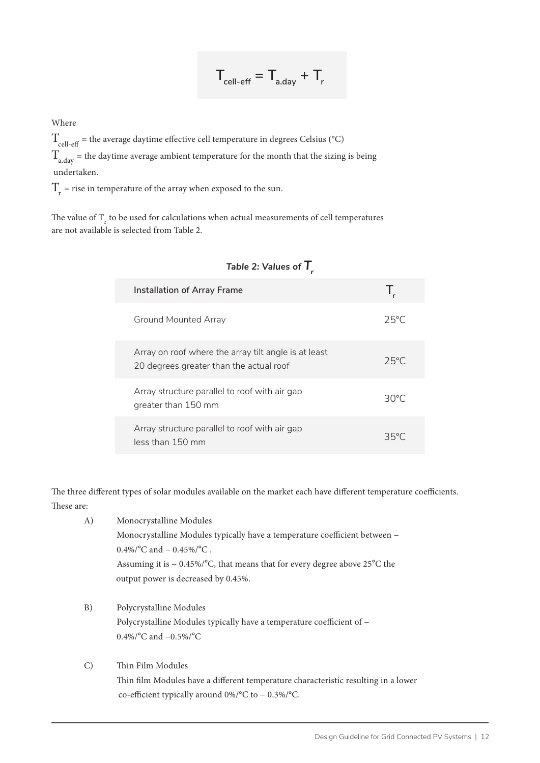$$T_{cell\text{-}eff} = T_{a.day} + T_r$$

Where

$T_{cell\text{-}eff}$ = the average daytime effective cell temperature in degrees Celsius (°C)

$T_{a.day}$ = the daytime average ambient temperature for the month that the sizing is being undertaken.

$T_r$ = rise in temperature of the array when exposed to the sun.

The value of $T_r$ to be used for calculations when actual measurements of cell temperatures are not available is selected from Table 2.

***Table 2: Values of $T_r$***

| Installation of Array Frame | $T_r$ |
|---|---|
| Ground Mounted Array | 25°C |
| Array on roof where the array tilt angle is at least 20 degrees greater than the actual roof | 25°C |
| Array structure parallel to roof with air gap greater than 150 mm | 30°C |
| Array structure parallel to roof with air gap less than 150 mm | 35°C |

The three different types of solar modules available on the market each have different temperature coefficients. These are:

A) Monocrystalline Modules
Monocrystalline Modules typically have a temperature coefficient between – 0.4%/°C and – 0.45%/°C .
Assuming it is – 0.45%/°C, that means that for every degree above 25°C the output power is decreased by 0.45%.

B) Polycrystalline Modules
Polycrystalline Modules typically have a temperature coefficient of – 0.4%/°C and –0.5%/°C

C) Thin Film Modules
Thin film Modules have a different temperature characteristic resulting in a lower co-efficient typically around 0%/°C to – 0.3%/°C.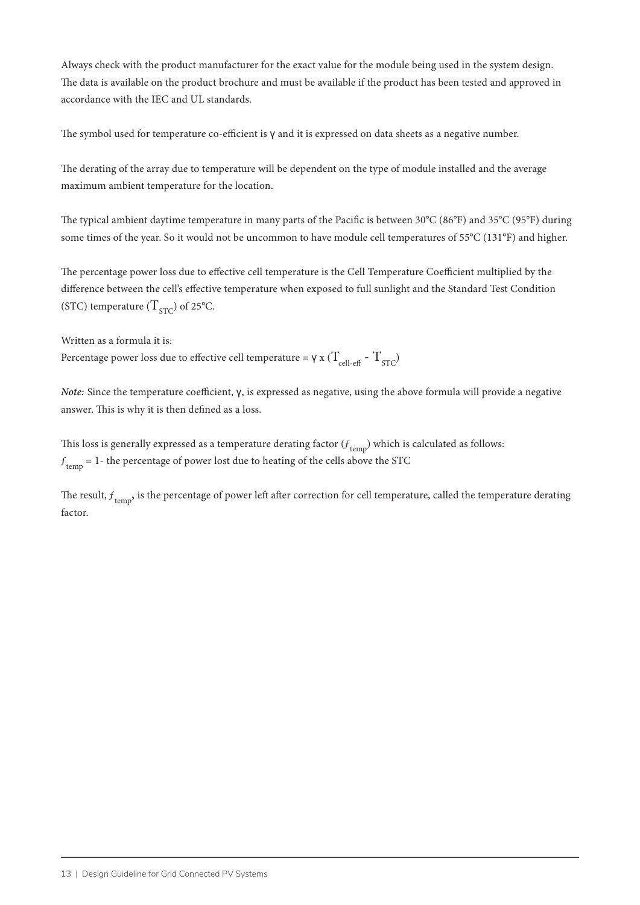Always check with the product manufacturer for the exact value for the module being used in the system design. The data is available on the product brochure and must be available if the product has been tested and approved in accordance with the IEC and UL standards.

The symbol used for temperature co-efficient is $\gamma$ and it is expressed on data sheets as a negative number.

The derating of the array due to temperature will be dependent on the type of module installed and the average maximum ambient temperature for the location.

The typical ambient daytime temperature in many parts of the Pacific is between 30°C (86°F) and 35°C (95°F) during some times of the year. So it would not be uncommon to have module cell temperatures of 55°C (131°F) and higher.

The percentage power loss due to effective cell temperature is the Cell Temperature Coefficient multiplied by the difference between the cell's effective temperature when exposed to full sunlight and the Standard Test Condition (STC) temperature ($T_{STC}$) of 25°C.

Written as a formula it is:
Percentage power loss due to effective cell temperature = $\gamma \times (T_{cell\text{-}eff} - T_{STC})$

***Note:*** Since the temperature coefficient, $\gamma$, is expressed as negative, using the above formula will provide a negative answer. This is why it is then defined as a loss.

This loss is generally expressed as a temperature derating factor ($f_{temp}$) which is calculated as follows:
$f_{temp}$ = 1- the percentage of power lost due to heating of the cells above the STC

The result, $f_{temp}$, is the percentage of power left after correction for cell temperature, called the temperature derating factor.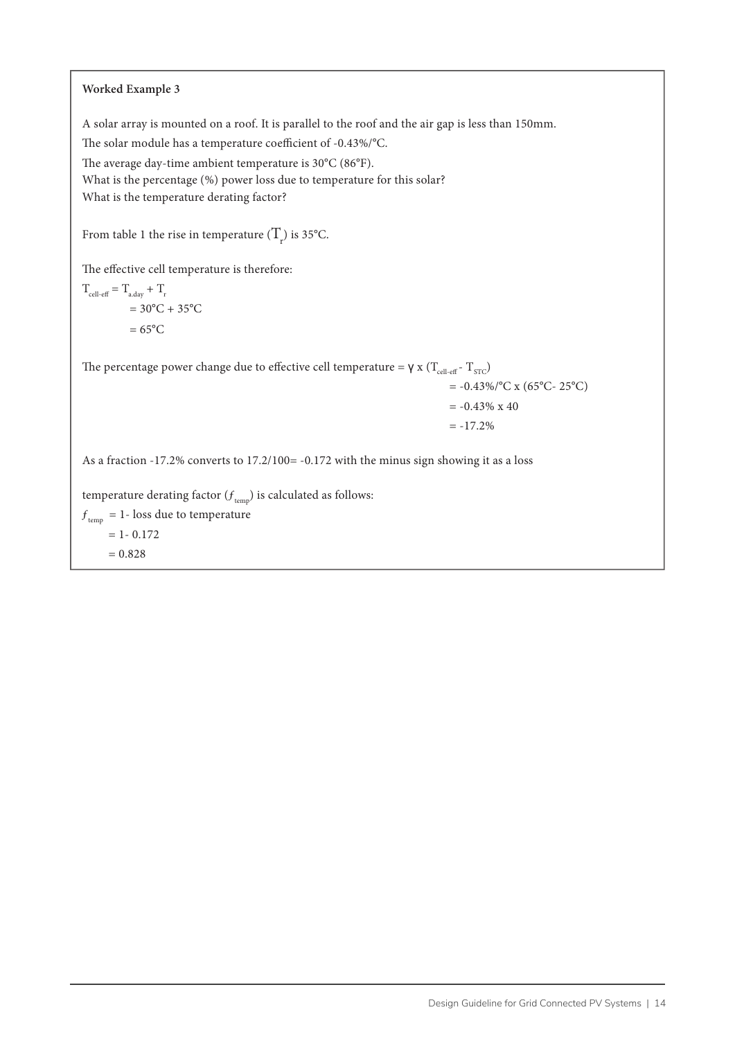**Worked Example 3**

A solar array is mounted on a roof. It is parallel to the roof and the air gap is less than 150mm.

The solar module has a temperature coefficient of -0.43%/°C.

The average day-time ambient temperature is 30°C (86°F).

What is the percentage (%) power loss due to temperature for this solar?

What is the temperature derating factor?

From table 1 the rise in temperature ($T_r$) is 35°C.

The effective cell temperature is therefore:

$$T_{cell\text{-}eff} = T_{a.day} + T_r$$
$$= 30°C + 35°C$$
$$= 65°C$$

The percentage power change due to effective cell temperature = $\gamma$ x ($T_{cell\text{-}eff}$ - $T_{STC}$)

$$= -0.43\%/°C \times (65°C - 25°C)$$
$$= -0.43\% \times 40$$
$$= -17.2\%$$

As a fraction -17.2% converts to 17.2/100= -0.172 with the minus sign showing it as a loss

temperature derating factor ($f_{temp}$) is calculated as follows:

$$f_{temp} = 1 - \text{loss due to temperature}$$
$$= 1 - 0.172$$
$$= 0.828$$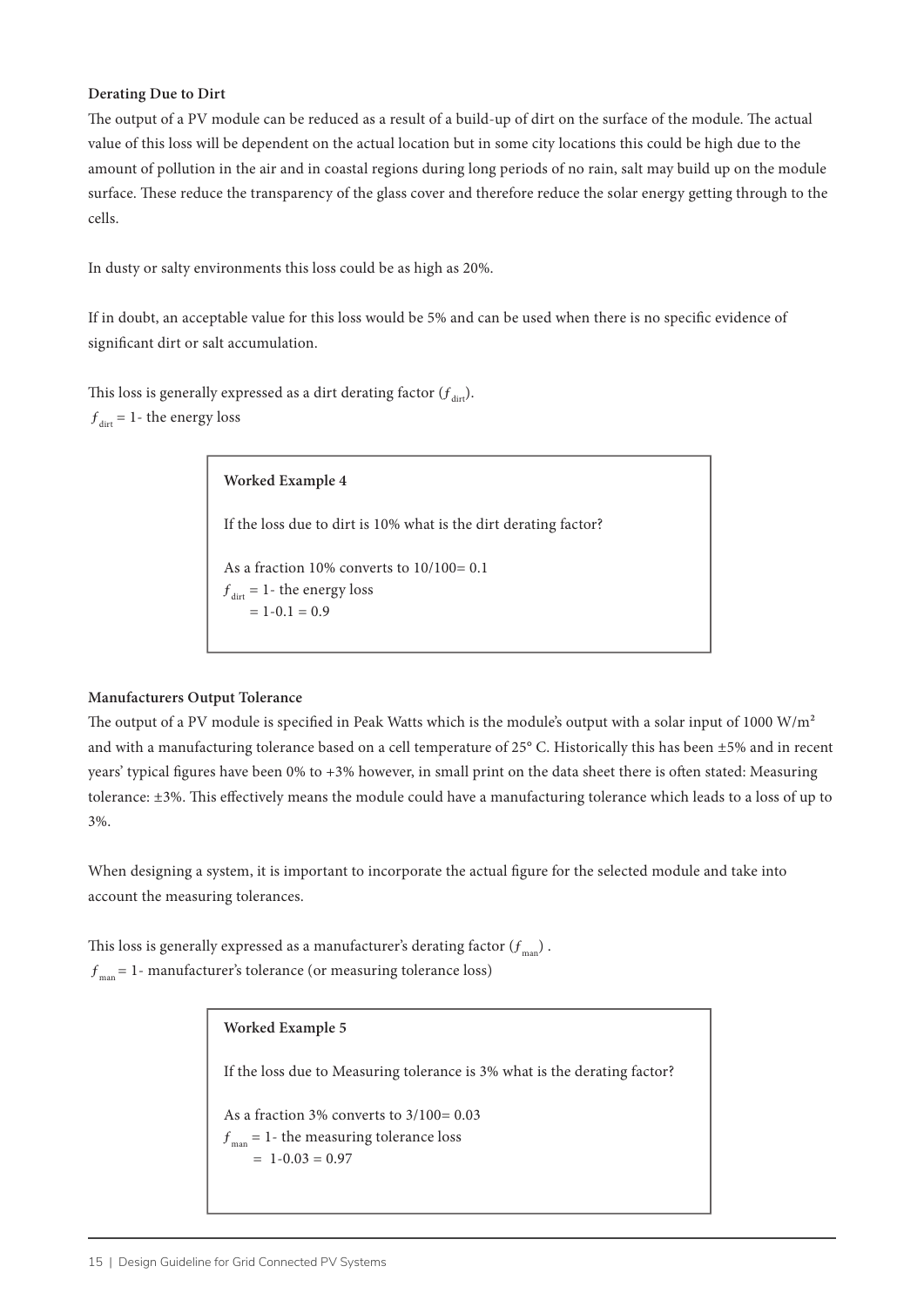### Derating Due to Dirt

The output of a PV module can be reduced as a result of a build-up of dirt on the surface of the module. The actual value of this loss will be dependent on the actual location but in some city locations this could be high due to the amount of pollution in the air and in coastal regions during long periods of no rain, salt may build up on the module surface. These reduce the transparency of the glass cover and therefore reduce the solar energy getting through to the cells.

In dusty or salty environments this loss could be as high as 20%.

If in doubt, an acceptable value for this loss would be 5% and can be used when there is no specific evidence of significant dirt or salt accumulation.

This loss is generally expressed as a dirt derating factor ($f_{dirt}$).

$f_{dirt}$ = 1- the energy loss

> **Worked Example 4**
>
> If the loss due to dirt is 10% what is the dirt derating factor?
>
> As a fraction 10% converts to 10/100= 0.1
>
> $f_{dirt}$ = 1- the energy loss
>
> = 1-0.1 = 0.9

### Manufacturers Output Tolerance

The output of a PV module is specified in Peak Watts which is the module's output with a solar input of 1000 W/m² and with a manufacturing tolerance based on a cell temperature of 25° C. Historically this has been ±5% and in recent years' typical figures have been 0% to +3% however, in small print on the data sheet there is often stated: Measuring tolerance: ±3%. This effectively means the module could have a manufacturing tolerance which leads to a loss of up to 3%.

When designing a system, it is important to incorporate the actual figure for the selected module and take into account the measuring tolerances.

This loss is generally expressed as a manufacturer's derating factor ($f_{man}$) .

$f_{man}$ = 1- manufacturer's tolerance (or measuring tolerance loss)

> **Worked Example 5**
>
> If the loss due to Measuring tolerance is 3% what is the derating factor?
>
> As a fraction 3% converts to 3/100= 0.03
>
> $f_{man}$ = 1- the measuring tolerance loss
>
> = 1-0.03 = 0.97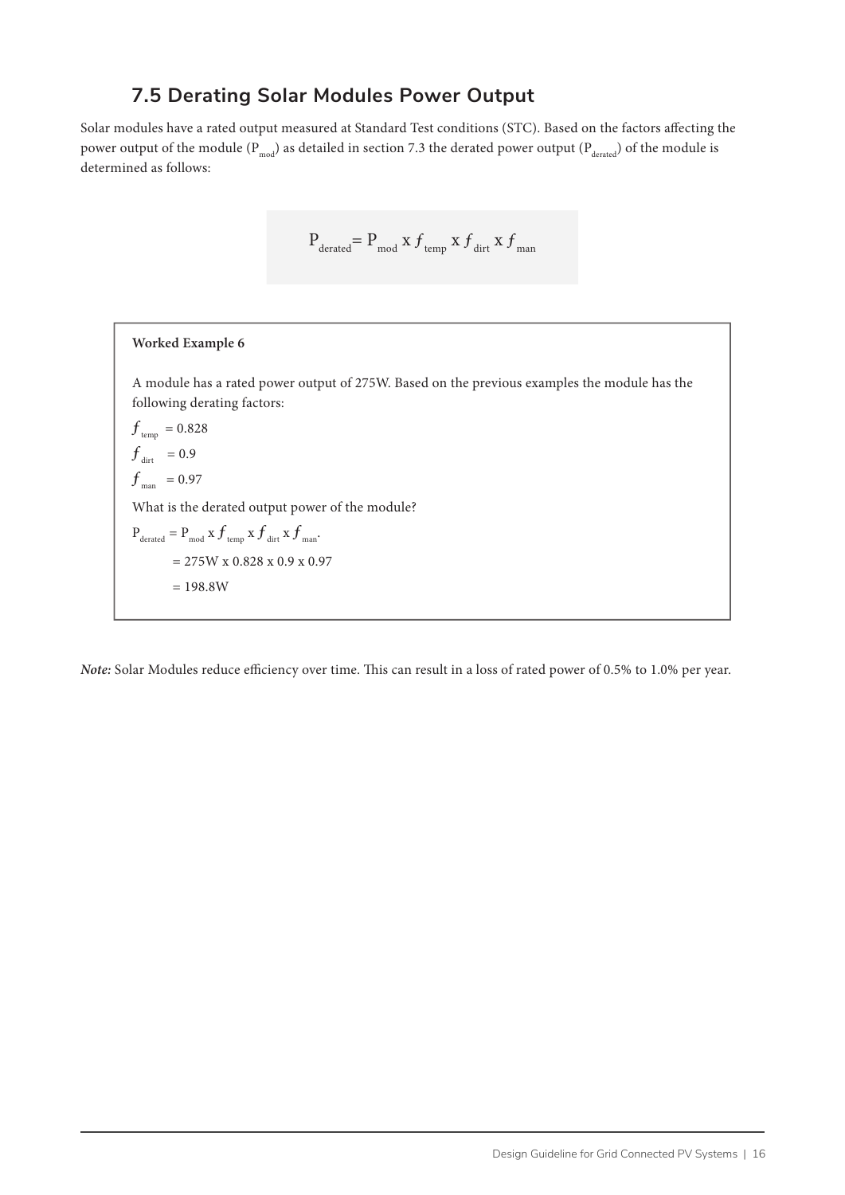## 7.5 Derating Solar Modules Power Output

Solar modules have a rated output measured at Standard Test conditions (STC). Based on the factors affecting the power output of the module ($P_{mod}$) as detailed in section 7.3 the derated power output ($P_{derated}$) of the module is determined as follows:

$$P_{derated} = P_{mod} \text{ x } f_{temp} \text{ x } f_{dirt} \text{ x } f_{man}$$

**Worked Example 6**

A module has a rated power output of 275W. Based on the previous examples the module has the following derating factors:

$f_{temp}$ = 0.828

$f_{dirt}$ = 0.9

$f_{man}$ = 0.97

What is the derated output power of the module?

$P_{derated} = P_{mod} \text{ x } f_{temp} \text{ x } f_{dirt} \text{ x } f_{man}$.

= 275W x 0.828 x 0.9 x 0.97

= 198.8W

***Note:*** Solar Modules reduce efficiency over time. This can result in a loss of rated power of 0.5% to 1.0% per year.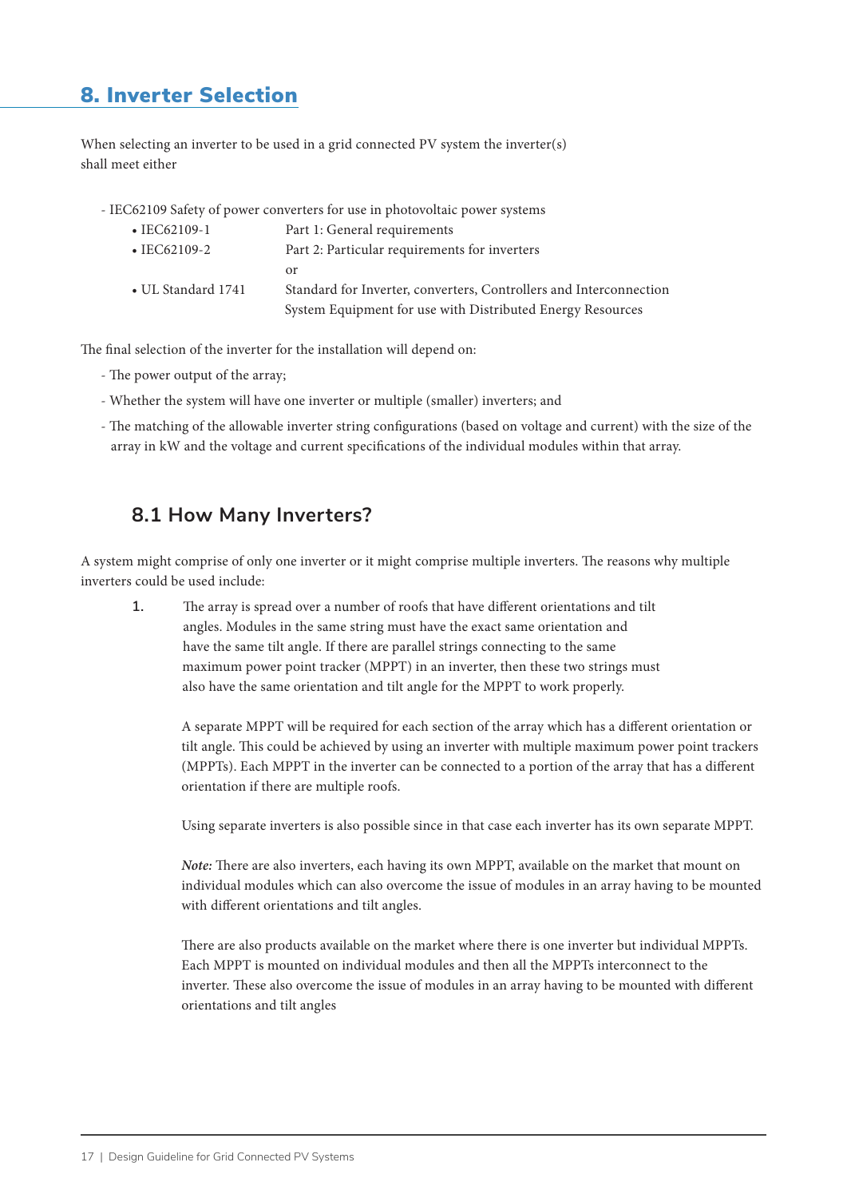# 8. Inverter Selection

When selecting an inverter to be used in a grid connected PV system the inverter(s) shall meet either

- IEC62109 Safety of power converters for use in photovoltaic power systems
  - IEC62109-1 — Part 1: General requirements
  - IEC62109-2 — Part 2: Particular requirements for inverters

  or

  - UL Standard 1741 — Standard for Inverter, converters, Controllers and Interconnection System Equipment for use with Distributed Energy Resources

The final selection of the inverter for the installation will depend on:

- The power output of the array;
- Whether the system will have one inverter or multiple (smaller) inverters; and
- The matching of the allowable inverter string configurations (based on voltage and current) with the size of the array in kW and the voltage and current specifications of the individual modules within that array.

## 8.1 How Many Inverters?

A system might comprise of only one inverter or it might comprise multiple inverters. The reasons why multiple inverters could be used include:

1. The array is spread over a number of roofs that have different orientations and tilt angles. Modules in the same string must have the exact same orientation and have the same tilt angle. If there are parallel strings connecting to the same maximum power point tracker (MPPT) in an inverter, then these two strings must also have the same orientation and tilt angle for the MPPT to work properly.

   A separate MPPT will be required for each section of the array which has a different orientation or tilt angle. This could be achieved by using an inverter with multiple maximum power point trackers (MPPTs). Each MPPT in the inverter can be connected to a portion of the array that has a different orientation if there are multiple roofs.

   Using separate inverters is also possible since in that case each inverter has its own separate MPPT.

   ***Note:*** There are also inverters, each having its own MPPT, available on the market that mount on individual modules which can also overcome the issue of modules in an array having to be mounted with different orientations and tilt angles.

   There are also products available on the market where there is one inverter but individual MPPTs. Each MPPT is mounted on individual modules and then all the MPPTs interconnect to the inverter. These also overcome the issue of modules in an array having to be mounted with different orientations and tilt angles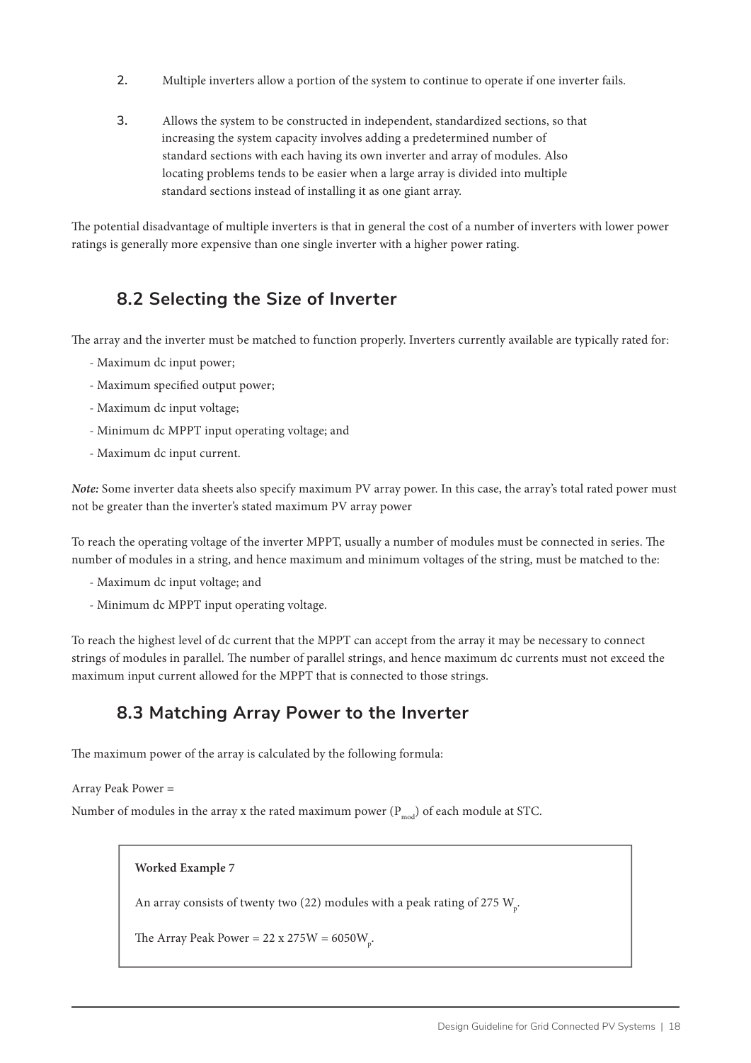2. Multiple inverters allow a portion of the system to continue to operate if one inverter fails.

3. Allows the system to be constructed in independent, standardized sections, so that increasing the system capacity involves adding a predetermined number of standard sections with each having its own inverter and array of modules. Also locating problems tends to be easier when a large array is divided into multiple standard sections instead of installing it as one giant array.

The potential disadvantage of multiple inverters is that in general the cost of a number of inverters with lower power ratings is generally more expensive than one single inverter with a higher power rating.

## 8.2 Selecting the Size of Inverter

The array and the inverter must be matched to function properly. Inverters currently available are typically rated for:

- Maximum dc input power;
- Maximum specified output power;
- Maximum dc input voltage;
- Minimum dc MPPT input operating voltage; and
- Maximum dc input current.

***Note:*** Some inverter data sheets also specify maximum PV array power. In this case, the array's total rated power must not be greater than the inverter's stated maximum PV array power

To reach the operating voltage of the inverter MPPT, usually a number of modules must be connected in series. The number of modules in a string, and hence maximum and minimum voltages of the string, must be matched to the:

- Maximum dc input voltage; and
- Minimum dc MPPT input operating voltage.

To reach the highest level of dc current that the MPPT can accept from the array it may be necessary to connect strings of modules in parallel. The number of parallel strings, and hence maximum dc currents must not exceed the maximum input current allowed for the MPPT that is connected to those strings.

## 8.3 Matching Array Power to the Inverter

The maximum power of the array is calculated by the following formula:

Array Peak Power =

Number of modules in the array x the rated maximum power ($P_{mod}$) of each module at STC.

**Worked Example 7**

An array consists of twenty two (22) modules with a peak rating of 275 $W_p$.

The Array Peak Power = 22 x 275W = 6050$W_p$.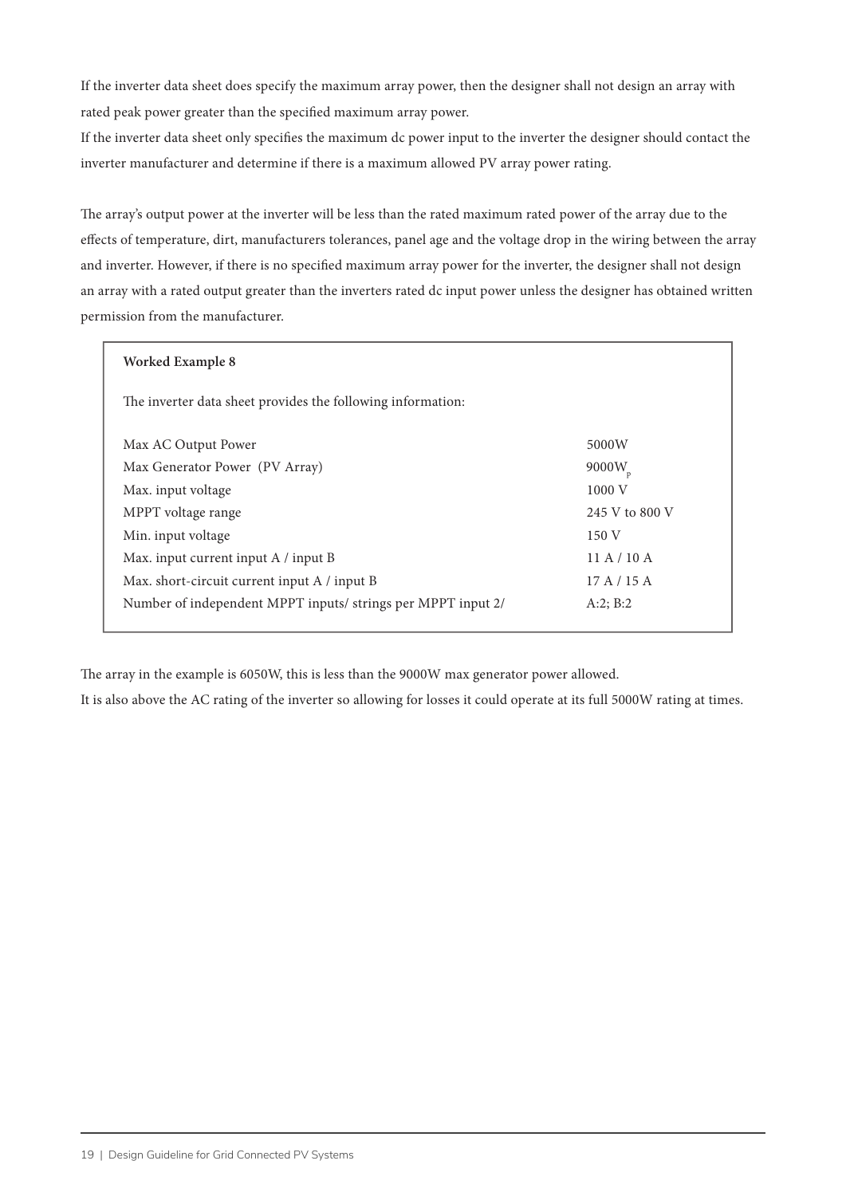If the inverter data sheet does specify the maximum array power, then the designer shall not design an array with rated peak power greater than the specified maximum array power.
If the inverter data sheet only specifies the maximum dc power input to the inverter the designer should contact the inverter manufacturer and determine if there is a maximum allowed PV array power rating.

The array's output power at the inverter will be less than the rated maximum rated power of the array due to the effects of temperature, dirt, manufacturers tolerances, panel age and the voltage drop in the wiring between the array and inverter. However, if there is no specified maximum array power for the inverter, the designer shall not design an array with a rated output greater than the inverters rated dc input power unless the designer has obtained written permission from the manufacturer.

**Worked Example 8**

The inverter data sheet provides the following information:

| | |
|---|---|
| Max AC Output Power | 5000W |
| Max Generator Power (PV Array) | $9000W_P$ |
| Max. input voltage | 1000 V |
| MPPT voltage range | 245 V to 800 V |
| Min. input voltage | 150 V |
| Max. input current input A / input B | 11 A / 10 A |
| Max. short-circuit current input A / input B | 17 A / 15 A |
| Number of independent MPPT inputs/ strings per MPPT input 2/ | A:2; B:2 |

The array in the example is 6050W, this is less than the 9000W max generator power allowed.
It is also above the AC rating of the inverter so allowing for losses it could operate at its full 5000W rating at times.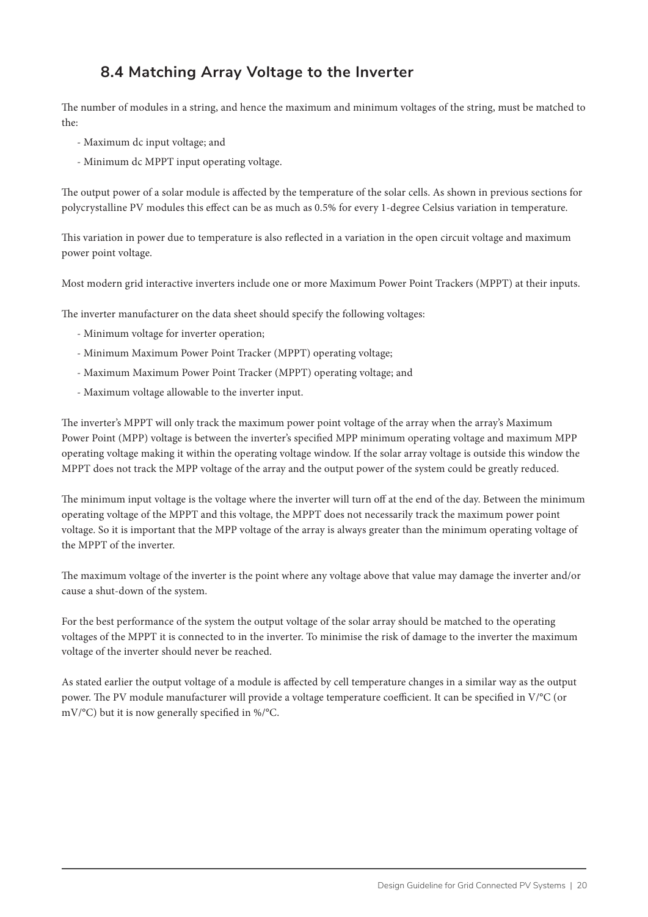## 8.4 Matching Array Voltage to the Inverter

The number of modules in a string, and hence the maximum and minimum voltages of the string, must be matched to the:

- Maximum dc input voltage; and
- Minimum dc MPPT input operating voltage.

The output power of a solar module is affected by the temperature of the solar cells. As shown in previous sections for polycrystalline PV modules this effect can be as much as 0.5% for every 1-degree Celsius variation in temperature.

This variation in power due to temperature is also reflected in a variation in the open circuit voltage and maximum power point voltage.

Most modern grid interactive inverters include one or more Maximum Power Point Trackers (MPPT) at their inputs.

The inverter manufacturer on the data sheet should specify the following voltages:

- Minimum voltage for inverter operation;
- Minimum Maximum Power Point Tracker (MPPT) operating voltage;
- Maximum Maximum Power Point Tracker (MPPT) operating voltage; and
- Maximum voltage allowable to the inverter input.

The inverter's MPPT will only track the maximum power point voltage of the array when the array's Maximum Power Point (MPP) voltage is between the inverter's specified MPP minimum operating voltage and maximum MPP operating voltage making it within the operating voltage window. If the solar array voltage is outside this window the MPPT does not track the MPP voltage of the array and the output power of the system could be greatly reduced.

The minimum input voltage is the voltage where the inverter will turn off at the end of the day. Between the minimum operating voltage of the MPPT and this voltage, the MPPT does not necessarily track the maximum power point voltage. So it is important that the MPP voltage of the array is always greater than the minimum operating voltage of the MPPT of the inverter.

The maximum voltage of the inverter is the point where any voltage above that value may damage the inverter and/or cause a shut-down of the system.

For the best performance of the system the output voltage of the solar array should be matched to the operating voltages of the MPPT it is connected to in the inverter. To minimise the risk of damage to the inverter the maximum voltage of the inverter should never be reached.

As stated earlier the output voltage of a module is affected by cell temperature changes in a similar way as the output power. The PV module manufacturer will provide a voltage temperature coefficient. It can be specified in V/°C (or mV/°C) but it is now generally specified in %/°C.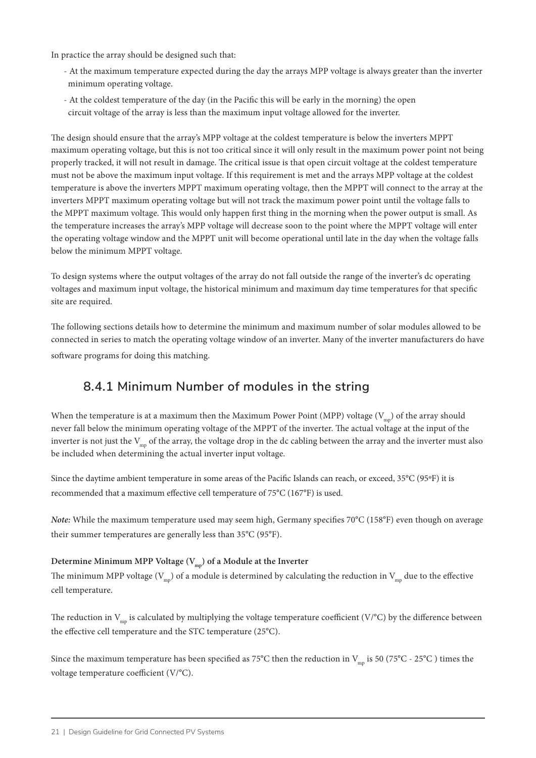In practice the array should be designed such that:

- At the maximum temperature expected during the day the arrays MPP voltage is always greater than the inverter minimum operating voltage.
- At the coldest temperature of the day (in the Pacific this will be early in the morning) the open circuit voltage of the array is less than the maximum input voltage allowed for the inverter.

The design should ensure that the array's MPP voltage at the coldest temperature is below the inverters MPPT maximum operating voltage, but this is not too critical since it will only result in the maximum power point not being properly tracked, it will not result in damage. The critical issue is that open circuit voltage at the coldest temperature must not be above the maximum input voltage. If this requirement is met and the arrays MPP voltage at the coldest temperature is above the inverters MPPT maximum operating voltage, then the MPPT will connect to the array at the inverters MPPT maximum operating voltage but will not track the maximum power point until the voltage falls to the MPPT maximum voltage. This would only happen first thing in the morning when the power output is small. As the temperature increases the array's MPP voltage will decrease soon to the point where the MPPT voltage will enter the operating voltage window and the MPPT unit will become operational until late in the day when the voltage falls below the minimum MPPT voltage.

To design systems where the output voltages of the array do not fall outside the range of the inverter's dc operating voltages and maximum input voltage, the historical minimum and maximum day time temperatures for that specific site are required.

The following sections details how to determine the minimum and maximum number of solar modules allowed to be connected in series to match the operating voltage window of an inverter. Many of the inverter manufacturers do have software programs for doing this matching.

## 8.4.1 Minimum Number of modules in the string

When the temperature is at a maximum then the Maximum Power Point (MPP) voltage ($V_{mp}$) of the array should never fall below the minimum operating voltage of the MPPT of the inverter. The actual voltage at the input of the inverter is not just the $V_{mp}$ of the array, the voltage drop in the dc cabling between the array and the inverter must also be included when determining the actual inverter input voltage.

Since the daytime ambient temperature in some areas of the Pacific Islands can reach, or exceed, 35°C (95°F) it is recommended that a maximum effective cell temperature of 75°C (167°F) is used.

***Note:*** While the maximum temperature used may seem high, Germany specifies 70°C (158°F) even though on average their summer temperatures are generally less than 35°C (95°F).

**Determine Minimum MPP Voltage ($V_{mp}$) of a Module at the Inverter**

The minimum MPP voltage ($V_{mp}$) of a module is determined by calculating the reduction in $V_{mp}$ due to the effective cell temperature.

The reduction in $V_{mp}$ is calculated by multiplying the voltage temperature coefficient (V/°C) by the difference between the effective cell temperature and the STC temperature (25°C).

Since the maximum temperature has been specified as 75°C then the reduction in $V_{mp}$ is 50 (75°C - 25°C ) times the voltage temperature coefficient (V/°C).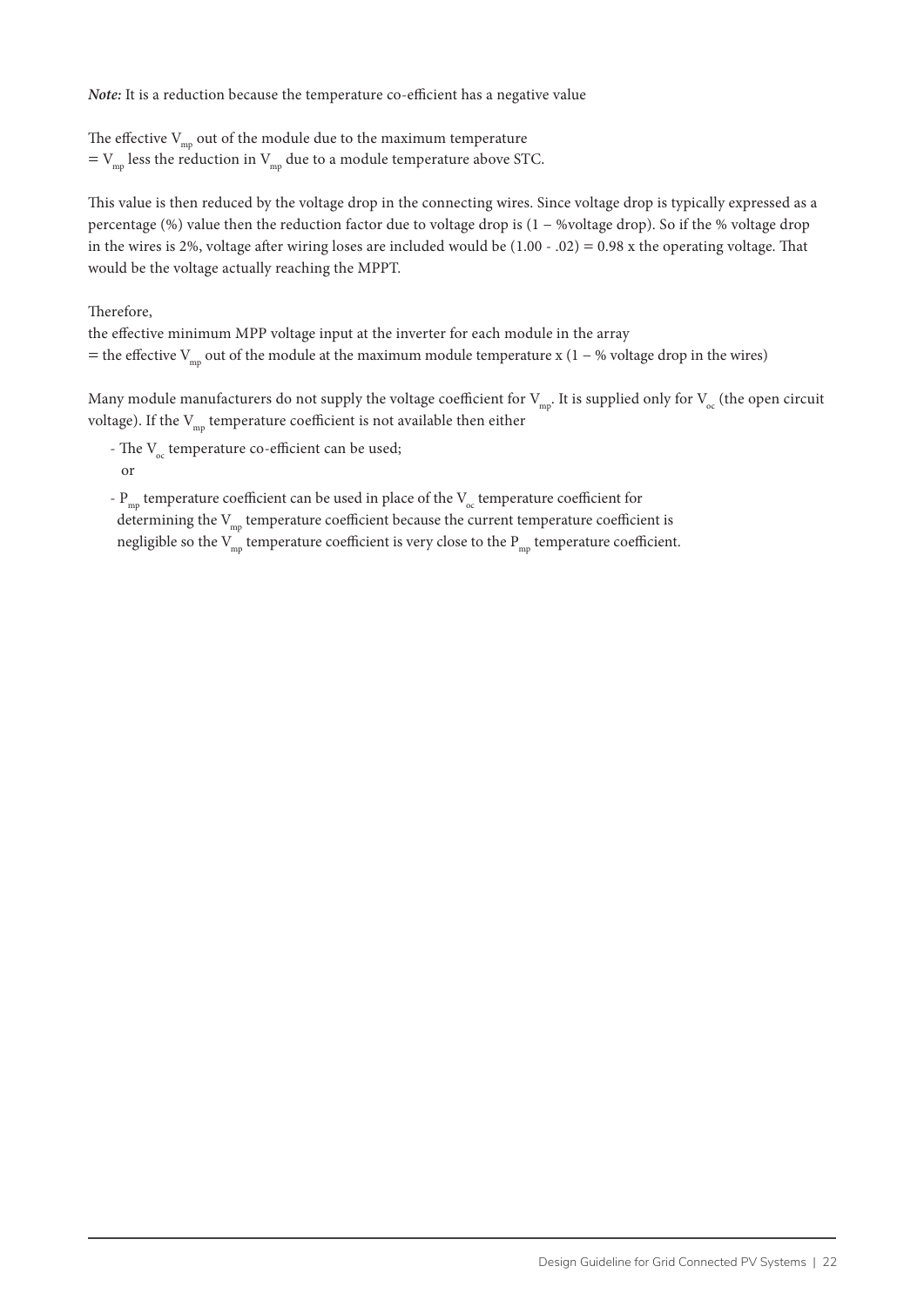***Note:*** It is a reduction because the temperature co-efficient has a negative value

The effective $V_{mp}$ out of the module due to the maximum temperature
= $V_{mp}$ less the reduction in $V_{mp}$ due to a module temperature above STC.

This value is then reduced by the voltage drop in the connecting wires. Since voltage drop is typically expressed as a percentage (%) value then the reduction factor due to voltage drop is (1 – %voltage drop). So if the % voltage drop in the wires is 2%, voltage after wiring loses are included would be (1.00 - .02) = 0.98 x the operating voltage. That would be the voltage actually reaching the MPPT.

Therefore,
the effective minimum MPP voltage input at the inverter for each module in the array
= the effective $V_{mp}$ out of the module at the maximum module temperature x (1 – % voltage drop in the wires)

Many module manufacturers do not supply the voltage coefficient for $V_{mp}$. It is supplied only for $V_{oc}$ (the open circuit voltage). If the $V_{mp}$ temperature coefficient is not available then either

- The $V_{oc}$ temperature co-efficient can be used;
  or
- $P_{mp}$ temperature coefficient can be used in place of the $V_{oc}$ temperature coefficient for determining the $V_{mp}$ temperature coefficient because the current temperature coefficient is negligible so the $V_{mp}$ temperature coefficient is very close to the $P_{mp}$ temperature coefficient.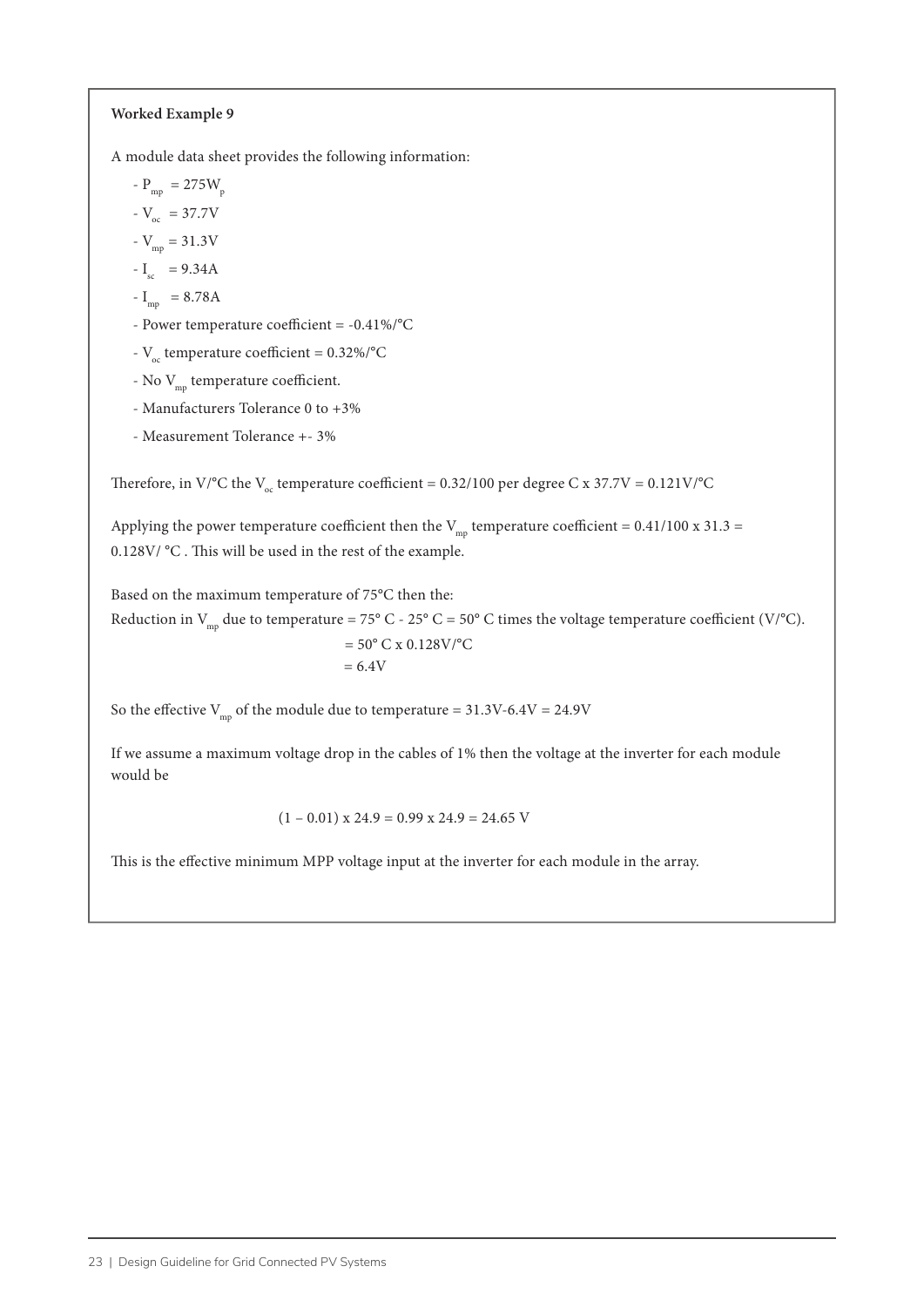**Worked Example 9**

A module data sheet provides the following information:

- $P_{mp}$ = 275$W_p$
- $V_{oc}$ = 37.7V
- $V_{mp}$ = 31.3V
- $I_{sc}$ = 9.34A
- $I_{mp}$ = 8.78A
- Power temperature coefficient = -0.41%/°C
- $V_{oc}$ temperature coefficient = 0.32%/°C
- No $V_{mp}$ temperature coefficient.
- Manufacturers Tolerance 0 to +3%
- Measurement Tolerance +- 3%

Therefore, in V/°C the $V_{oc}$ temperature coefficient = 0.32/100 per degree C x 37.7V = 0.121V/°C

Applying the power temperature coefficient then the $V_{mp}$ temperature coefficient = 0.41/100 x 31.3 = 0.128V/ °C . This will be used in the rest of the example.

Based on the maximum temperature of 75°C then the:

Reduction in $V_{mp}$ due to temperature = 75° C - 25° C = 50° C times the voltage temperature coefficient (V/°C).

= 50° C x 0.128V/°C

= 6.4V

So the effective $V_{mp}$ of the module due to temperature = 31.3V-6.4V = 24.9V

If we assume a maximum voltage drop in the cables of 1% then the voltage at the inverter for each module would be

$$(1 – 0.01) \times 24.9 = 0.99 \times 24.9 = 24.65 \text{ V}$$

This is the effective minimum MPP voltage input at the inverter for each module in the array.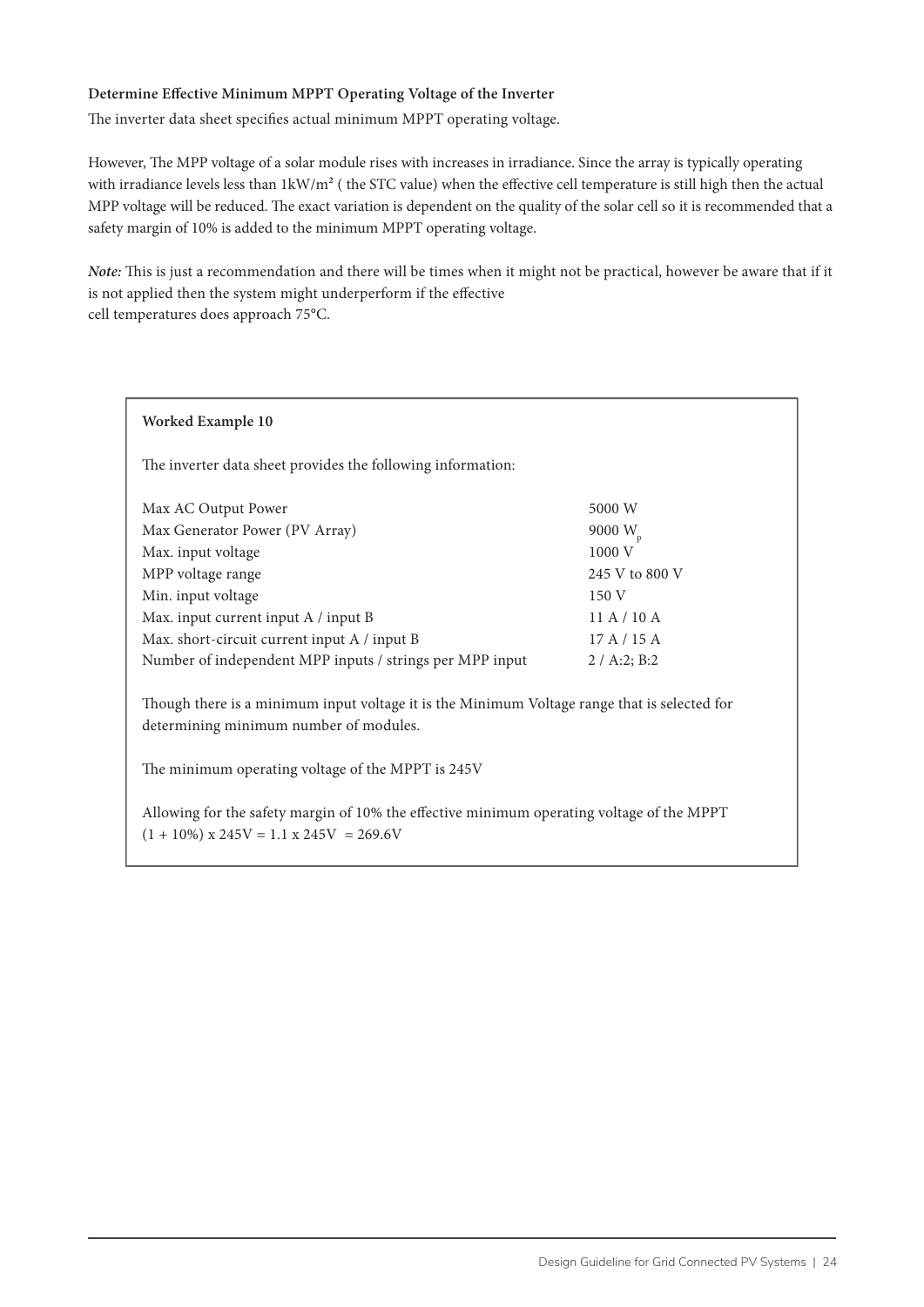**Determine Effective Minimum MPPT Operating Voltage of the Inverter**

The inverter data sheet specifies actual minimum MPPT operating voltage.

However, The MPP voltage of a solar module rises with increases in irradiance. Since the array is typically operating with irradiance levels less than 1kW/m² ( the STC value) when the effective cell temperature is still high then the actual MPP voltage will be reduced. The exact variation is dependent on the quality of the solar cell so it is recommended that a safety margin of 10% is added to the minimum MPPT operating voltage.

***Note:*** This is just a recommendation and there will be times when it might not be practical, however be aware that if it is not applied then the system might underperform if the effective cell temperatures does approach 75°C.

**Worked Example 10**

The inverter data sheet provides the following information:

| | |
|---|---|
| Max AC Output Power | 5000 W |
| Max Generator Power (PV Array) | 9000 $W_p$ |
| Max. input voltage | 1000 V |
| MPP voltage range | 245 V to 800 V |
| Min. input voltage | 150 V |
| Max. input current input A / input B | 11 A / 10 A |
| Max. short-circuit current input A / input B | 17 A / 15 A |
| Number of independent MPP inputs / strings per MPP input | 2 / A:2; B:2 |

Though there is a minimum input voltage it is the Minimum Voltage range that is selected for determining minimum number of modules.

The minimum operating voltage of the MPPT is 245V

Allowing for the safety margin of 10% the effective minimum operating voltage of the MPPT $(1 + 10\%) \times 245V = 1.1 \times 245V = 269.6V$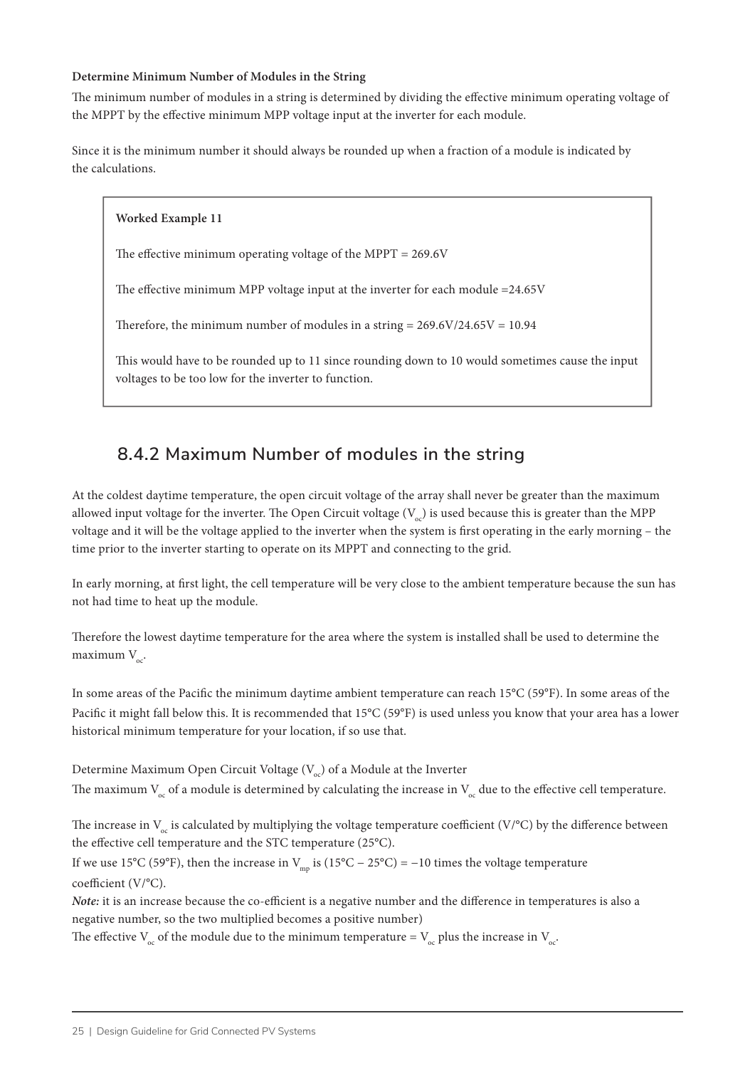**Determine Minimum Number of Modules in the String**

The minimum number of modules in a string is determined by dividing the effective minimum operating voltage of the MPPT by the effective minimum MPP voltage input at the inverter for each module.

Since it is the minimum number it should always be rounded up when a fraction of a module is indicated by the calculations.

> **Worked Example 11**
>
> The effective minimum operating voltage of the MPPT = 269.6V
>
> The effective minimum MPP voltage input at the inverter for each module =24.65V
>
> Therefore, the minimum number of modules in a string = 269.6V/24.65V = 10.94
>
> This would have to be rounded up to 11 since rounding down to 10 would sometimes cause the input voltages to be too low for the inverter to function.

## 8.4.2 Maximum Number of modules in the string

At the coldest daytime temperature, the open circuit voltage of the array shall never be greater than the maximum allowed input voltage for the inverter. The Open Circuit voltage ($V_{oc}$) is used because this is greater than the MPP voltage and it will be the voltage applied to the inverter when the system is first operating in the early morning – the time prior to the inverter starting to operate on its MPPT and connecting to the grid.

In early morning, at first light, the cell temperature will be very close to the ambient temperature because the sun has not had time to heat up the module.

Therefore the lowest daytime temperature for the area where the system is installed shall be used to determine the maximum $V_{oc}$.

In some areas of the Pacific the minimum daytime ambient temperature can reach 15°C (59°F). In some areas of the Pacific it might fall below this. It is recommended that 15°C (59°F) is used unless you know that your area has a lower historical minimum temperature for your location, if so use that.

Determine Maximum Open Circuit Voltage ($V_{oc}$) of a Module at the Inverter

The maximum $V_{oc}$ of a module is determined by calculating the increase in $V_{oc}$ due to the effective cell temperature.

The increase in $V_{oc}$ is calculated by multiplying the voltage temperature coefficient (V/°C) by the difference between the effective cell temperature and the STC temperature (25°C).

If we use 15°C (59°F), then the increase in $V_{mp}$ is (15°C – 25°C) = −10 times the voltage temperature coefficient (V/°C).

***Note:*** it is an increase because the co-efficient is a negative number and the difference in temperatures is also a negative number, so the two multiplied becomes a positive number)

The effective $V_{oc}$ of the module due to the minimum temperature = $V_{oc}$ plus the increase in $V_{oc}$.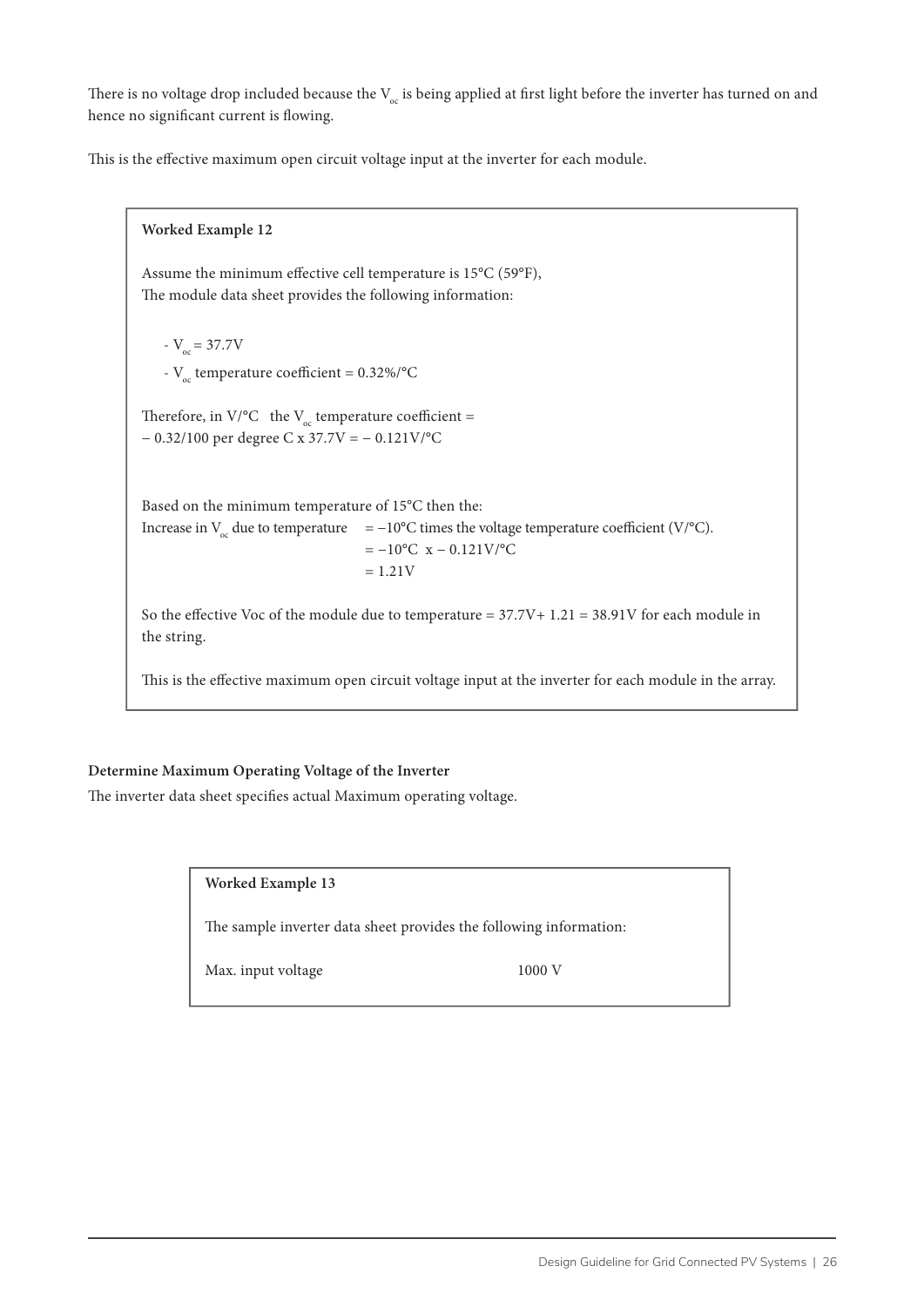There is no voltage drop included because the $V_{oc}$ is being applied at first light before the inverter has turned on and hence no significant current is flowing.

This is the effective maximum open circuit voltage input at the inverter for each module.

> **Worked Example 12**
>
> Assume the minimum effective cell temperature is 15°C (59°F),
> The module data sheet provides the following information:
>
> - $V_{oc}$ = 37.7V
> - $V_{oc}$ temperature coefficient = 0.32%/°C
>
> Therefore, in V/°C the $V_{oc}$ temperature coefficient =
> − 0.32/100 per degree C x 37.7V = − 0.121V/°C
>
> Based on the minimum temperature of 15°C then the:
>
> Increase in $V_{oc}$ due to temperature = −10°C times the voltage temperature coefficient (V/°C).
> = −10°C x − 0.121V/°C
> = 1.21V
>
> So the effective Voc of the module due to temperature = 37.7V+ 1.21 = 38.91V for each module in the string.
>
> This is the effective maximum open circuit voltage input at the inverter for each module in the array.

**Determine Maximum Operating Voltage of the Inverter**

The inverter data sheet specifies actual Maximum operating voltage.

> **Worked Example 13**
>
> The sample inverter data sheet provides the following information:
>
> Max. input voltage 1000 V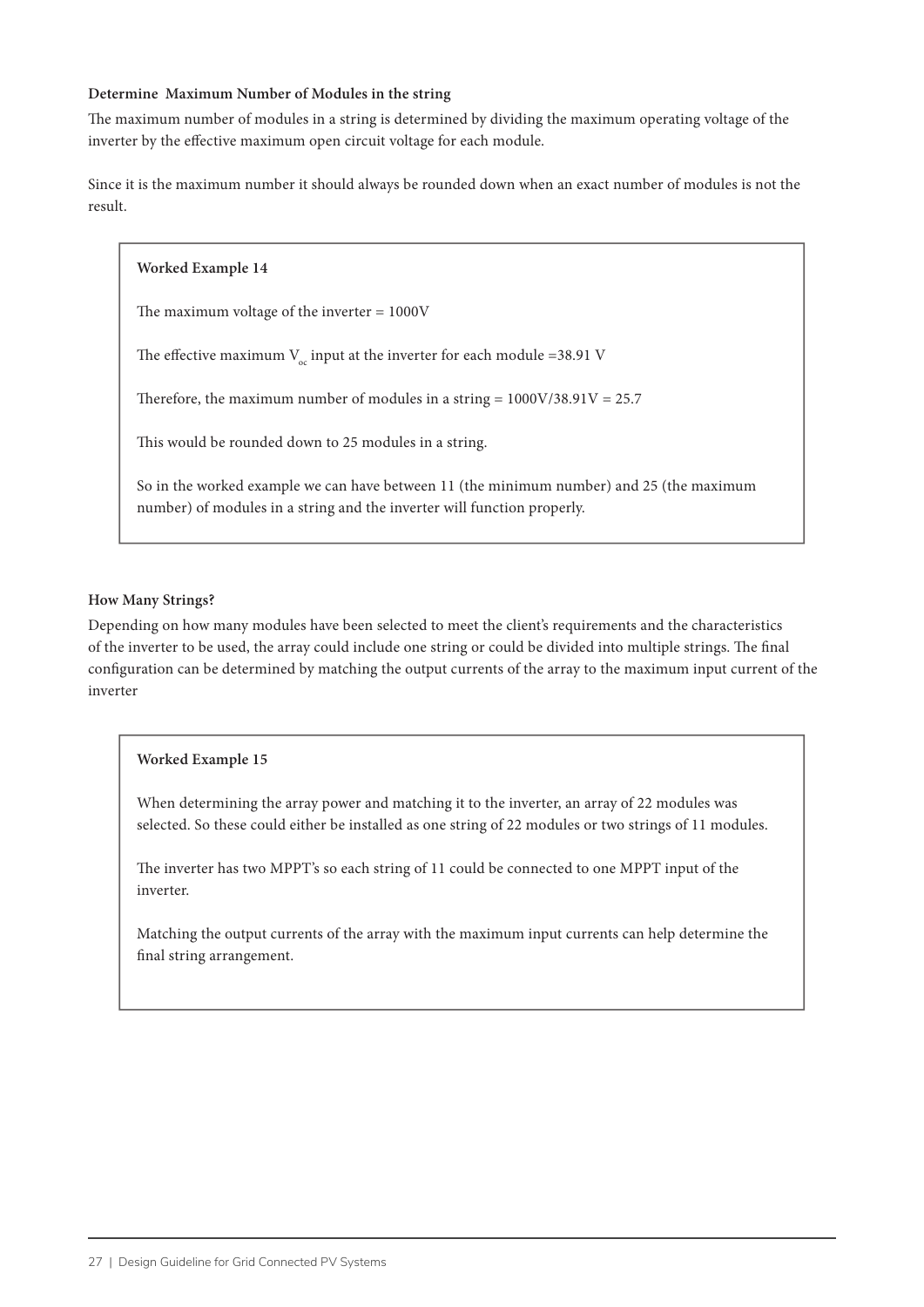### Determine Maximum Number of Modules in the string

The maximum number of modules in a string is determined by dividing the maximum operating voltage of the inverter by the effective maximum open circuit voltage for each module.

Since it is the maximum number it should always be rounded down when an exact number of modules is not the result.

> **Worked Example 14**
>
> The maximum voltage of the inverter = 1000V
>
> The effective maximum $V_{oc}$ input at the inverter for each module =38.91 V
>
> Therefore, the maximum number of modules in a string = 1000V/38.91V = 25.7
>
> This would be rounded down to 25 modules in a string.
>
> So in the worked example we can have between 11 (the minimum number) and 25 (the maximum number) of modules in a string and the inverter will function properly.

### How Many Strings?

Depending on how many modules have been selected to meet the client's requirements and the characteristics of the inverter to be used, the array could include one string or could be divided into multiple strings. The final configuration can be determined by matching the output currents of the array to the maximum input current of the inverter

> **Worked Example 15**
>
> When determining the array power and matching it to the inverter, an array of 22 modules was selected. So these could either be installed as one string of 22 modules or two strings of 11 modules.
>
> The inverter has two MPPT's so each string of 11 could be connected to one MPPT input of the inverter.
>
> Matching the output currents of the array with the maximum input currents can help determine the final string arrangement.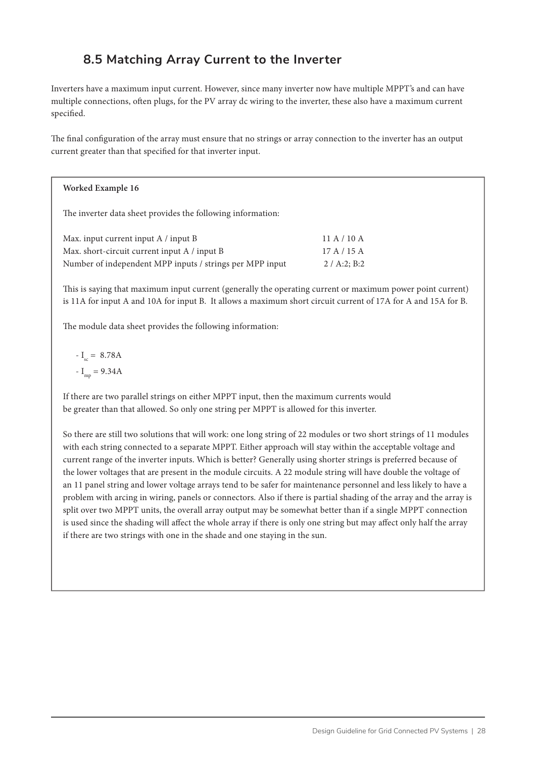## 8.5 Matching Array Current to the Inverter

Inverters have a maximum input current. However, since many inverter now have multiple MPPT's and can have multiple connections, often plugs, for the PV array dc wiring to the inverter, these also have a maximum current specified.

The final configuration of the array must ensure that no strings or array connection to the inverter has an output current greater than that specified for that inverter input.

**Worked Example 16**

The inverter data sheet provides the following information:

| | |
|---|---|
| Max. input current input A / input B | 11 A / 10 A |
| Max. short-circuit current input A / input B | 17 A / 15 A |
| Number of independent MPP inputs / strings per MPP input | 2 / A:2; B:2 |

This is saying that maximum input current (generally the operating current or maximum power point current) is 11A for input A and 10A for input B. It allows a maximum short circuit current of 17A for A and 15A for B.

The module data sheet provides the following information:

- $I_{sc}$ = 8.78A
- $I_{mp}$ = 9.34A

If there are two parallel strings on either MPPT input, then the maximum currents would be greater than that allowed. So only one string per MPPT is allowed for this inverter.

So there are still two solutions that will work: one long string of 22 modules or two short strings of 11 modules with each string connected to a separate MPPT. Either approach will stay within the acceptable voltage and current range of the inverter inputs. Which is better? Generally using shorter strings is preferred because of the lower voltages that are present in the module circuits. A 22 module string will have double the voltage of an 11 panel string and lower voltage arrays tend to be safer for maintenance personnel and less likely to have a problem with arcing in wiring, panels or connectors. Also if there is partial shading of the array and the array is split over two MPPT units, the overall array output may be somewhat better than if a single MPPT connection is used since the shading will affect the whole array if there is only one string but may affect only half the array if there are two strings with one in the shade and one staying in the sun.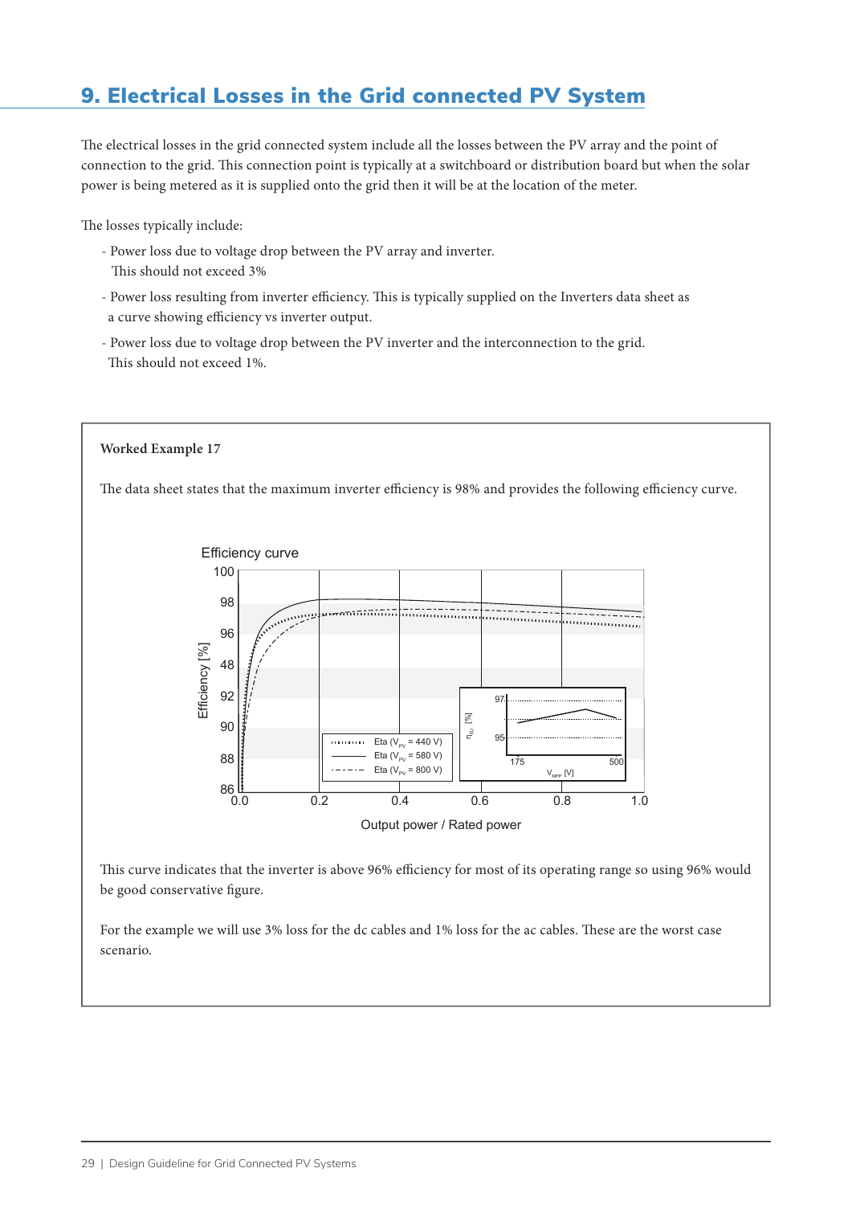# 9. Electrical Losses in the Grid connected PV System

The electrical losses in the grid connected system include all the losses between the PV array and the point of connection to the grid. This connection point is typically at a switchboard or distribution board but when the solar power is being metered as it is supplied onto the grid then it will be at the location of the meter.

The losses typically include:

- Power loss due to voltage drop between the PV array and inverter. This should not exceed 3%
- Power loss resulting from inverter efficiency. This is typically supplied on the Inverters data sheet as a curve showing efficiency vs inverter output.
- Power loss due to voltage drop between the PV inverter and the interconnection to the grid. This should not exceed 1%.

**Worked Example 17**

The data sheet states that the maximum inverter efficiency is 98% and provides the following efficiency curve.

This curve indicates that the inverter is above 96% efficiency for most of its operating range so using 96% would be good conservative figure.

For the example we will use 3% loss for the dc cables and 1% loss for the ac cables. These are the worst case scenario.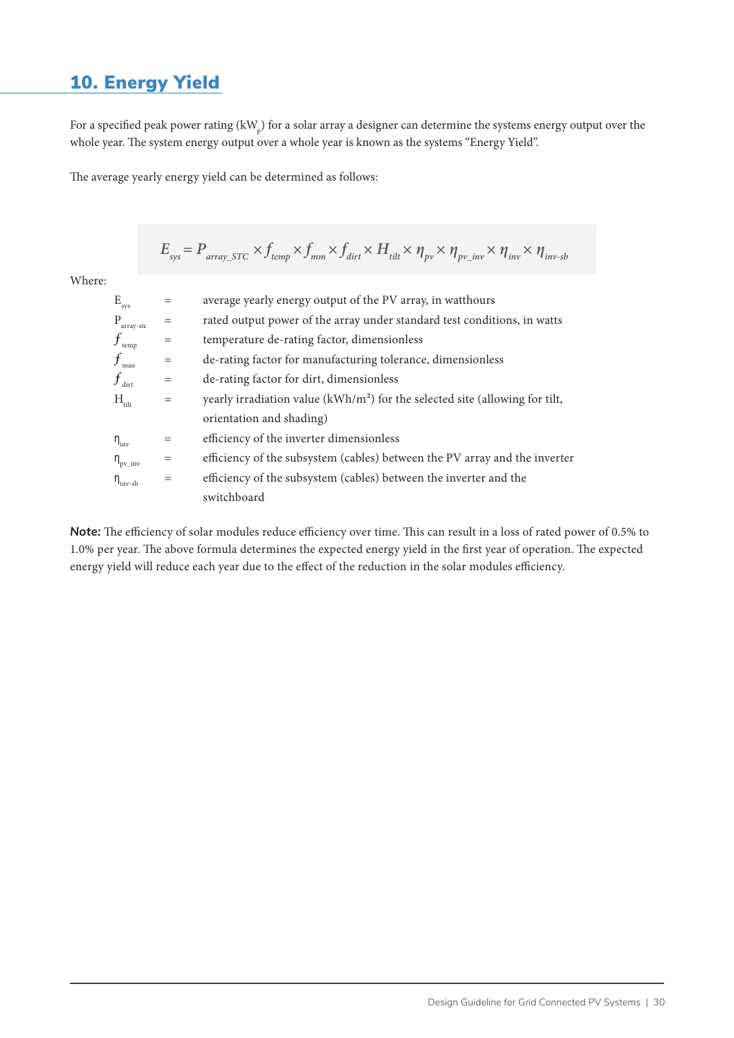# 10. Energy Yield

For a specified peak power rating ($kW_p$) for a solar array a designer can determine the systems energy output over the whole year. The system energy output over a whole year is known as the systems "Energy Yield".

The average yearly energy yield can be determined as follows:

$$E_{sys} = P_{array\_STC} \times f_{temp} \times f_{mm} \times f_{dirt} \times H_{tilt} \times \eta_{pv} \times \eta_{pv\_inv} \times \eta_{inv} \times \eta_{inv\text{-}sb}$$

Where:

| | | |
|---|---|---|
| $E_{sys}$ | = | average yearly energy output of the PV array, in watthours |
| $P_{array\text{-}stc}$ | = | rated output power of the array under standard test conditions, in watts |
| $f_{temp}$ | = | temperature de-rating factor, dimensionless |
| $f_{man}$ | = | de-rating factor for manufacturing tolerance, dimensionless |
| $f_{dirt}$ | = | de-rating factor for dirt, dimensionless |
| $H_{tilt}$ | = | yearly irradiation value ($kWh/m^2$) for the selected site (allowing for tilt, orientation and shading) |
| $\eta_{inv}$ | = | efficiency of the inverter dimensionless |
| $\eta_{pv\_inv}$ | = | efficiency of the subsystem (cables) between the PV array and the inverter |
| $\eta_{inv\text{-}sb}$ | = | efficiency of the subsystem (cables) between the inverter and the switchboard |

**Note:** The efficiency of solar modules reduce efficiency over time. This can result in a loss of rated power of 0.5% to 1.0% per year. The above formula determines the expected energy yield in the first year of operation. The expected energy yield will reduce each year due to the effect of the reduction in the solar modules efficiency.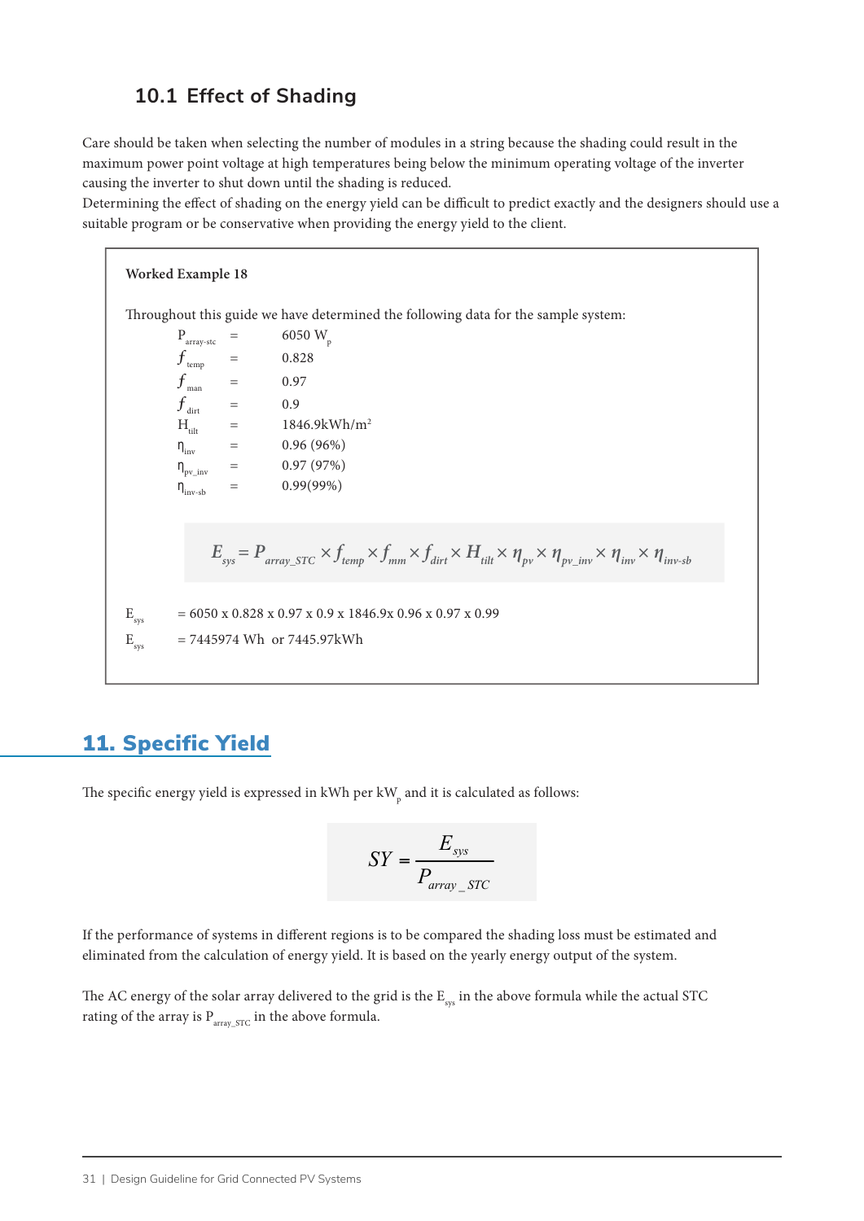### 10.1 Effect of Shading

Care should be taken when selecting the number of modules in a string because the shading could result in the maximum power point voltage at high temperatures being below the minimum operating voltage of the inverter causing the inverter to shut down until the shading is reduced.
Determining the effect of shading on the energy yield can be difficult to predict exactly and the designers should use a suitable program or be conservative when providing the energy yield to the client.

**Worked Example 18**

Throughout this guide we have determined the following data for the sample system:

| | | |
|---|---|---|
| $P_{array\text{-}stc}$ | = | 6050 $W_p$ |
| $f_{temp}$ | = | 0.828 |
| $f_{man}$ | = | 0.97 |
| $f_{dirt}$ | = | 0.9 |
| $H_{tilt}$ | = | 1846.9kWh/m$^2$ |
| $\eta_{inv}$ | = | 0.96 (96%) |
| $\eta_{pv\_inv}$ | = | 0.97 (97%) |
| $\eta_{inv\text{-}sb}$ | = | 0.99(99%) |

$$E_{sys} = P_{array\_STC} \times f_{temp} \times f_{mm} \times f_{dirt} \times H_{tilt} \times \eta_{pv} \times \eta_{pv\_inv} \times \eta_{inv} \times \eta_{inv\text{-}sb}$$

$E_{sys}$ = 6050 x 0.828 x 0.97 x 0.9 x 1846.9x 0.96 x 0.97 x 0.99

$E_{sys}$ = 7445974 Wh or 7445.97kWh

## 11. Specific Yield

The specific energy yield is expressed in kWh per $kW_p$ and it is calculated as follows:

$$SY = \frac{E_{sys}}{P_{array\_STC}}$$

If the performance of systems in different regions is to be compared the shading loss must be estimated and eliminated from the calculation of energy yield. It is based on the yearly energy output of the system.

The AC energy of the solar array delivered to the grid is the $E_{sys}$ in the above formula while the actual STC rating of the array is $P_{array\_STC}$ in the above formula.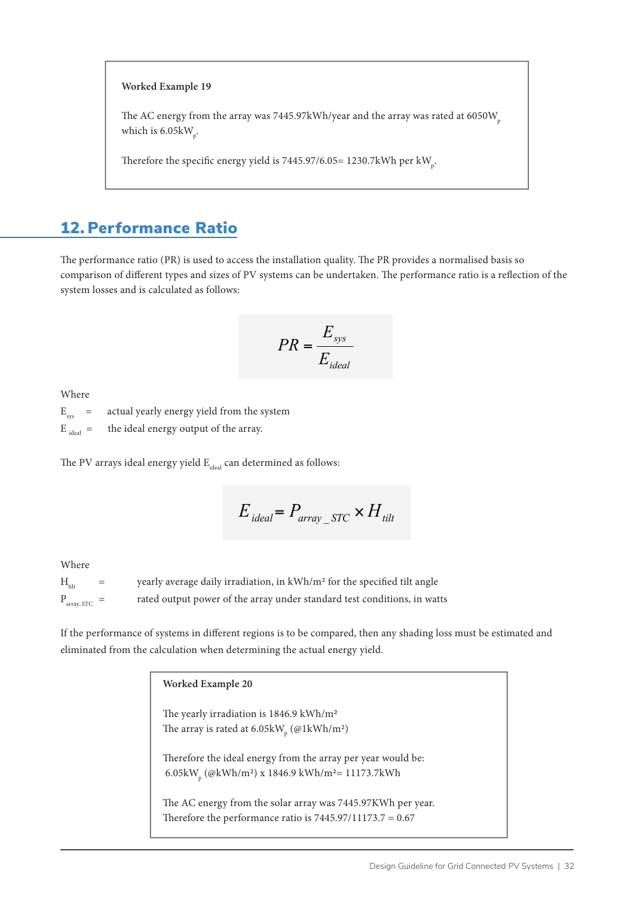**Worked Example 19**

The AC energy from the array was 7445.97kWh/year and the array was rated at $6050W_p$ which is $6.05kW_p$.

Therefore the specific energy yield is 7445.97/6.05= 1230.7kWh per $kW_p$.

## 12. Performance Ratio

The performance ratio (PR) is used to access the installation quality. The PR provides a normalised basis so comparison of different types and sizes of PV systems can be undertaken. The performance ratio is a reflection of the system losses and is calculated as follows:

$$PR = \frac{E_{sys}}{E_{ideal}}$$

Where

$E_{sys}$ = actual yearly energy yield from the system

$E_{ideal}$ = the ideal energy output of the array.

The PV arrays ideal energy yield $E_{ideal}$ can determined as follows:

$$E_{ideal} = P_{array\_STC} \times H_{tilt}$$

Where

$H_{tilt}$ = yearly average daily irradiation, in kWh/m² for the specified tilt angle

$P_{array\_STC}$ = rated output power of the array under standard test conditions, in watts

If the performance of systems in different regions is to be compared, then any shading loss must be estimated and eliminated from the calculation when determining the actual energy yield.

**Worked Example 20**

The yearly irradiation is 1846.9 kWh/m²
The array is rated at $6.05kW_p$ (@1kWh/m²)

Therefore the ideal energy from the array per year would be:
$6.05kW_p$ (@kWh/m²) x 1846.9 kWh/m²= 11173.7kWh

The AC energy from the solar array was 7445.97KWh per year.
Therefore the performance ratio is 7445.97/11173.7 = 0.67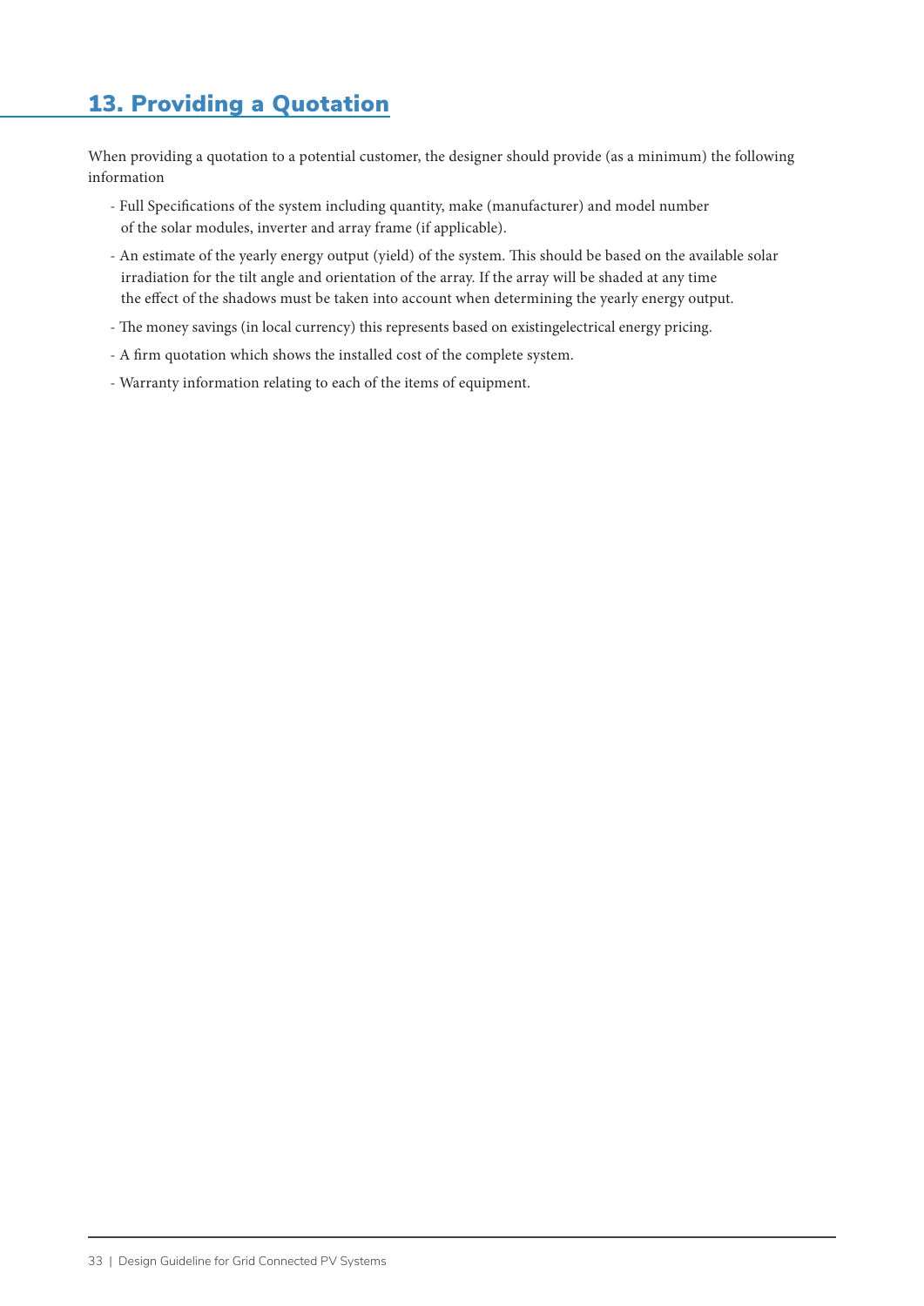## 13. Providing a Quotation

When providing a quotation to a potential customer, the designer should provide (as a minimum) the following information

- Full Specifications of the system including quantity, make (manufacturer) and model number of the solar modules, inverter and array frame (if applicable).
- An estimate of the yearly energy output (yield) of the system. This should be based on the available solar irradiation for the tilt angle and orientation of the array. If the array will be shaded at any time the effect of the shadows must be taken into account when determining the yearly energy output.
- The money savings (in local currency) this represents based on existingelectrical energy pricing.
- A firm quotation which shows the installed cost of the complete system.
- Warranty information relating to each of the items of equipment.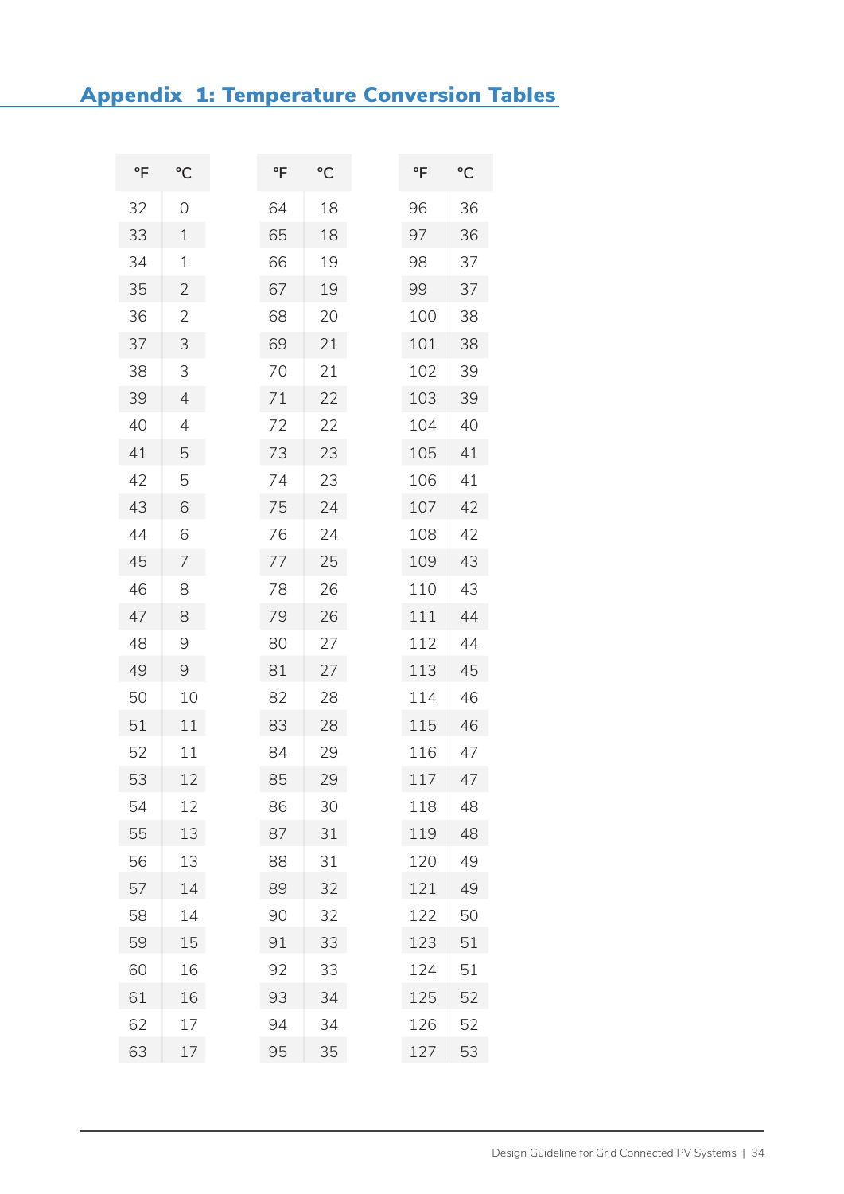## Appendix 1: Temperature Conversion Tables

| °F | °C |
|---|---|
| 32 | 0 |
| 33 | 1 |
| 34 | 1 |
| 35 | 2 |
| 36 | 2 |
| 37 | 3 |
| 38 | 3 |
| 39 | 4 |
| 40 | 4 |
| 41 | 5 |
| 42 | 5 |
| 43 | 6 |
| 44 | 6 |
| 45 | 7 |
| 46 | 8 |
| 47 | 8 |
| 48 | 9 |
| 49 | 9 |
| 50 | 10 |
| 51 | 11 |
| 52 | 11 |
| 53 | 12 |
| 54 | 12 |
| 55 | 13 |
| 56 | 13 |
| 57 | 14 |
| 58 | 14 |
| 59 | 15 |
| 60 | 16 |
| 61 | 16 |
| 62 | 17 |
| 63 | 17 |

| °F | °C |
|---|---|
| 64 | 18 |
| 65 | 18 |
| 66 | 19 |
| 67 | 19 |
| 68 | 20 |
| 69 | 21 |
| 70 | 21 |
| 71 | 22 |
| 72 | 22 |
| 73 | 23 |
| 74 | 23 |
| 75 | 24 |
| 76 | 24 |
| 77 | 25 |
| 78 | 26 |
| 79 | 26 |
| 80 | 27 |
| 81 | 27 |
| 82 | 28 |
| 83 | 28 |
| 84 | 29 |
| 85 | 29 |
| 86 | 30 |
| 87 | 31 |
| 88 | 31 |
| 89 | 32 |
| 90 | 32 |
| 91 | 33 |
| 92 | 33 |
| 93 | 34 |
| 94 | 34 |
| 95 | 35 |

| °F | °C |
|---|---|
| 96 | 36 |
| 97 | 36 |
| 98 | 37 |
| 99 | 37 |
| 100 | 38 |
| 101 | 38 |
| 102 | 39 |
| 103 | 39 |
| 104 | 40 |
| 105 | 41 |
| 106 | 41 |
| 107 | 42 |
| 108 | 42 |
| 109 | 43 |
| 110 | 43 |
| 111 | 44 |
| 112 | 44 |
| 113 | 45 |
| 114 | 46 |
| 115 | 46 |
| 116 | 47 |
| 117 | 47 |
| 118 | 48 |
| 119 | 48 |
| 120 | 49 |
| 121 | 49 |
| 122 | 50 |
| 123 | 51 |
| 124 | 51 |
| 125 | 52 |
| 126 | 52 |
| 127 | 53 |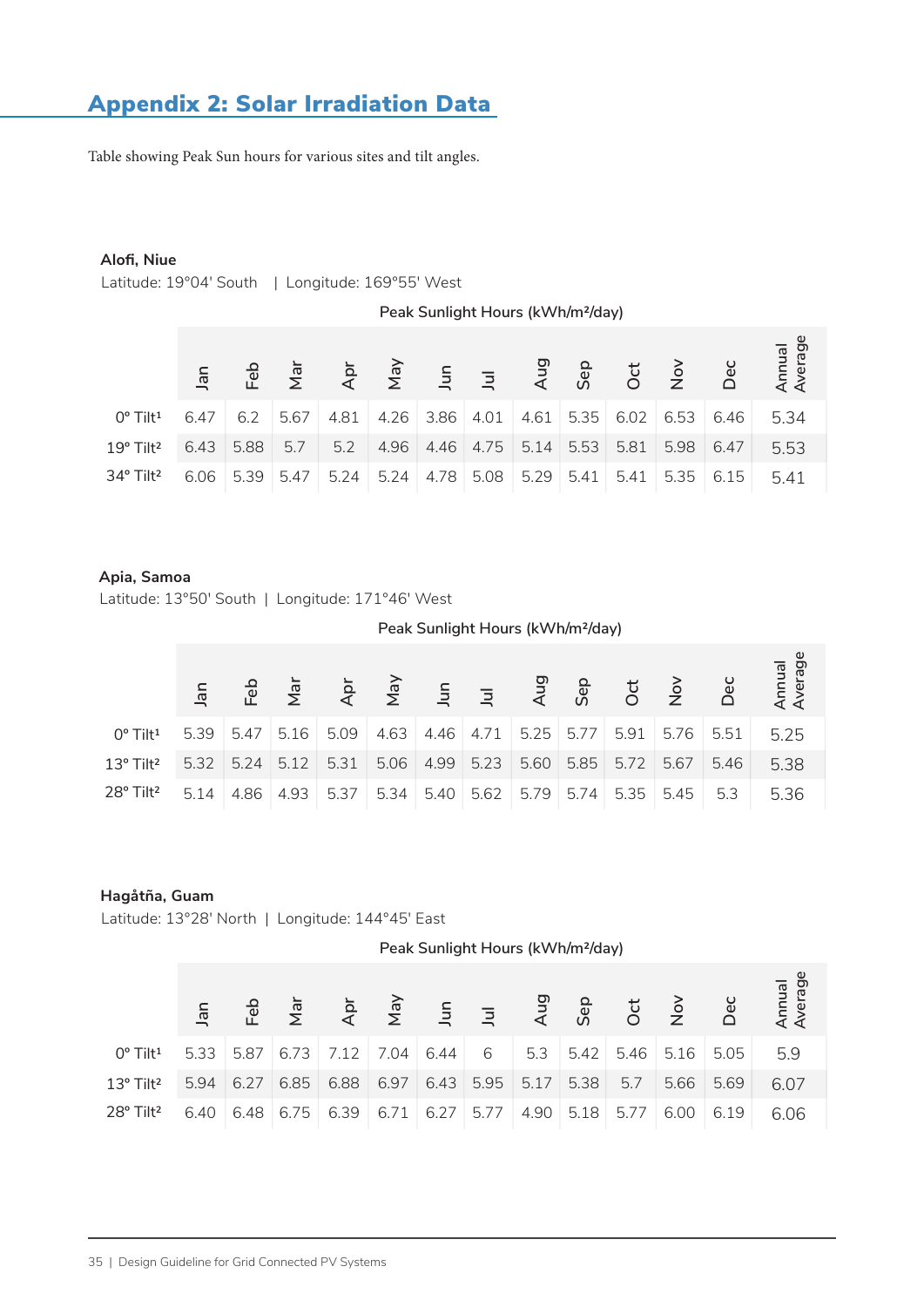# Appendix 2: Solar Irradiation Data

Table showing Peak Sun hours for various sites and tilt angles.

**Alofi, Niue**

Latitude: 19°04' South | Longitude: 169°55' West

Peak Sunlight Hours (kWh/m²/day)

| | Jan | Feb | Mar | Apr | May | Jun | Jul | Aug | Sep | Oct | Nov | Dec | Annual Average |
|---|---|---|---|---|---|---|---|---|---|---|---|---|---|
| 0° Tilt[1] | 6.47 | 6.2 | 5.67 | 4.81 | 4.26 | 3.86 | 4.01 | 4.61 | 5.35 | 6.02 | 6.53 | 6.46 | 5.34 |
| 19° Tilt[2] | 6.43 | 5.88 | 5.7 | 5.2 | 4.96 | 4.46 | 4.75 | 5.14 | 5.53 | 5.81 | 5.98 | 6.47 | 5.53 |
| 34° Tilt[2] | 6.06 | 5.39 | 5.47 | 5.24 | 5.24 | 4.78 | 5.08 | 5.29 | 5.41 | 5.41 | 5.35 | 6.15 | 5.41 |

**Apia, Samoa**

Latitude: 13°50' South | Longitude: 171°46' West

Peak Sunlight Hours (kWh/m²/day)

| | Jan | Feb | Mar | Apr | May | Jun | Jul | Aug | Sep | Oct | Nov | Dec | Annual Average |
|---|---|---|---|---|---|---|---|---|---|---|---|---|---|
| 0° Tilt[1] | 5.39 | 5.47 | 5.16 | 5.09 | 4.63 | 4.46 | 4.71 | 5.25 | 5.77 | 5.91 | 5.76 | 5.51 | 5.25 |
| 13° Tilt[2] | 5.32 | 5.24 | 5.12 | 5.31 | 5.06 | 4.99 | 5.23 | 5.60 | 5.85 | 5.72 | 5.67 | 5.46 | 5.38 |
| 28° Tilt[2] | 5.14 | 4.86 | 4.93 | 5.37 | 5.34 | 5.40 | 5.62 | 5.79 | 5.74 | 5.35 | 5.45 | 5.3 | 5.36 |

**Hagåtña, Guam**

Latitude: 13°28' North | Longitude: 144°45' East

Peak Sunlight Hours (kWh/m²/day)

| | Jan | Feb | Mar | Apr | May | Jun | Jul | Aug | Sep | Oct | Nov | Dec | Annual Average |
|---|---|---|---|---|---|---|---|---|---|---|---|---|---|
| 0° Tilt[1] | 5.33 | 5.87 | 6.73 | 7.12 | 7.04 | 6.44 | 6 | 5.3 | 5.42 | 5.46 | 5.16 | 5.05 | 5.9 |
| 13° Tilt[2] | 5.94 | 6.27 | 6.85 | 6.88 | 6.97 | 6.43 | 5.95 | 5.17 | 5.38 | 5.7 | 5.66 | 5.69 | 6.07 |
| 28° Tilt[2] | 6.40 | 6.48 | 6.75 | 6.39 | 6.71 | 6.27 | 5.77 | 4.90 | 5.18 | 5.77 | 6.00 | 6.19 | 6.06 |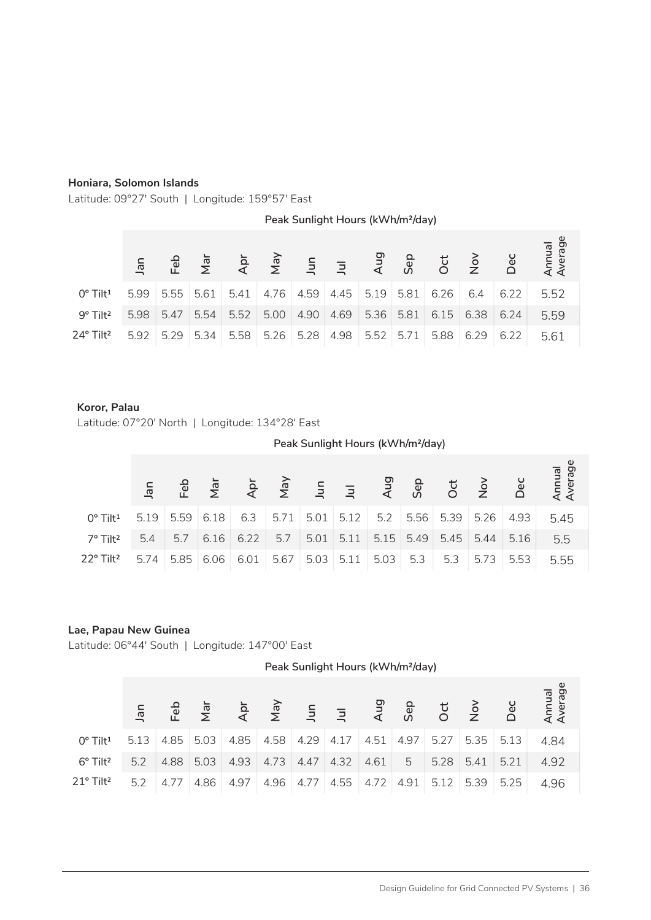**Honiara, Solomon Islands**

Latitude: 09°27' South | Longitude: 159°57' East

Peak Sunlight Hours (kWh/m²/day)

| | Jan | Feb | Mar | Apr | May | Jun | Jul | Aug | Sep | Oct | Nov | Dec | Annual Average |
|---|---|---|---|---|---|---|---|---|---|---|---|---|---|
| 0° Tilt[1] | 5.99 | 5.55 | 5.61 | 5.41 | 4.76 | 4.59 | 4.45 | 5.19 | 5.81 | 6.26 | 6.4 | 6.22 | 5.52 |
| 9° Tilt[2] | 5.98 | 5.47 | 5.54 | 5.52 | 5.00 | 4.90 | 4.69 | 5.36 | 5.81 | 6.15 | 6.38 | 6.24 | 5.59 |
| 24° Tilt[2] | 5.92 | 5.29 | 5.34 | 5.58 | 5.26 | 5.28 | 4.98 | 5.52 | 5.71 | 5.88 | 6.29 | 6.22 | 5.61 |

**Koror, Palau**

Latitude: 07°20' North | Longitude: 134°28' East

Peak Sunlight Hours (kWh/m²/day)

| | Jan | Feb | Mar | Apr | May | Jun | Jul | Aug | Sep | Oct | Nov | Dec | Annual Average |
|---|---|---|---|---|---|---|---|---|---|---|---|---|---|
| 0° Tilt[1] | 5.19 | 5.59 | 6.18 | 6.3 | 5.71 | 5.01 | 5.12 | 5.2 | 5.56 | 5.39 | 5.26 | 4.93 | 5.45 |
| 7° Tilt[2] | 5.4 | 5.7 | 6.16 | 6.22 | 5.7 | 5.01 | 5.11 | 5.15 | 5.49 | 5.45 | 5.44 | 5.16 | 5.5 |
| 22° Tilt[2] | 5.74 | 5.85 | 6.06 | 6.01 | 5.67 | 5.03 | 5.11 | 5.03 | 5.3 | 5.3 | 5.73 | 5.53 | 5.55 |

**Lae, Papau New Guinea**

Latitude: 06°44' South | Longitude: 147°00' East

Peak Sunlight Hours (kWh/m²/day)

| | Jan | Feb | Mar | Apr | May | Jun | Jul | Aug | Sep | Oct | Nov | Dec | Annual Average |
|---|---|---|---|---|---|---|---|---|---|---|---|---|---|
| 0° Tilt[1] | 5.13 | 4.85 | 5.03 | 4.85 | 4.58 | 4.29 | 4.17 | 4.51 | 4.97 | 5.27 | 5.35 | 5.13 | 4.84 |
| 6° Tilt[2] | 5.2 | 4.88 | 5.03 | 4.93 | 4.73 | 4.47 | 4.32 | 4.61 | 5 | 5.28 | 5.41 | 5.21 | 4.92 |
| 21° Tilt[2] | 5.2 | 4.77 | 4.86 | 4.97 | 4.96 | 4.77 | 4.55 | 4.72 | 4.91 | 5.12 | 5.39 | 5.25 | 4.96 |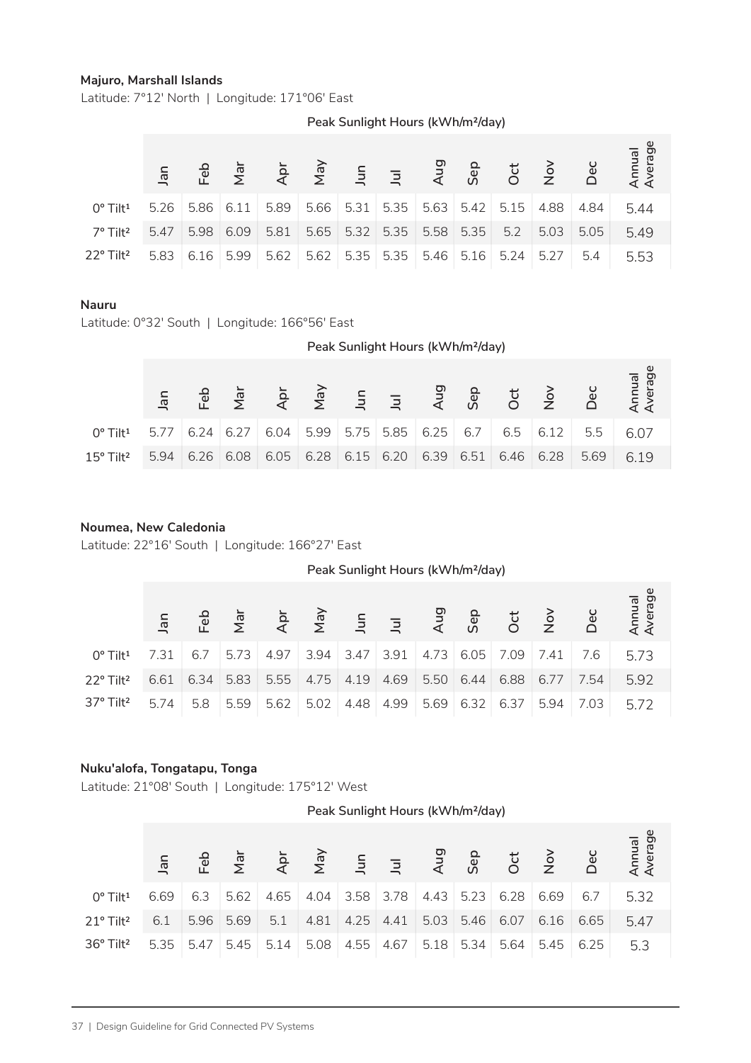**Majuro, Marshall Islands**

Latitude: 7°12' North | Longitude: 171°06' East

| | Peak Sunlight Hours (kWh/m²/day) | | | | | | | | | | | | |
|---|---|---|---|---|---|---|---|---|---|---|---|---|---|
| | Jan | Feb | Mar | Apr | May | Jun | Jul | Aug | Sep | Oct | Nov | Dec | Annual Average |
| 0° Tilt[1] | 5.26 | 5.86 | 6.11 | 5.89 | 5.66 | 5.31 | 5.35 | 5.63 | 5.42 | 5.15 | 4.88 | 4.84 | 5.44 |
| 7° Tilt[2] | 5.47 | 5.98 | 6.09 | 5.81 | 5.65 | 5.32 | 5.35 | 5.58 | 5.35 | 5.2 | 5.03 | 5.05 | 5.49 |
| 22° Tilt[2] | 5.83 | 6.16 | 5.99 | 5.62 | 5.62 | 5.35 | 5.35 | 5.46 | 5.16 | 5.24 | 5.27 | 5.4 | 5.53 |

**Nauru**

Latitude: 0°32' South | Longitude: 166°56' East

| | Peak Sunlight Hours (kWh/m²/day) | | | | | | | | | | | | |
|---|---|---|---|---|---|---|---|---|---|---|---|---|---|
| | Jan | Feb | Mar | Apr | May | Jun | Jul | Aug | Sep | Oct | Nov | Dec | Annual Average |
| 0° Tilt[1] | 5.77 | 6.24 | 6.27 | 6.04 | 5.99 | 5.75 | 5.85 | 6.25 | 6.7 | 6.5 | 6.12 | 5.5 | 6.07 |
| 15° Tilt[2] | 5.94 | 6.26 | 6.08 | 6.05 | 6.28 | 6.15 | 6.20 | 6.39 | 6.51 | 6.46 | 6.28 | 5.69 | 6.19 |

**Noumea, New Caledonia**

Latitude: 22°16' South | Longitude: 166°27' East

| | Peak Sunlight Hours (kWh/m²/day) | | | | | | | | | | | | |
|---|---|---|---|---|---|---|---|---|---|---|---|---|---|
| | Jan | Feb | Mar | Apr | May | Jun | Jul | Aug | Sep | Oct | Nov | Dec | Annual Average |
| 0° Tilt[1] | 7.31 | 6.7 | 5.73 | 4.97 | 3.94 | 3.47 | 3.91 | 4.73 | 6.05 | 7.09 | 7.41 | 7.6 | 5.73 |
| 22° Tilt[2] | 6.61 | 6.34 | 5.83 | 5.55 | 4.75 | 4.19 | 4.69 | 5.50 | 6.44 | 6.88 | 6.77 | 7.54 | 5.92 |
| 37° Tilt[2] | 5.74 | 5.8 | 5.59 | 5.62 | 5.02 | 4.48 | 4.99 | 5.69 | 6.32 | 6.37 | 5.94 | 7.03 | 5.72 |

**Nuku'alofa, Tongatapu, Tonga**

Latitude: 21°08' South | Longitude: 175°12' West

| | Peak Sunlight Hours (kWh/m²/day) | | | | | | | | | | | | |
|---|---|---|---|---|---|---|---|---|---|---|---|---|---|
| | Jan | Feb | Mar | Apr | May | Jun | Jul | Aug | Sep | Oct | Nov | Dec | Annual Average |
| 0° Tilt[1] | 6.69 | 6.3 | 5.62 | 4.65 | 4.04 | 3.58 | 3.78 | 4.43 | 5.23 | 6.28 | 6.69 | 6.7 | 5.32 |
| 21° Tilt[2] | 6.1 | 5.96 | 5.69 | 5.1 | 4.81 | 4.25 | 4.41 | 5.03 | 5.46 | 6.07 | 6.16 | 6.65 | 5.47 |
| 36° Tilt[2] | 5.35 | 5.47 | 5.45 | 5.14 | 5.08 | 4.55 | 4.67 | 5.18 | 5.34 | 5.64 | 5.45 | 6.25 | 5.3 |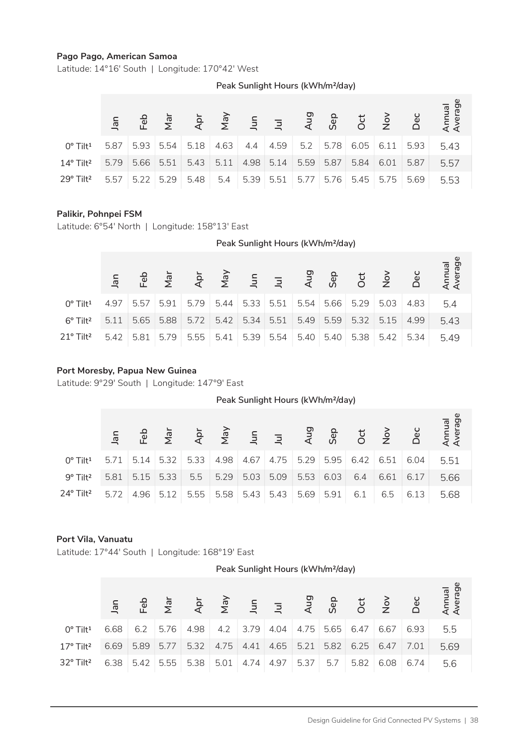**Pago Pago, American Samoa**

Latitude: 14°16' South | Longitude: 170°42' West

| | Peak Sunlight Hours (kWh/m²/day) | | | | | | | | | | | | |
|---|---|---|---|---|---|---|---|---|---|---|---|---|---|
| | Jan | Feb | Mar | Apr | May | Jun | Jul | Aug | Sep | Oct | Nov | Dec | Annual Average |
| 0° Tilt[1] | 5.87 | 5.93 | 5.54 | 5.18 | 4.63 | 4.4 | 4.59 | 5.2 | 5.78 | 6.05 | 6.11 | 5.93 | 5.43 |
| 14° Tilt[2] | 5.79 | 5.66 | 5.51 | 5.43 | 5.11 | 4.98 | 5.14 | 5.59 | 5.87 | 5.84 | 6.01 | 5.87 | 5.57 |
| 29° Tilt[2] | 5.57 | 5.22 | 5.29 | 5.48 | 5.4 | 5.39 | 5.51 | 5.77 | 5.76 | 5.45 | 5.75 | 5.69 | 5.53 |

**Palikir, Pohnpei FSM**

Latitude: 6°54' North | Longitude: 158°13' East

| | Peak Sunlight Hours (kWh/m²/day) | | | | | | | | | | | | |
|---|---|---|---|---|---|---|---|---|---|---|---|---|---|
| | Jan | Feb | Mar | Apr | May | Jun | Jul | Aug | Sep | Oct | Nov | Dec | Annual Average |
| 0° Tilt[1] | 4.97 | 5.57 | 5.91 | 5.79 | 5.44 | 5.33 | 5.51 | 5.54 | 5.66 | 5.29 | 5.03 | 4.83 | 5.4 |
| 6° Tilt[2] | 5.11 | 5.65 | 5.88 | 5.72 | 5.42 | 5.34 | 5.51 | 5.49 | 5.59 | 5.32 | 5.15 | 4.99 | 5.43 |
| 21° Tilt[2] | 5.42 | 5.81 | 5.79 | 5.55 | 5.41 | 5.39 | 5.54 | 5.40 | 5.40 | 5.38 | 5.42 | 5.34 | 5.49 |

**Port Moresby, Papua New Guinea**

Latitude: 9°29' South | Longitude: 147°9' East

| | Peak Sunlight Hours (kWh/m²/day) | | | | | | | | | | | | |
|---|---|---|---|---|---|---|---|---|---|---|---|---|---|
| | Jan | Feb | Mar | Apr | May | Jun | Jul | Aug | Sep | Oct | Nov | Dec | Annual Average |
| 0° Tilt[1] | 5.71 | 5.14 | 5.32 | 5.33 | 4.98 | 4.67 | 4.75 | 5.29 | 5.95 | 6.42 | 6.51 | 6.04 | 5.51 |
| 9° Tilt[2] | 5.81 | 5.15 | 5.33 | 5.5 | 5.29 | 5.03 | 5.09 | 5.53 | 6.03 | 6.4 | 6.61 | 6.17 | 5.66 |
| 24° Tilt[2] | 5.72 | 4.96 | 5.12 | 5.55 | 5.58 | 5.43 | 5.43 | 5.69 | 5.91 | 6.1 | 6.5 | 6.13 | 5.68 |

**Port Vila, Vanuatu**

Latitude: 17°44' South | Longitude: 168°19' East

| | Peak Sunlight Hours (kWh/m²/day) | | | | | | | | | | | | |
|---|---|---|---|---|---|---|---|---|---|---|---|---|---|
| | Jan | Feb | Mar | Apr | May | Jun | Jul | Aug | Sep | Oct | Nov | Dec | Annual Average |
| 0° Tilt[1] | 6.68 | 6.2 | 5.76 | 4.98 | 4.2 | 3.79 | 4.04 | 4.75 | 5.65 | 6.47 | 6.67 | 6.93 | 5.5 |
| 17° Tilt[2] | 6.69 | 5.89 | 5.77 | 5.32 | 4.75 | 4.41 | 4.65 | 5.21 | 5.82 | 6.25 | 6.47 | 7.01 | 5.69 |
| 32° Tilt[2] | 6.38 | 5.42 | 5.55 | 5.38 | 5.01 | 4.74 | 4.97 | 5.37 | 5.7 | 5.82 | 6.08 | 6.74 | 5.6 |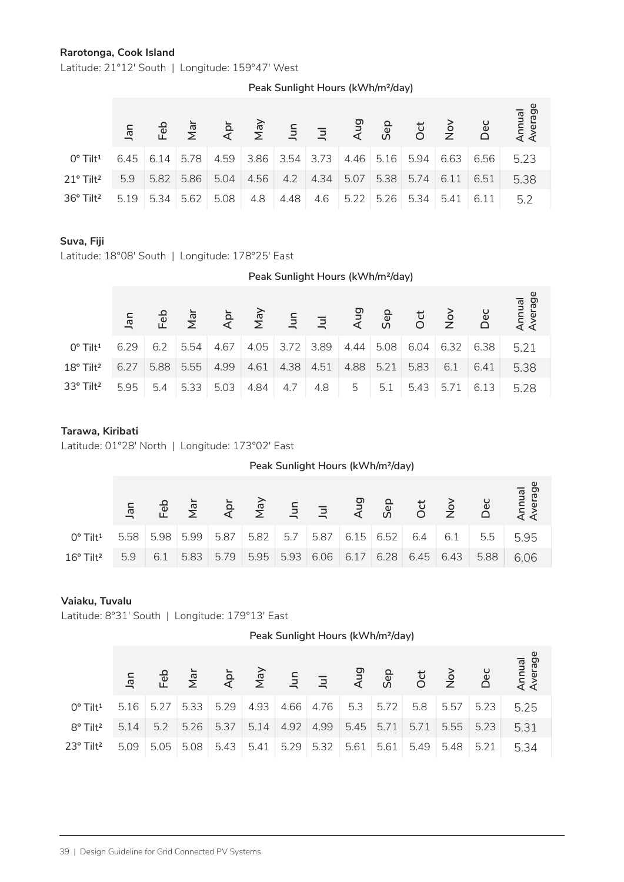**Rarotonga, Cook Island**

Latitude: 21°12' South | Longitude: 159°47' West

Peak Sunlight Hours (kWh/m²/day)

| | Jan | Feb | Mar | Apr | May | Jun | Jul | Aug | Sep | Oct | Nov | Dec | Annual Average |
|---|---|---|---|---|---|---|---|---|---|---|---|---|---|
| 0° Tilt[1] | 6.45 | 6.14 | 5.78 | 4.59 | 3.86 | 3.54 | 3.73 | 4.46 | 5.16 | 5.94 | 6.63 | 6.56 | 5.23 |
| 21° Tilt[2] | 5.9 | 5.82 | 5.86 | 5.04 | 4.56 | 4.2 | 4.34 | 5.07 | 5.38 | 5.74 | 6.11 | 6.51 | 5.38 |
| 36° Tilt[2] | 5.19 | 5.34 | 5.62 | 5.08 | 4.8 | 4.48 | 4.6 | 5.22 | 5.26 | 5.34 | 5.41 | 6.11 | 5.2 |

**Suva, Fiji**

Latitude: 18°08' South | Longitude: 178°25' East

Peak Sunlight Hours (kWh/m²/day)

| | Jan | Feb | Mar | Apr | May | Jun | Jul | Aug | Sep | Oct | Nov | Dec | Annual Average |
|---|---|---|---|---|---|---|---|---|---|---|---|---|---|
| 0° Tilt[1] | 6.29 | 6.2 | 5.54 | 4.67 | 4.05 | 3.72 | 3.89 | 4.44 | 5.08 | 6.04 | 6.32 | 6.38 | 5.21 |
| 18° Tilt[2] | 6.27 | 5.88 | 5.55 | 4.99 | 4.61 | 4.38 | 4.51 | 4.88 | 5.21 | 5.83 | 6.1 | 6.41 | 5.38 |
| 33° Tilt[2] | 5.95 | 5.4 | 5.33 | 5.03 | 4.84 | 4.7 | 4.8 | 5 | 5.1 | 5.43 | 5.71 | 6.13 | 5.28 |

**Tarawa, Kiribati**

Latitude: 01°28' North | Longitude: 173°02' East

Peak Sunlight Hours (kWh/m²/day)

| | Jan | Feb | Mar | Apr | May | Jun | Jul | Aug | Sep | Oct | Nov | Dec | Annual Average |
|---|---|---|---|---|---|---|---|---|---|---|---|---|---|
| 0° Tilt[1] | 5.58 | 5.98 | 5.99 | 5.87 | 5.82 | 5.7 | 5.87 | 6.15 | 6.52 | 6.4 | 6.1 | 5.5 | 5.95 |
| 16° Tilt[2] | 5.9 | 6.1 | 5.83 | 5.79 | 5.95 | 5.93 | 6.06 | 6.17 | 6.28 | 6.45 | 6.43 | 5.88 | 6.06 |

**Vaiaku, Tuvalu**

Latitude: 8°31' South | Longitude: 179°13' East

Peak Sunlight Hours (kWh/m²/day)

| | Jan | Feb | Mar | Apr | May | Jun | Jul | Aug | Sep | Oct | Nov | Dec | Annual Average |
|---|---|---|---|---|---|---|---|---|---|---|---|---|---|
| 0° Tilt[1] | 5.16 | 5.27 | 5.33 | 5.29 | 4.93 | 4.66 | 4.76 | 5.3 | 5.72 | 5.8 | 5.57 | 5.23 | 5.25 |
| 8° Tilt[2] | 5.14 | 5.2 | 5.26 | 5.37 | 5.14 | 4.92 | 4.99 | 5.45 | 5.71 | 5.71 | 5.55 | 5.23 | 5.31 |
| 23° Tilt[2] | 5.09 | 5.05 | 5.08 | 5.43 | 5.41 | 5.29 | 5.32 | 5.61 | 5.61 | 5.49 | 5.48 | 5.21 | 5.34 |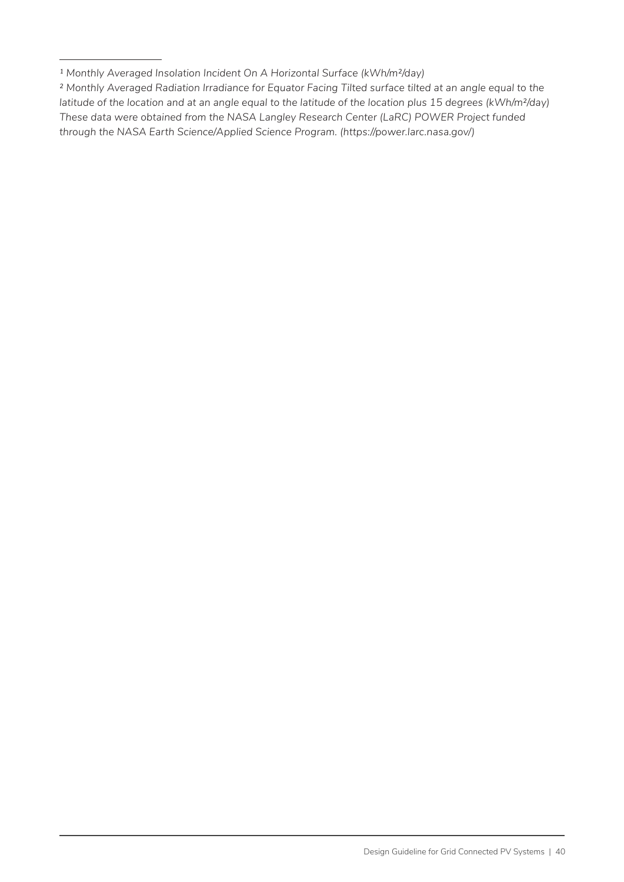[1] *Monthly Averaged Insolation Incident On A Horizontal Surface (kWh/m²/day)*

[2] *Monthly Averaged Radiation Irradiance for Equator Facing Tilted surface tilted at an angle equal to the latitude of the location and at an angle equal to the latitude of the location plus 15 degrees (kWh/m²/day)*
*These data were obtained from the NASA Langley Research Center (LaRC) POWER Project funded through the NASA Earth Science/Applied Science Program. (https://power.larc.nasa.gov/)*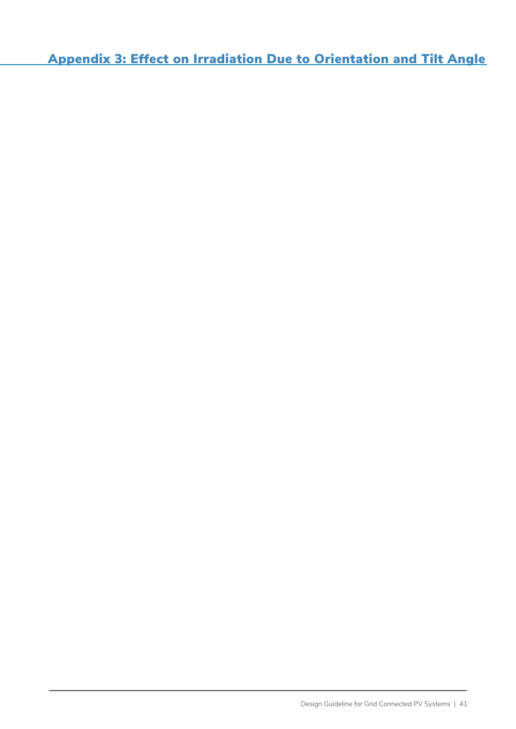# Appendix 3: Effect on Irradiation Due to Orientation and Tilt Angle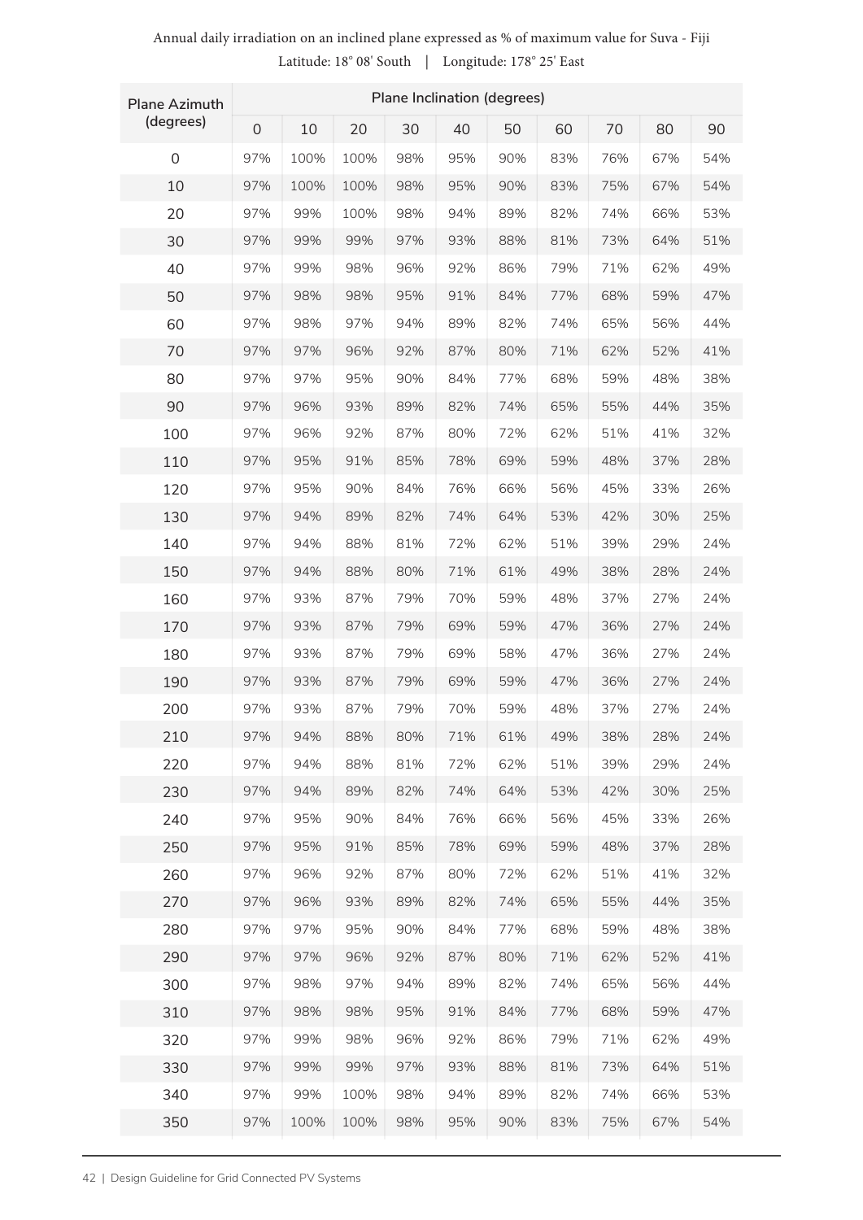Annual daily irradiation on an inclined plane expressed as % of maximum value for Suva - Fiji

Latitude: 18° 08' South | Longitude: 178° 25' East

| Plane Azimuth (degrees) | Plane Inclination (degrees) | | | | | | | | | |
|---|---|---|---|---|---|---|---|---|---|---|
| | 0 | 10 | 20 | 30 | 40 | 50 | 60 | 70 | 80 | 90 |
| 0 | 97% | 100% | 100% | 98% | 95% | 90% | 83% | 76% | 67% | 54% |
| 10 | 97% | 100% | 100% | 98% | 95% | 90% | 83% | 75% | 67% | 54% |
| 20 | 97% | 99% | 100% | 98% | 94% | 89% | 82% | 74% | 66% | 53% |
| 30 | 97% | 99% | 99% | 97% | 93% | 88% | 81% | 73% | 64% | 51% |
| 40 | 97% | 99% | 98% | 96% | 92% | 86% | 79% | 71% | 62% | 49% |
| 50 | 97% | 98% | 98% | 95% | 91% | 84% | 77% | 68% | 59% | 47% |
| 60 | 97% | 98% | 97% | 94% | 89% | 82% | 74% | 65% | 56% | 44% |
| 70 | 97% | 97% | 96% | 92% | 87% | 80% | 71% | 62% | 52% | 41% |
| 80 | 97% | 97% | 95% | 90% | 84% | 77% | 68% | 59% | 48% | 38% |
| 90 | 97% | 96% | 93% | 89% | 82% | 74% | 65% | 55% | 44% | 35% |
| 100 | 97% | 96% | 92% | 87% | 80% | 72% | 62% | 51% | 41% | 32% |
| 110 | 97% | 95% | 91% | 85% | 78% | 69% | 59% | 48% | 37% | 28% |
| 120 | 97% | 95% | 90% | 84% | 76% | 66% | 56% | 45% | 33% | 26% |
| 130 | 97% | 94% | 89% | 82% | 74% | 64% | 53% | 42% | 30% | 25% |
| 140 | 97% | 94% | 88% | 81% | 72% | 62% | 51% | 39% | 29% | 24% |
| 150 | 97% | 94% | 88% | 80% | 71% | 61% | 49% | 38% | 28% | 24% |
| 160 | 97% | 93% | 87% | 79% | 70% | 59% | 48% | 37% | 27% | 24% |
| 170 | 97% | 93% | 87% | 79% | 69% | 59% | 47% | 36% | 27% | 24% |
| 180 | 97% | 93% | 87% | 79% | 69% | 58% | 47% | 36% | 27% | 24% |
| 190 | 97% | 93% | 87% | 79% | 69% | 59% | 47% | 36% | 27% | 24% |
| 200 | 97% | 93% | 87% | 79% | 70% | 59% | 48% | 37% | 27% | 24% |
| 210 | 97% | 94% | 88% | 80% | 71% | 61% | 49% | 38% | 28% | 24% |
| 220 | 97% | 94% | 88% | 81% | 72% | 62% | 51% | 39% | 29% | 24% |
| 230 | 97% | 94% | 89% | 82% | 74% | 64% | 53% | 42% | 30% | 25% |
| 240 | 97% | 95% | 90% | 84% | 76% | 66% | 56% | 45% | 33% | 26% |
| 250 | 97% | 95% | 91% | 85% | 78% | 69% | 59% | 48% | 37% | 28% |
| 260 | 97% | 96% | 92% | 87% | 80% | 72% | 62% | 51% | 41% | 32% |
| 270 | 97% | 96% | 93% | 89% | 82% | 74% | 65% | 55% | 44% | 35% |
| 280 | 97% | 97% | 95% | 90% | 84% | 77% | 68% | 59% | 48% | 38% |
| 290 | 97% | 97% | 96% | 92% | 87% | 80% | 71% | 62% | 52% | 41% |
| 300 | 97% | 98% | 97% | 94% | 89% | 82% | 74% | 65% | 56% | 44% |
| 310 | 97% | 98% | 98% | 95% | 91% | 84% | 77% | 68% | 59% | 47% |
| 320 | 97% | 99% | 98% | 96% | 92% | 86% | 79% | 71% | 62% | 49% |
| 330 | 97% | 99% | 99% | 97% | 93% | 88% | 81% | 73% | 64% | 51% |
| 340 | 97% | 99% | 100% | 98% | 94% | 89% | 82% | 74% | 66% | 53% |
| 350 | 97% | 100% | 100% | 98% | 95% | 90% | 83% | 75% | 67% | 54% |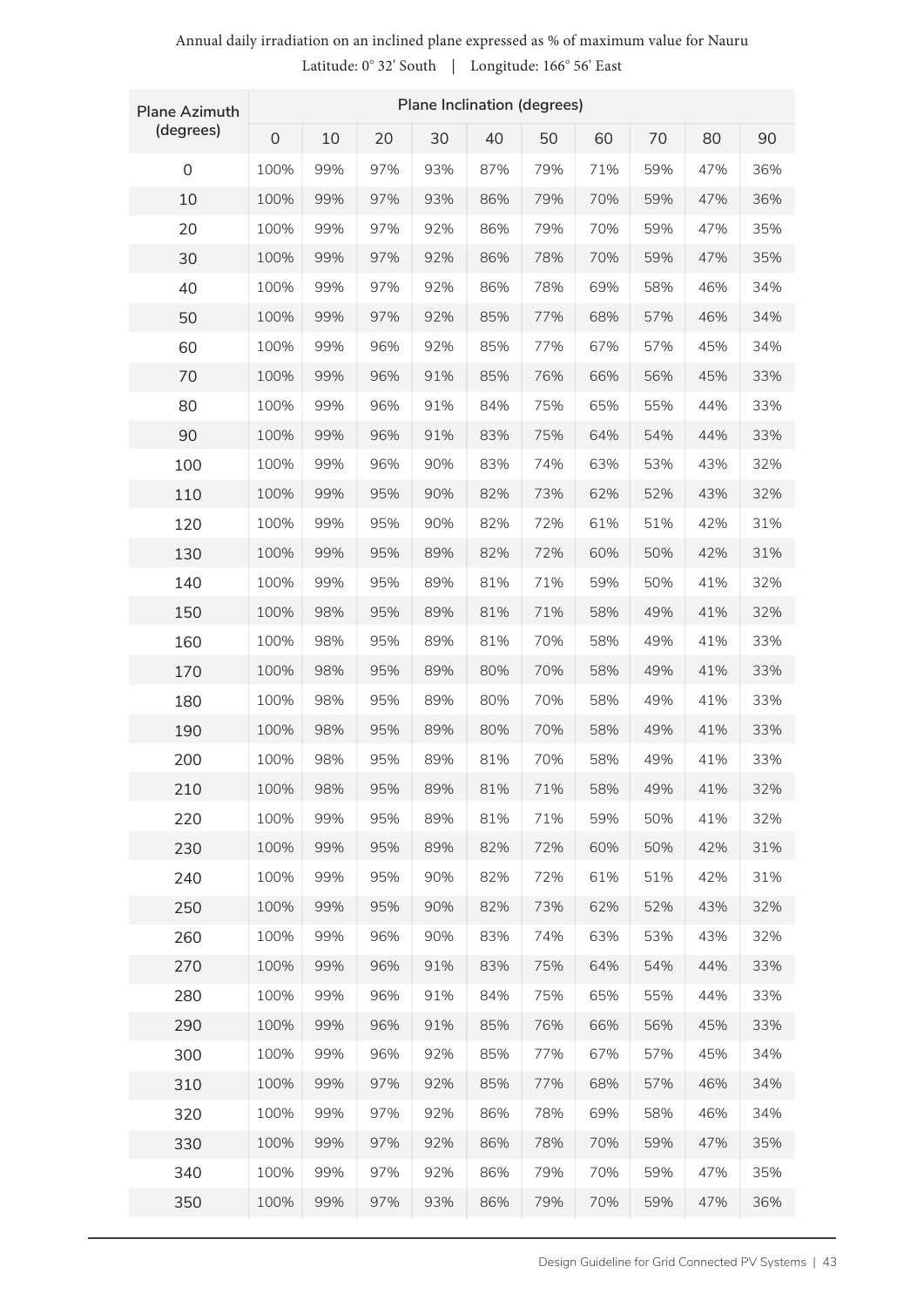Annual daily irradiation on an inclined plane expressed as % of maximum value for Nauru

Latitude: 0° 32' South | Longitude: 166° 56' East

| Plane Azimuth (degrees) | Plane Inclination (degrees) | | | | | | | | | |
|---|---|---|---|---|---|---|---|---|---|---|
| | 0 | 10 | 20 | 30 | 40 | 50 | 60 | 70 | 80 | 90 |
| 0 | 100% | 99% | 97% | 93% | 87% | 79% | 71% | 59% | 47% | 36% |
| 10 | 100% | 99% | 97% | 93% | 86% | 79% | 70% | 59% | 47% | 36% |
| 20 | 100% | 99% | 97% | 92% | 86% | 79% | 70% | 59% | 47% | 35% |
| 30 | 100% | 99% | 97% | 92% | 86% | 78% | 70% | 59% | 47% | 35% |
| 40 | 100% | 99% | 97% | 92% | 86% | 78% | 69% | 58% | 46% | 34% |
| 50 | 100% | 99% | 97% | 92% | 85% | 77% | 68% | 57% | 46% | 34% |
| 60 | 100% | 99% | 96% | 92% | 85% | 77% | 67% | 57% | 45% | 34% |
| 70 | 100% | 99% | 96% | 91% | 85% | 76% | 66% | 56% | 45% | 33% |
| 80 | 100% | 99% | 96% | 91% | 84% | 75% | 65% | 55% | 44% | 33% |
| 90 | 100% | 99% | 96% | 91% | 83% | 75% | 64% | 54% | 44% | 33% |
| 100 | 100% | 99% | 96% | 90% | 83% | 74% | 63% | 53% | 43% | 32% |
| 110 | 100% | 99% | 95% | 90% | 82% | 73% | 62% | 52% | 43% | 32% |
| 120 | 100% | 99% | 95% | 90% | 82% | 72% | 61% | 51% | 42% | 31% |
| 130 | 100% | 99% | 95% | 89% | 82% | 72% | 60% | 50% | 42% | 31% |
| 140 | 100% | 99% | 95% | 89% | 81% | 71% | 59% | 50% | 41% | 32% |
| 150 | 100% | 98% | 95% | 89% | 81% | 71% | 58% | 49% | 41% | 32% |
| 160 | 100% | 98% | 95% | 89% | 81% | 70% | 58% | 49% | 41% | 33% |
| 170 | 100% | 98% | 95% | 89% | 80% | 70% | 58% | 49% | 41% | 33% |
| 180 | 100% | 98% | 95% | 89% | 80% | 70% | 58% | 49% | 41% | 33% |
| 190 | 100% | 98% | 95% | 89% | 80% | 70% | 58% | 49% | 41% | 33% |
| 200 | 100% | 98% | 95% | 89% | 81% | 70% | 58% | 49% | 41% | 33% |
| 210 | 100% | 98% | 95% | 89% | 81% | 71% | 58% | 49% | 41% | 32% |
| 220 | 100% | 99% | 95% | 89% | 81% | 71% | 59% | 50% | 41% | 32% |
| 230 | 100% | 99% | 95% | 89% | 82% | 72% | 60% | 50% | 42% | 31% |
| 240 | 100% | 99% | 95% | 90% | 82% | 72% | 61% | 51% | 42% | 31% |
| 250 | 100% | 99% | 95% | 90% | 82% | 73% | 62% | 52% | 43% | 32% |
| 260 | 100% | 99% | 96% | 90% | 83% | 74% | 63% | 53% | 43% | 32% |
| 270 | 100% | 99% | 96% | 91% | 83% | 75% | 64% | 54% | 44% | 33% |
| 280 | 100% | 99% | 96% | 91% | 84% | 75% | 65% | 55% | 44% | 33% |
| 290 | 100% | 99% | 96% | 91% | 85% | 76% | 66% | 56% | 45% | 33% |
| 300 | 100% | 99% | 96% | 92% | 85% | 77% | 67% | 57% | 45% | 34% |
| 310 | 100% | 99% | 97% | 92% | 85% | 77% | 68% | 57% | 46% | 34% |
| 320 | 100% | 99% | 97% | 92% | 86% | 78% | 69% | 58% | 46% | 34% |
| 330 | 100% | 99% | 97% | 92% | 86% | 78% | 70% | 59% | 47% | 35% |
| 340 | 100% | 99% | 97% | 92% | 86% | 79% | 70% | 59% | 47% | 35% |
| 350 | 100% | 99% | 97% | 93% | 86% | 79% | 70% | 59% | 47% | 36% |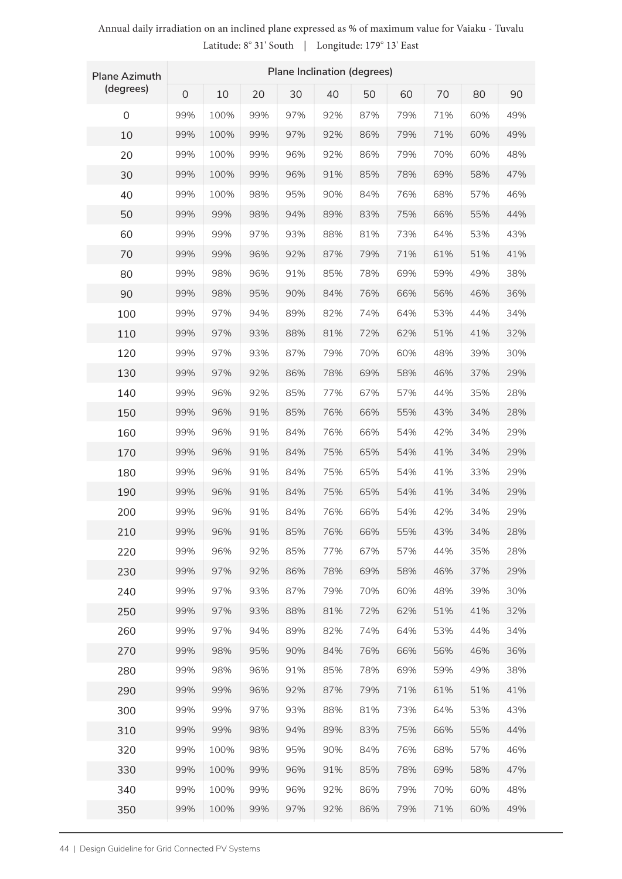Annual daily irradiation on an inclined plane expressed as % of maximum value for Vaiaku - Tuvalu

Latitude: 8° 31' South | Longitude: 179° 13' East

| Plane Azimuth (degrees) | Plane Inclination (degrees) | | | | | | | | | |
|---|---|---|---|---|---|---|---|---|---|---|
| | 0 | 10 | 20 | 30 | 40 | 50 | 60 | 70 | 80 | 90 |
| 0 | 99% | 100% | 99% | 97% | 92% | 87% | 79% | 71% | 60% | 49% |
| 10 | 99% | 100% | 99% | 97% | 92% | 86% | 79% | 71% | 60% | 49% |
| 20 | 99% | 100% | 99% | 96% | 92% | 86% | 79% | 70% | 60% | 48% |
| 30 | 99% | 100% | 99% | 96% | 91% | 85% | 78% | 69% | 58% | 47% |
| 40 | 99% | 100% | 98% | 95% | 90% | 84% | 76% | 68% | 57% | 46% |
| 50 | 99% | 99% | 98% | 94% | 89% | 83% | 75% | 66% | 55% | 44% |
| 60 | 99% | 99% | 97% | 93% | 88% | 81% | 73% | 64% | 53% | 43% |
| 70 | 99% | 99% | 96% | 92% | 87% | 79% | 71% | 61% | 51% | 41% |
| 80 | 99% | 98% | 96% | 91% | 85% | 78% | 69% | 59% | 49% | 38% |
| 90 | 99% | 98% | 95% | 90% | 84% | 76% | 66% | 56% | 46% | 36% |
| 100 | 99% | 97% | 94% | 89% | 82% | 74% | 64% | 53% | 44% | 34% |
| 110 | 99% | 97% | 93% | 88% | 81% | 72% | 62% | 51% | 41% | 32% |
| 120 | 99% | 97% | 93% | 87% | 79% | 70% | 60% | 48% | 39% | 30% |
| 130 | 99% | 97% | 92% | 86% | 78% | 69% | 58% | 46% | 37% | 29% |
| 140 | 99% | 96% | 92% | 85% | 77% | 67% | 57% | 44% | 35% | 28% |
| 150 | 99% | 96% | 91% | 85% | 76% | 66% | 55% | 43% | 34% | 28% |
| 160 | 99% | 96% | 91% | 84% | 76% | 66% | 54% | 42% | 34% | 29% |
| 170 | 99% | 96% | 91% | 84% | 75% | 65% | 54% | 41% | 34% | 29% |
| 180 | 99% | 96% | 91% | 84% | 75% | 65% | 54% | 41% | 33% | 29% |
| 190 | 99% | 96% | 91% | 84% | 75% | 65% | 54% | 41% | 34% | 29% |
| 200 | 99% | 96% | 91% | 84% | 76% | 66% | 54% | 42% | 34% | 29% |
| 210 | 99% | 96% | 91% | 85% | 76% | 66% | 55% | 43% | 34% | 28% |
| 220 | 99% | 96% | 92% | 85% | 77% | 67% | 57% | 44% | 35% | 28% |
| 230 | 99% | 97% | 92% | 86% | 78% | 69% | 58% | 46% | 37% | 29% |
| 240 | 99% | 97% | 93% | 87% | 79% | 70% | 60% | 48% | 39% | 30% |
| 250 | 99% | 97% | 93% | 88% | 81% | 72% | 62% | 51% | 41% | 32% |
| 260 | 99% | 97% | 94% | 89% | 82% | 74% | 64% | 53% | 44% | 34% |
| 270 | 99% | 98% | 95% | 90% | 84% | 76% | 66% | 56% | 46% | 36% |
| 280 | 99% | 98% | 96% | 91% | 85% | 78% | 69% | 59% | 49% | 38% |
| 290 | 99% | 99% | 96% | 92% | 87% | 79% | 71% | 61% | 51% | 41% |
| 300 | 99% | 99% | 97% | 93% | 88% | 81% | 73% | 64% | 53% | 43% |
| 310 | 99% | 99% | 98% | 94% | 89% | 83% | 75% | 66% | 55% | 44% |
| 320 | 99% | 100% | 98% | 95% | 90% | 84% | 76% | 68% | 57% | 46% |
| 330 | 99% | 100% | 99% | 96% | 91% | 85% | 78% | 69% | 58% | 47% |
| 340 | 99% | 100% | 99% | 96% | 92% | 86% | 79% | 70% | 60% | 48% |
| 350 | 99% | 100% | 99% | 97% | 92% | 86% | 79% | 71% | 60% | 49% |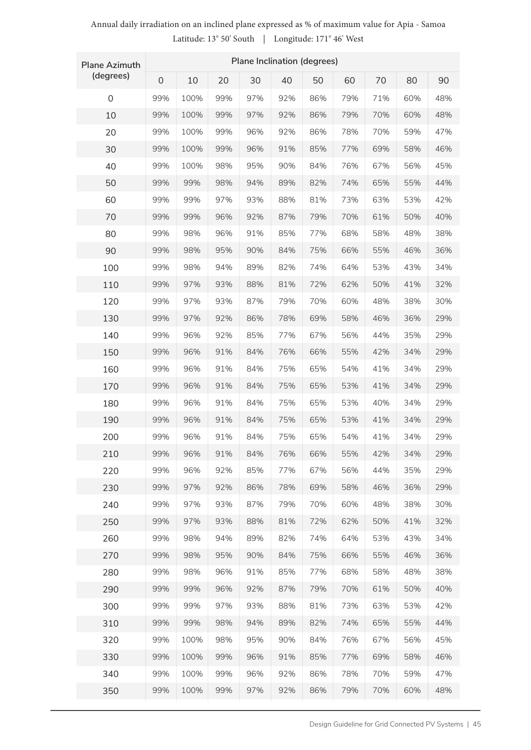Annual daily irradiation on an inclined plane expressed as % of maximum value for Apia - Samoa

Latitude: 13° 50' South | Longitude: 171° 46' West

| Plane Azimuth (degrees) | Plane Inclination (degrees) | | | | | | | | | |
|---|---|---|---|---|---|---|---|---|---|---|
| | 0 | 10 | 20 | 30 | 40 | 50 | 60 | 70 | 80 | 90 |
| 0 | 99% | 100% | 99% | 97% | 92% | 86% | 79% | 71% | 60% | 48% |
| 10 | 99% | 100% | 99% | 97% | 92% | 86% | 79% | 70% | 60% | 48% |
| 20 | 99% | 100% | 99% | 96% | 92% | 86% | 78% | 70% | 59% | 47% |
| 30 | 99% | 100% | 99% | 96% | 91% | 85% | 77% | 69% | 58% | 46% |
| 40 | 99% | 100% | 98% | 95% | 90% | 84% | 76% | 67% | 56% | 45% |
| 50 | 99% | 99% | 98% | 94% | 89% | 82% | 74% | 65% | 55% | 44% |
| 60 | 99% | 99% | 97% | 93% | 88% | 81% | 73% | 63% | 53% | 42% |
| 70 | 99% | 99% | 96% | 92% | 87% | 79% | 70% | 61% | 50% | 40% |
| 80 | 99% | 98% | 96% | 91% | 85% | 77% | 68% | 58% | 48% | 38% |
| 90 | 99% | 98% | 95% | 90% | 84% | 75% | 66% | 55% | 46% | 36% |
| 100 | 99% | 98% | 94% | 89% | 82% | 74% | 64% | 53% | 43% | 34% |
| 110 | 99% | 97% | 93% | 88% | 81% | 72% | 62% | 50% | 41% | 32% |
| 120 | 99% | 97% | 93% | 87% | 79% | 70% | 60% | 48% | 38% | 30% |
| 130 | 99% | 97% | 92% | 86% | 78% | 69% | 58% | 46% | 36% | 29% |
| 140 | 99% | 96% | 92% | 85% | 77% | 67% | 56% | 44% | 35% | 29% |
| 150 | 99% | 96% | 91% | 84% | 76% | 66% | 55% | 42% | 34% | 29% |
| 160 | 99% | 96% | 91% | 84% | 75% | 65% | 54% | 41% | 34% | 29% |
| 170 | 99% | 96% | 91% | 84% | 75% | 65% | 53% | 41% | 34% | 29% |
| 180 | 99% | 96% | 91% | 84% | 75% | 65% | 53% | 40% | 34% | 29% |
| 190 | 99% | 96% | 91% | 84% | 75% | 65% | 53% | 41% | 34% | 29% |
| 200 | 99% | 96% | 91% | 84% | 75% | 65% | 54% | 41% | 34% | 29% |
| 210 | 99% | 96% | 91% | 84% | 76% | 66% | 55% | 42% | 34% | 29% |
| 220 | 99% | 96% | 92% | 85% | 77% | 67% | 56% | 44% | 35% | 29% |
| 230 | 99% | 97% | 92% | 86% | 78% | 69% | 58% | 46% | 36% | 29% |
| 240 | 99% | 97% | 93% | 87% | 79% | 70% | 60% | 48% | 38% | 30% |
| 250 | 99% | 97% | 93% | 88% | 81% | 72% | 62% | 50% | 41% | 32% |
| 260 | 99% | 98% | 94% | 89% | 82% | 74% | 64% | 53% | 43% | 34% |
| 270 | 99% | 98% | 95% | 90% | 84% | 75% | 66% | 55% | 46% | 36% |
| 280 | 99% | 98% | 96% | 91% | 85% | 77% | 68% | 58% | 48% | 38% |
| 290 | 99% | 99% | 96% | 92% | 87% | 79% | 70% | 61% | 50% | 40% |
| 300 | 99% | 99% | 97% | 93% | 88% | 81% | 73% | 63% | 53% | 42% |
| 310 | 99% | 99% | 98% | 94% | 89% | 82% | 74% | 65% | 55% | 44% |
| 320 | 99% | 100% | 98% | 95% | 90% | 84% | 76% | 67% | 56% | 45% |
| 330 | 99% | 100% | 99% | 96% | 91% | 85% | 77% | 69% | 58% | 46% |
| 340 | 99% | 100% | 99% | 96% | 92% | 86% | 78% | 70% | 59% | 47% |
| 350 | 99% | 100% | 99% | 97% | 92% | 86% | 79% | 70% | 60% | 48% |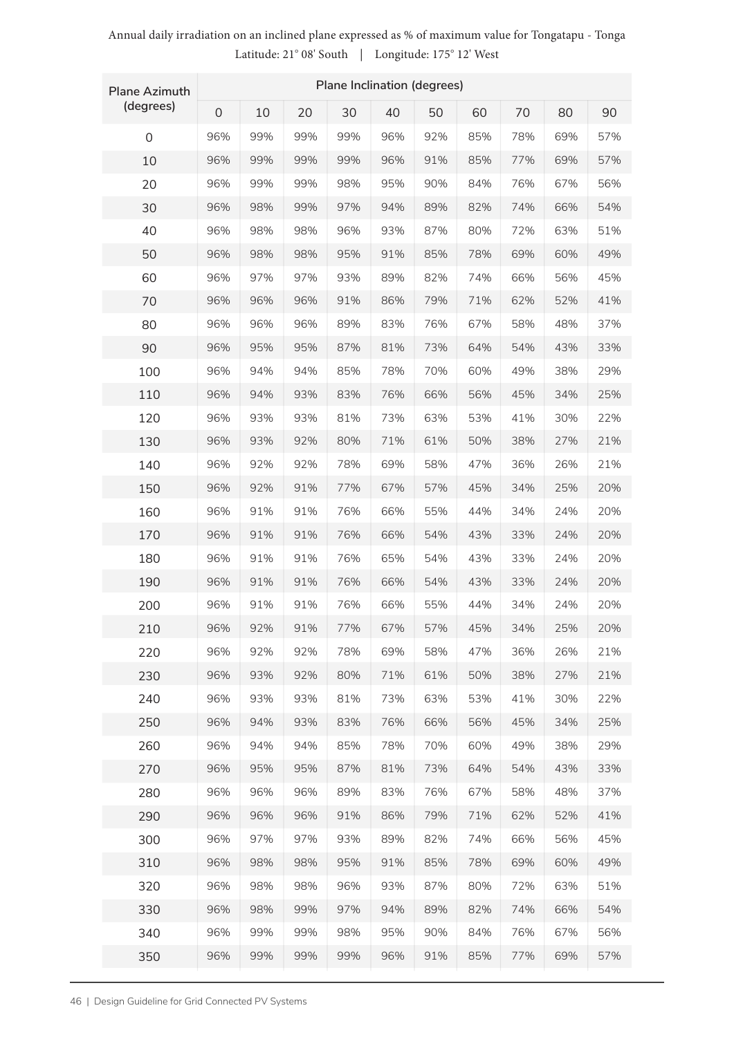Annual daily irradiation on an inclined plane expressed as % of maximum value for Tongatapu - Tonga

Latitude: 21° 08' South | Longitude: 175° 12' West

| Plane Azimuth (degrees) | Plane Inclination (degrees) | | | | | | | | | |
|---|---|---|---|---|---|---|---|---|---|---|
| | 0 | 10 | 20 | 30 | 40 | 50 | 60 | 70 | 80 | 90 |
| 0 | 96% | 99% | 99% | 99% | 96% | 92% | 85% | 78% | 69% | 57% |
| 10 | 96% | 99% | 99% | 99% | 96% | 91% | 85% | 77% | 69% | 57% |
| 20 | 96% | 99% | 99% | 98% | 95% | 90% | 84% | 76% | 67% | 56% |
| 30 | 96% | 98% | 99% | 97% | 94% | 89% | 82% | 74% | 66% | 54% |
| 40 | 96% | 98% | 98% | 96% | 93% | 87% | 80% | 72% | 63% | 51% |
| 50 | 96% | 98% | 98% | 95% | 91% | 85% | 78% | 69% | 60% | 49% |
| 60 | 96% | 97% | 97% | 93% | 89% | 82% | 74% | 66% | 56% | 45% |
| 70 | 96% | 96% | 96% | 91% | 86% | 79% | 71% | 62% | 52% | 41% |
| 80 | 96% | 96% | 96% | 89% | 83% | 76% | 67% | 58% | 48% | 37% |
| 90 | 96% | 95% | 95% | 87% | 81% | 73% | 64% | 54% | 43% | 33% |
| 100 | 96% | 94% | 94% | 85% | 78% | 70% | 60% | 49% | 38% | 29% |
| 110 | 96% | 94% | 93% | 83% | 76% | 66% | 56% | 45% | 34% | 25% |
| 120 | 96% | 93% | 93% | 81% | 73% | 63% | 53% | 41% | 30% | 22% |
| 130 | 96% | 93% | 92% | 80% | 71% | 61% | 50% | 38% | 27% | 21% |
| 140 | 96% | 92% | 92% | 78% | 69% | 58% | 47% | 36% | 26% | 21% |
| 150 | 96% | 92% | 91% | 77% | 67% | 57% | 45% | 34% | 25% | 20% |
| 160 | 96% | 91% | 91% | 76% | 66% | 55% | 44% | 34% | 24% | 20% |
| 170 | 96% | 91% | 91% | 76% | 66% | 54% | 43% | 33% | 24% | 20% |
| 180 | 96% | 91% | 91% | 76% | 65% | 54% | 43% | 33% | 24% | 20% |
| 190 | 96% | 91% | 91% | 76% | 66% | 54% | 43% | 33% | 24% | 20% |
| 200 | 96% | 91% | 91% | 76% | 66% | 55% | 44% | 34% | 24% | 20% |
| 210 | 96% | 92% | 91% | 77% | 67% | 57% | 45% | 34% | 25% | 20% |
| 220 | 96% | 92% | 92% | 78% | 69% | 58% | 47% | 36% | 26% | 21% |
| 230 | 96% | 93% | 92% | 80% | 71% | 61% | 50% | 38% | 27% | 21% |
| 240 | 96% | 93% | 93% | 81% | 73% | 63% | 53% | 41% | 30% | 22% |
| 250 | 96% | 94% | 93% | 83% | 76% | 66% | 56% | 45% | 34% | 25% |
| 260 | 96% | 94% | 94% | 85% | 78% | 70% | 60% | 49% | 38% | 29% |
| 270 | 96% | 95% | 95% | 87% | 81% | 73% | 64% | 54% | 43% | 33% |
| 280 | 96% | 96% | 96% | 89% | 83% | 76% | 67% | 58% | 48% | 37% |
| 290 | 96% | 96% | 96% | 91% | 86% | 79% | 71% | 62% | 52% | 41% |
| 300 | 96% | 97% | 97% | 93% | 89% | 82% | 74% | 66% | 56% | 45% |
| 310 | 96% | 98% | 98% | 95% | 91% | 85% | 78% | 69% | 60% | 49% |
| 320 | 96% | 98% | 98% | 96% | 93% | 87% | 80% | 72% | 63% | 51% |
| 330 | 96% | 98% | 99% | 97% | 94% | 89% | 82% | 74% | 66% | 54% |
| 340 | 96% | 99% | 99% | 98% | 95% | 90% | 84% | 76% | 67% | 56% |
| 350 | 96% | 99% | 99% | 99% | 96% | 91% | 85% | 77% | 69% | 57% |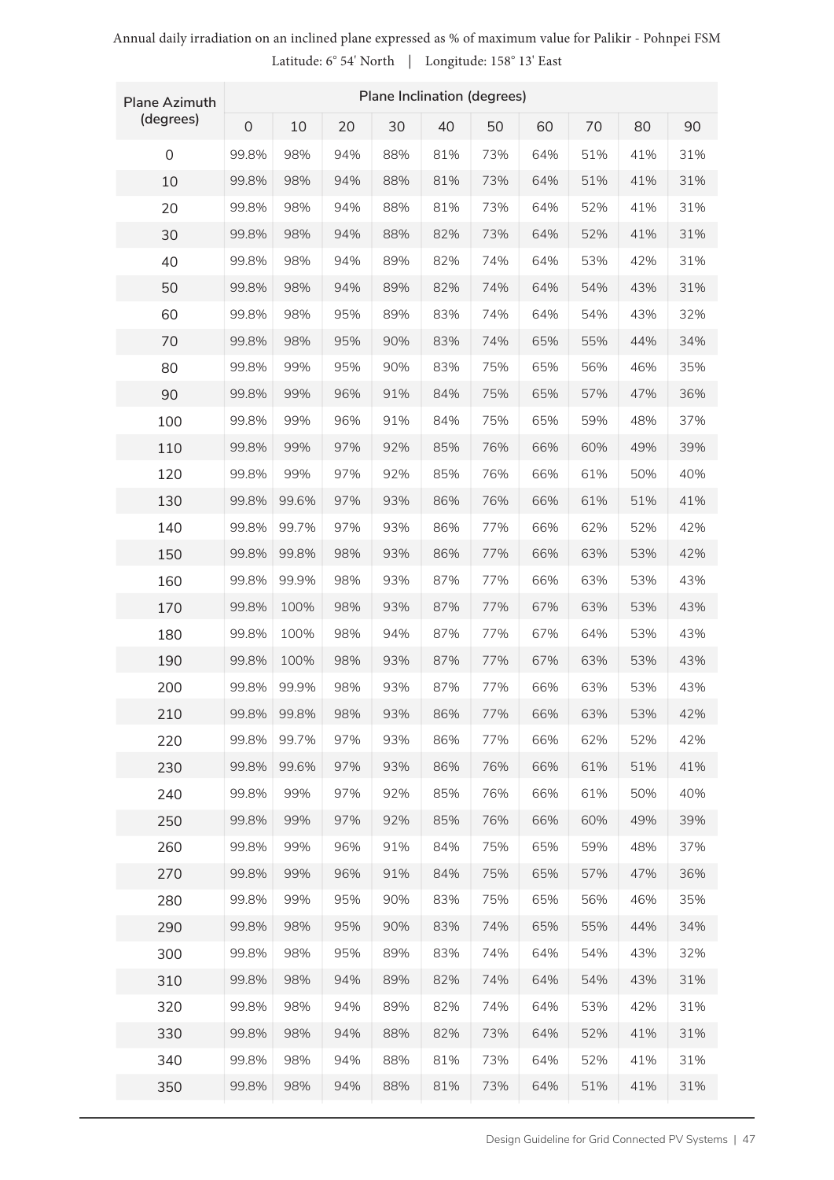Annual daily irradiation on an inclined plane expressed as % of maximum value for Palikir - Pohnpei FSM

Latitude: 6° 54' North | Longitude: 158° 13' East

| Plane Azimuth (degrees) | Plane Inclination (degrees) | | | | | | | | | |
|---|---|---|---|---|---|---|---|---|---|---|
| | 0 | 10 | 20 | 30 | 40 | 50 | 60 | 70 | 80 | 90 |
| 0 | 99.8% | 98% | 94% | 88% | 81% | 73% | 64% | 51% | 41% | 31% |
| 10 | 99.8% | 98% | 94% | 88% | 81% | 73% | 64% | 51% | 41% | 31% |
| 20 | 99.8% | 98% | 94% | 88% | 81% | 73% | 64% | 52% | 41% | 31% |
| 30 | 99.8% | 98% | 94% | 88% | 82% | 73% | 64% | 52% | 41% | 31% |
| 40 | 99.8% | 98% | 94% | 89% | 82% | 74% | 64% | 53% | 42% | 31% |
| 50 | 99.8% | 98% | 94% | 89% | 82% | 74% | 64% | 54% | 43% | 31% |
| 60 | 99.8% | 98% | 95% | 89% | 83% | 74% | 64% | 54% | 43% | 32% |
| 70 | 99.8% | 98% | 95% | 90% | 83% | 74% | 65% | 55% | 44% | 34% |
| 80 | 99.8% | 99% | 95% | 90% | 83% | 75% | 65% | 56% | 46% | 35% |
| 90 | 99.8% | 99% | 96% | 91% | 84% | 75% | 65% | 57% | 47% | 36% |
| 100 | 99.8% | 99% | 96% | 91% | 84% | 75% | 65% | 59% | 48% | 37% |
| 110 | 99.8% | 99% | 97% | 92% | 85% | 76% | 66% | 60% | 49% | 39% |
| 120 | 99.8% | 99% | 97% | 92% | 85% | 76% | 66% | 61% | 50% | 40% |
| 130 | 99.8% | 99.6% | 97% | 93% | 86% | 76% | 66% | 61% | 51% | 41% |
| 140 | 99.8% | 99.7% | 97% | 93% | 86% | 77% | 66% | 62% | 52% | 42% |
| 150 | 99.8% | 99.8% | 98% | 93% | 86% | 77% | 66% | 63% | 53% | 42% |
| 160 | 99.8% | 99.9% | 98% | 93% | 87% | 77% | 66% | 63% | 53% | 43% |
| 170 | 99.8% | 100% | 98% | 93% | 87% | 77% | 67% | 63% | 53% | 43% |
| 180 | 99.8% | 100% | 98% | 94% | 87% | 77% | 67% | 64% | 53% | 43% |
| 190 | 99.8% | 100% | 98% | 93% | 87% | 77% | 67% | 63% | 53% | 43% |
| 200 | 99.8% | 99.9% | 98% | 93% | 87% | 77% | 66% | 63% | 53% | 43% |
| 210 | 99.8% | 99.8% | 98% | 93% | 86% | 77% | 66% | 63% | 53% | 42% |
| 220 | 99.8% | 99.7% | 97% | 93% | 86% | 77% | 66% | 62% | 52% | 42% |
| 230 | 99.8% | 99.6% | 97% | 93% | 86% | 76% | 66% | 61% | 51% | 41% |
| 240 | 99.8% | 99% | 97% | 92% | 85% | 76% | 66% | 61% | 50% | 40% |
| 250 | 99.8% | 99% | 97% | 92% | 85% | 76% | 66% | 60% | 49% | 39% |
| 260 | 99.8% | 99% | 96% | 91% | 84% | 75% | 65% | 59% | 48% | 37% |
| 270 | 99.8% | 99% | 96% | 91% | 84% | 75% | 65% | 57% | 47% | 36% |
| 280 | 99.8% | 99% | 95% | 90% | 83% | 75% | 65% | 56% | 46% | 35% |
| 290 | 99.8% | 98% | 95% | 90% | 83% | 74% | 65% | 55% | 44% | 34% |
| 300 | 99.8% | 98% | 95% | 89% | 83% | 74% | 64% | 54% | 43% | 32% |
| 310 | 99.8% | 98% | 94% | 89% | 82% | 74% | 64% | 54% | 43% | 31% |
| 320 | 99.8% | 98% | 94% | 89% | 82% | 74% | 64% | 53% | 42% | 31% |
| 330 | 99.8% | 98% | 94% | 88% | 82% | 73% | 64% | 52% | 41% | 31% |
| 340 | 99.8% | 98% | 94% | 88% | 81% | 73% | 64% | 52% | 41% | 31% |
| 350 | 99.8% | 98% | 94% | 88% | 81% | 73% | 64% | 51% | 41% | 31% |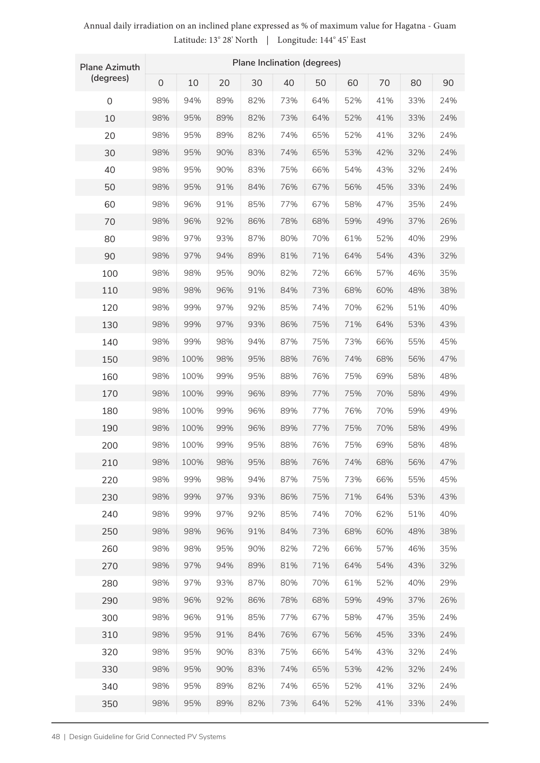Annual daily irradiation on an inclined plane expressed as % of maximum value for Hagatna - Guam

Latitude: 13° 28' North | Longitude: 144° 45' East

| Plane Azimuth (degrees) | Plane Inclination (degrees) | | | | | | | | | |
|---|---|---|---|---|---|---|---|---|---|---|
| | 0 | 10 | 20 | 30 | 40 | 50 | 60 | 70 | 80 | 90 |
| 0 | 98% | 94% | 89% | 82% | 73% | 64% | 52% | 41% | 33% | 24% |
| 10 | 98% | 95% | 89% | 82% | 73% | 64% | 52% | 41% | 33% | 24% |
| 20 | 98% | 95% | 89% | 82% | 74% | 65% | 52% | 41% | 32% | 24% |
| 30 | 98% | 95% | 90% | 83% | 74% | 65% | 53% | 42% | 32% | 24% |
| 40 | 98% | 95% | 90% | 83% | 75% | 66% | 54% | 43% | 32% | 24% |
| 50 | 98% | 95% | 91% | 84% | 76% | 67% | 56% | 45% | 33% | 24% |
| 60 | 98% | 96% | 91% | 85% | 77% | 67% | 58% | 47% | 35% | 24% |
| 70 | 98% | 96% | 92% | 86% | 78% | 68% | 59% | 49% | 37% | 26% |
| 80 | 98% | 97% | 93% | 87% | 80% | 70% | 61% | 52% | 40% | 29% |
| 90 | 98% | 97% | 94% | 89% | 81% | 71% | 64% | 54% | 43% | 32% |
| 100 | 98% | 98% | 95% | 90% | 82% | 72% | 66% | 57% | 46% | 35% |
| 110 | 98% | 98% | 96% | 91% | 84% | 73% | 68% | 60% | 48% | 38% |
| 120 | 98% | 99% | 97% | 92% | 85% | 74% | 70% | 62% | 51% | 40% |
| 130 | 98% | 99% | 97% | 93% | 86% | 75% | 71% | 64% | 53% | 43% |
| 140 | 98% | 99% | 98% | 94% | 87% | 75% | 73% | 66% | 55% | 45% |
| 150 | 98% | 100% | 98% | 95% | 88% | 76% | 74% | 68% | 56% | 47% |
| 160 | 98% | 100% | 99% | 95% | 88% | 76% | 75% | 69% | 58% | 48% |
| 170 | 98% | 100% | 99% | 96% | 89% | 77% | 75% | 70% | 58% | 49% |
| 180 | 98% | 100% | 99% | 96% | 89% | 77% | 76% | 70% | 59% | 49% |
| 190 | 98% | 100% | 99% | 96% | 89% | 77% | 75% | 70% | 58% | 49% |
| 200 | 98% | 100% | 99% | 95% | 88% | 76% | 75% | 69% | 58% | 48% |
| 210 | 98% | 100% | 98% | 95% | 88% | 76% | 74% | 68% | 56% | 47% |
| 220 | 98% | 99% | 98% | 94% | 87% | 75% | 73% | 66% | 55% | 45% |
| 230 | 98% | 99% | 97% | 93% | 86% | 75% | 71% | 64% | 53% | 43% |
| 240 | 98% | 99% | 97% | 92% | 85% | 74% | 70% | 62% | 51% | 40% |
| 250 | 98% | 98% | 96% | 91% | 84% | 73% | 68% | 60% | 48% | 38% |
| 260 | 98% | 98% | 95% | 90% | 82% | 72% | 66% | 57% | 46% | 35% |
| 270 | 98% | 97% | 94% | 89% | 81% | 71% | 64% | 54% | 43% | 32% |
| 280 | 98% | 97% | 93% | 87% | 80% | 70% | 61% | 52% | 40% | 29% |
| 290 | 98% | 96% | 92% | 86% | 78% | 68% | 59% | 49% | 37% | 26% |
| 300 | 98% | 96% | 91% | 85% | 77% | 67% | 58% | 47% | 35% | 24% |
| 310 | 98% | 95% | 91% | 84% | 76% | 67% | 56% | 45% | 33% | 24% |
| 320 | 98% | 95% | 90% | 83% | 75% | 66% | 54% | 43% | 32% | 24% |
| 330 | 98% | 95% | 90% | 83% | 74% | 65% | 53% | 42% | 32% | 24% |
| 340 | 98% | 95% | 89% | 82% | 74% | 65% | 52% | 41% | 32% | 24% |
| 350 | 98% | 95% | 89% | 82% | 73% | 64% | 52% | 41% | 33% | 24% |